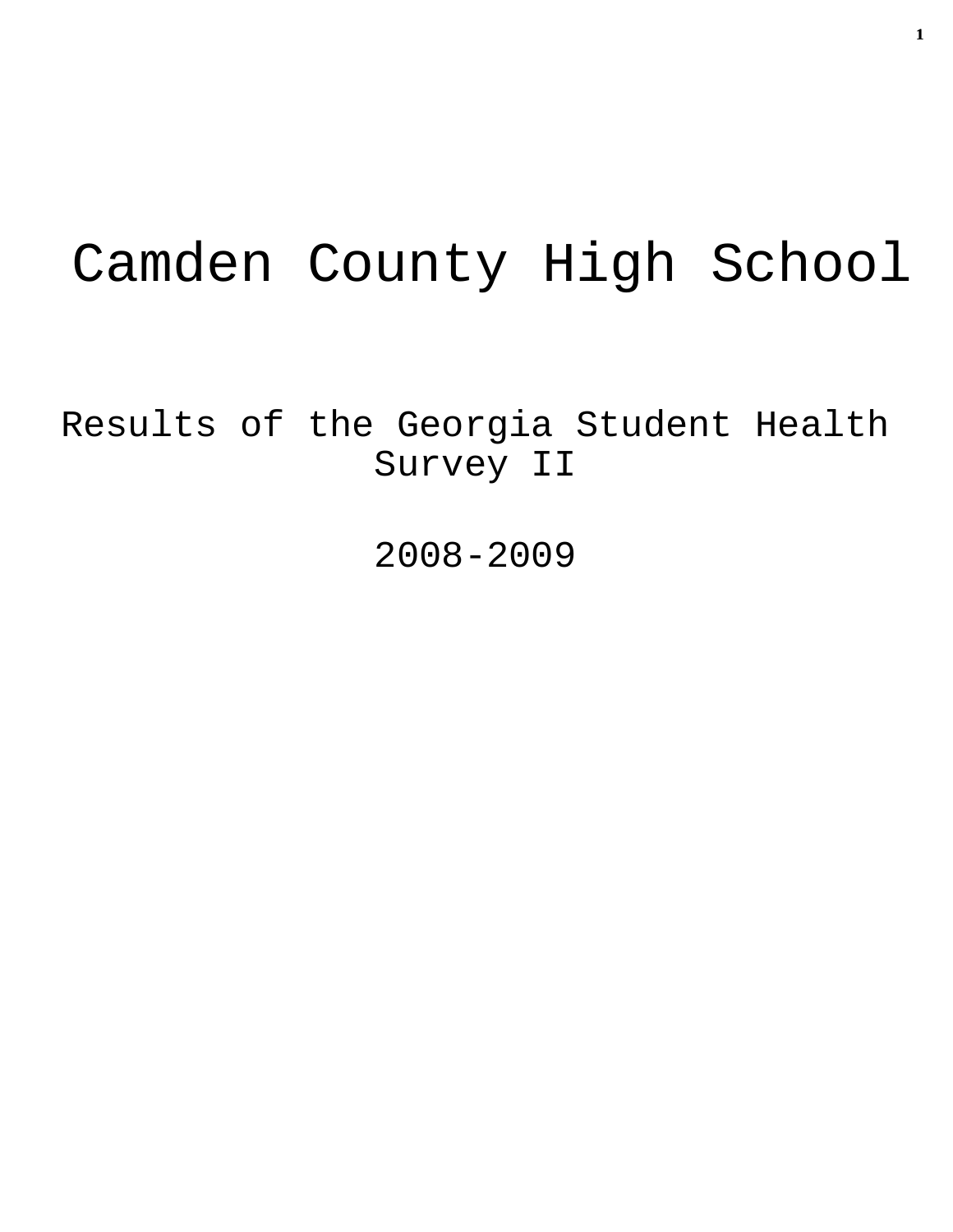# Camden County High School

Results of the Georgia Student Health Survey II

2008-2009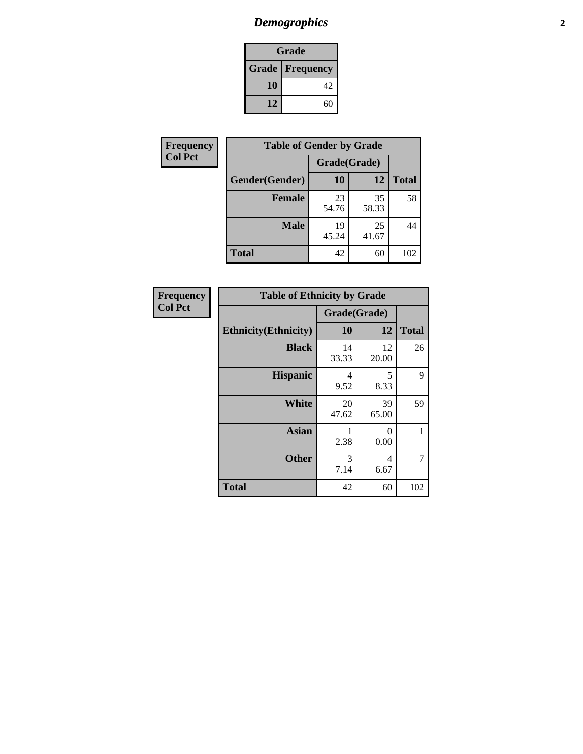# *Demographics*

| Grade | |
|---|---|
| **Grade** | **Frequency** |
| **10** | 42 |
| **12** | 60 |

| Frequency<br>Col Pct |
|---|

| Table of Gender by Grade | | | |
|---|---|---|---|
| | Grade(Grade) | | |
| **Gender(Gender)** | **10** | **12** | **Total** |
| **Female** | 23<br>54.76 | 35<br>58.33 | 58 |
| **Male** | 19<br>45.24 | 25<br>41.67 | 44 |
| **Total** | 42 | 60 | 102 |

| Frequency<br>Col Pct |
|---|

| Table of Ethnicity by Grade | | | |
|---|---|---|---|
| | Grade(Grade) | | |
| **Ethnicity(Ethnicity)** | **10** | **12** | **Total** |
| **Black** | 14<br>33.33 | 12<br>20.00 | 26 |
| **Hispanic** | 4<br>9.52 | 5<br>8.33 | 9 |
| **White** | 20<br>47.62 | 39<br>65.00 | 59 |
| **Asian** | 1<br>2.38 | 0<br>0.00 | 1 |
| **Other** | 3<br>7.14 | 4<br>6.67 | 7 |
| **Total** | 42 | 60 | 102 |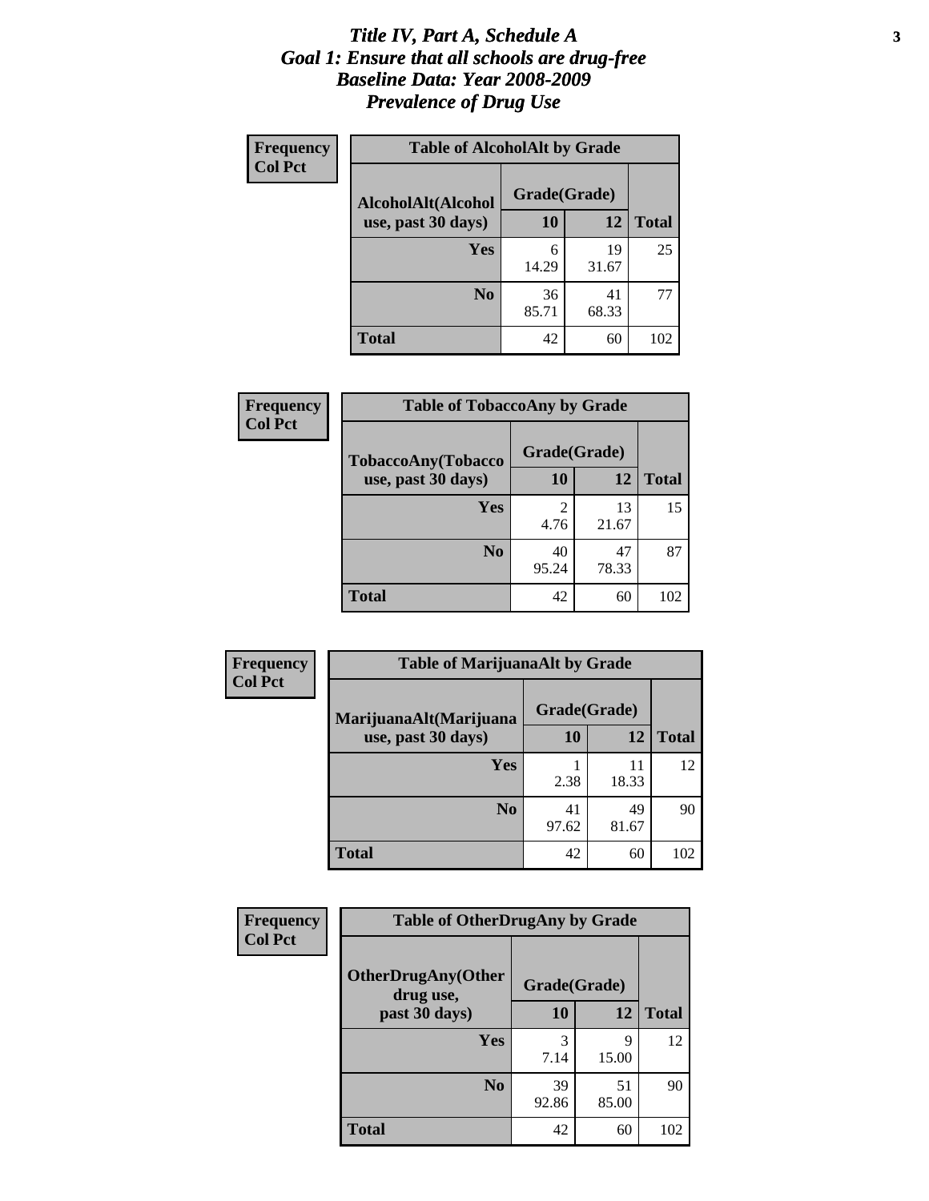# *Title IV, Part A, Schedule A*
# *Goal 1: Ensure that all schools are drug-free*
# *Baseline Data: Year 2008-2009*
# *Prevalence of Drug Use*

**Frequency**
**Col Pct**

**Table of AlcoholAlt by Grade**

| AlcoholAlt(Alcohol use, past 30 days) | Grade(Grade) 10 | 12 | Total |
|---|---|---|---|
| **Yes** | 6<br>14.29 | 19<br>31.67 | 25 |
| **No** | 36<br>85.71 | 41<br>68.33 | 77 |
| **Total** | 42 | 60 | 102 |

**Frequency**
**Col Pct**

**Table of TobaccoAny by Grade**

| TobaccoAny(Tobacco use, past 30 days) | Grade(Grade) 10 | 12 | Total |
|---|---|---|---|
| **Yes** | 2<br>4.76 | 13<br>21.67 | 15 |
| **No** | 40<br>95.24 | 47<br>78.33 | 87 |
| **Total** | 42 | 60 | 102 |

**Frequency**
**Col Pct**

**Table of MarijuanaAlt by Grade**

| MarijuanaAlt(Marijuana use, past 30 days) | Grade(Grade) 10 | 12 | Total |
|---|---|---|---|
| **Yes** | 1<br>2.38 | 11<br>18.33 | 12 |
| **No** | 41<br>97.62 | 49<br>81.67 | 90 |
| **Total** | 42 | 60 | 102 |

**Frequency**
**Col Pct**

**Table of OtherDrugAny by Grade**

| OtherDrugAny(Other drug use, past 30 days) | Grade(Grade) 10 | 12 | Total |
|---|---|---|---|
| **Yes** | 3<br>7.14 | 9<br>15.00 | 12 |
| **No** | 39<br>92.86 | 51<br>85.00 | 90 |
| **Total** | 42 | 60 | 102 |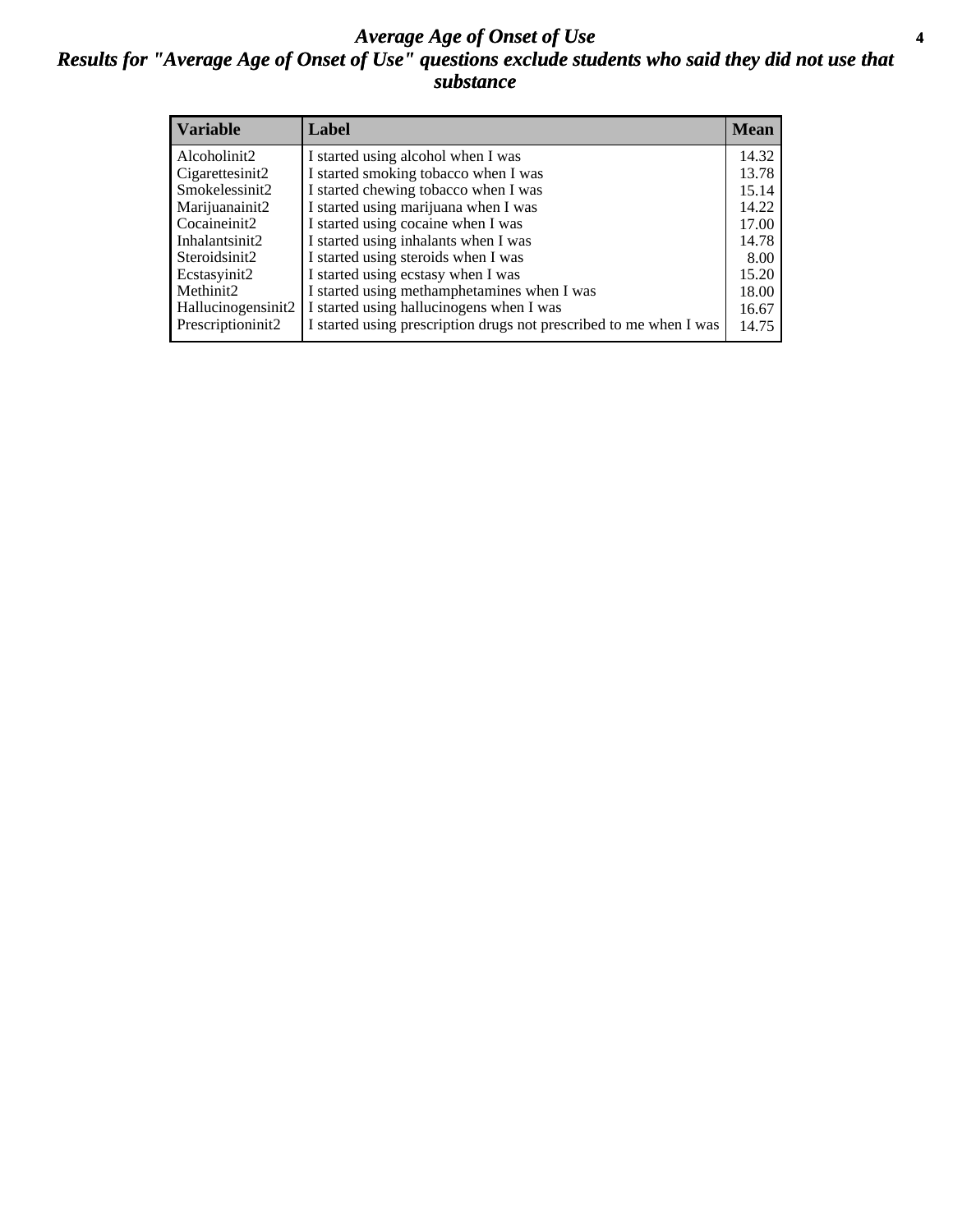# *Average Age of Onset of Use*

## *Results for "Average Age of Onset of Use" questions exclude students who said they did not use that substance*

| Variable | Label | Mean |
|---|---|---|
| Alcoholinit2 | I started using alcohol when I was | 14.32 |
| Cigarettesinit2 | I started smoking tobacco when I was | 13.78 |
| Smokelessinit2 | I started chewing tobacco when I was | 15.14 |
| Marijuanainit2 | I started using marijuana when I was | 14.22 |
| Cocaineinit2 | I started using cocaine when I was | 17.00 |
| Inhalantsinit2 | I started using inhalants when I was | 14.78 |
| Steroidsinit2 | I started using steroids when I was | 8.00 |
| Ecstasyinit2 | I started using ecstasy when I was | 15.20 |
| Methinit2 | I started using methamphetamines when I was | 18.00 |
| Hallucinogensinit2 | I started using hallucinogens when I was | 16.67 |
| Prescriptioninit2 | I started using prescription drugs not prescribed to me when I was | 14.75 |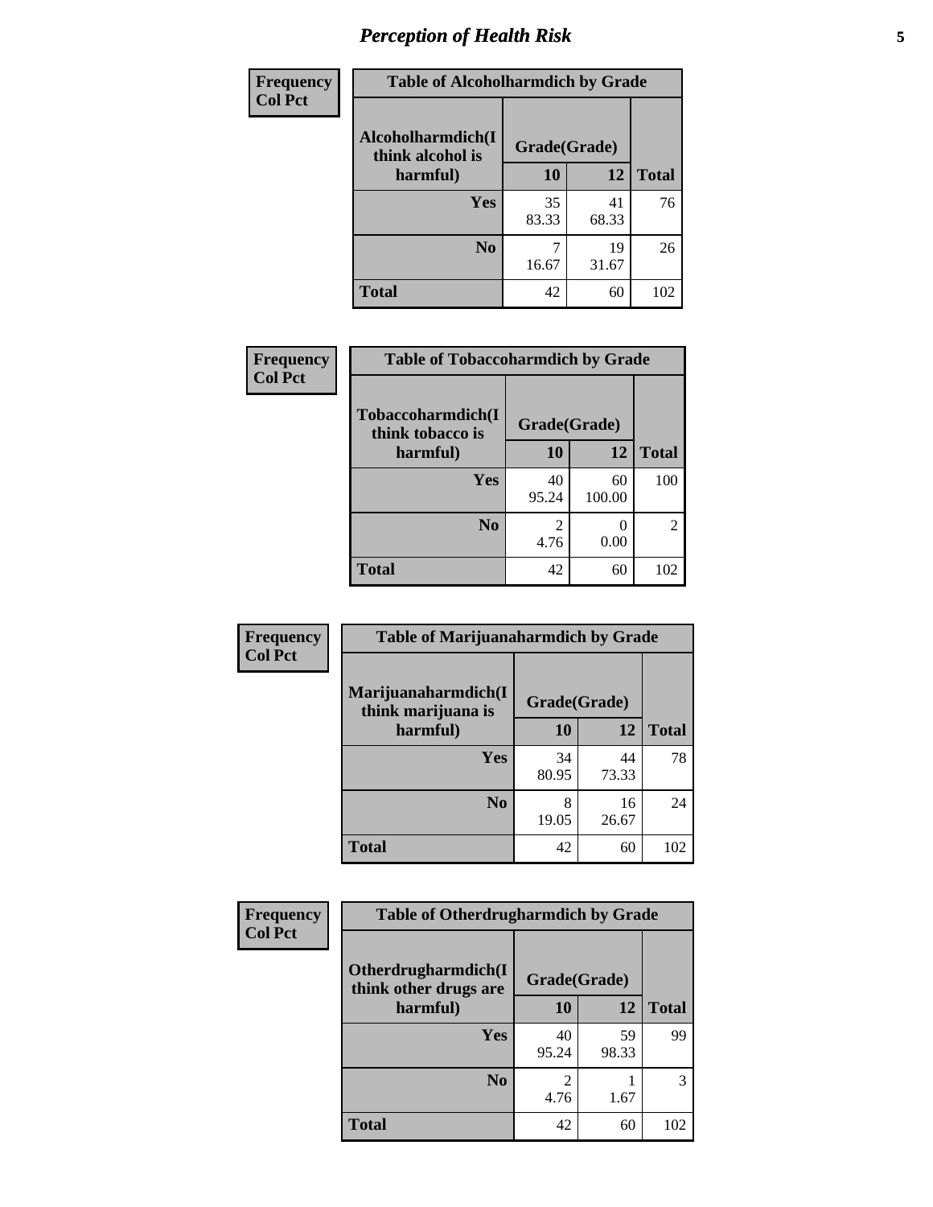## Perception of Health Risk

| Frequency<br>Col Pct | Table of Alcoholharmdich by Grade | | |
|---|---|---|---|
| Alcoholharmdich(I think alcohol is harmful) | Grade(Grade) | | |
| | 10 | 12 | Total |
| Yes | 35<br>83.33 | 41<br>68.33 | 76 |
| No | 7<br>16.67 | 19<br>31.67 | 26 |
| Total | 42 | 60 | 102 |

| Frequency<br>Col Pct | Table of Tobaccoharmdich by Grade | | |
|---|---|---|---|
| Tobaccoharmdich(I think tobacco is harmful) | Grade(Grade) | | |
| | 10 | 12 | Total |
| Yes | 40<br>95.24 | 60<br>100.00 | 100 |
| No | 2<br>4.76 | 0<br>0.00 | 2 |
| Total | 42 | 60 | 102 |

| Frequency<br>Col Pct | Table of Marijuanaharmdich by Grade | | |
|---|---|---|---|
| Marijuanaharmdich(I think marijuana is harmful) | Grade(Grade) | | |
| | 10 | 12 | Total |
| Yes | 34<br>80.95 | 44<br>73.33 | 78 |
| No | 8<br>19.05 | 16<br>26.67 | 24 |
| Total | 42 | 60 | 102 |

| Frequency<br>Col Pct | Table of Otherdrugharmdich by Grade | | |
|---|---|---|---|
| Otherdrugharmdich(I think other drugs are harmful) | Grade(Grade) | | |
| | 10 | 12 | Total |
| Yes | 40<br>95.24 | 59<br>98.33 | 99 |
| No | 2<br>4.76 | 1<br>1.67 | 3 |
| Total | 42 | 60 | 102 |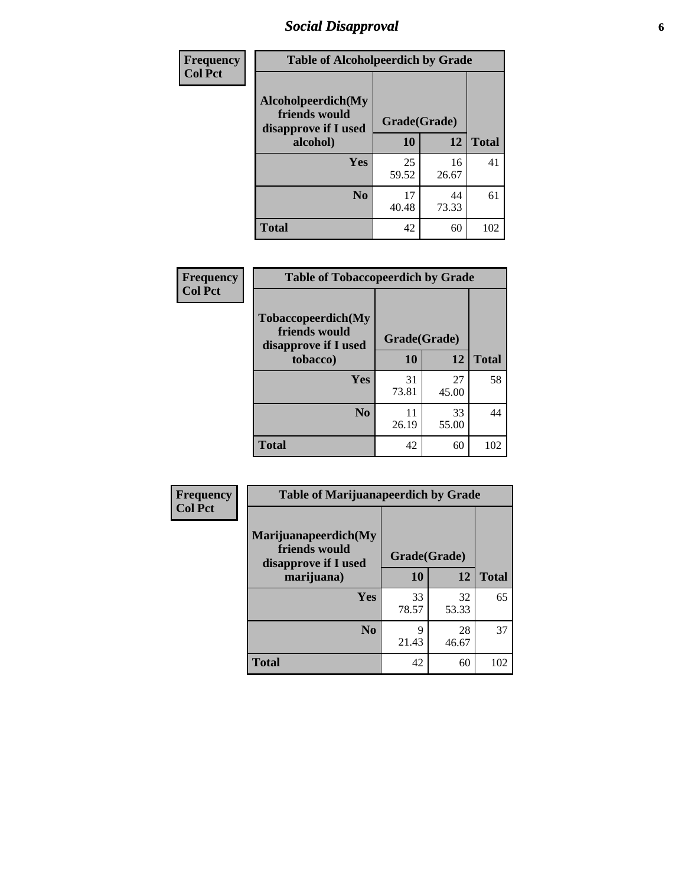# Social Disapproval

| Frequency<br>Col Pct | Table of Alcoholpeerdich by Grade | | |
|---|---|---|---|
| Alcoholpeerdich(My friends would disapprove if I used alcohol) | Grade(Grade) | | |
| | 10 | 12 | Total |
| Yes | 25<br>59.52 | 16<br>26.67 | 41 |
| No | 17<br>40.48 | 44<br>73.33 | 61 |
| Total | 42 | 60 | 102 |

| Frequency<br>Col Pct | Table of Tobaccopeerdich by Grade | | |
|---|---|---|---|
| Tobaccopeerdich(My friends would disapprove if I used tobacco) | Grade(Grade) | | |
| | 10 | 12 | Total |
| Yes | 31<br>73.81 | 27<br>45.00 | 58 |
| No | 11<br>26.19 | 33<br>55.00 | 44 |
| Total | 42 | 60 | 102 |

| Frequency<br>Col Pct | Table of Marijuanapeerdich by Grade | | |
|---|---|---|---|
| Marijuanapeerdich(My friends would disapprove if I used marijuana) | Grade(Grade) | | |
| | 10 | 12 | Total |
| Yes | 33<br>78.57 | 32<br>53.33 | 65 |
| No | 9<br>21.43 | 28<br>46.67 | 37 |
| Total | 42 | 60 | 102 |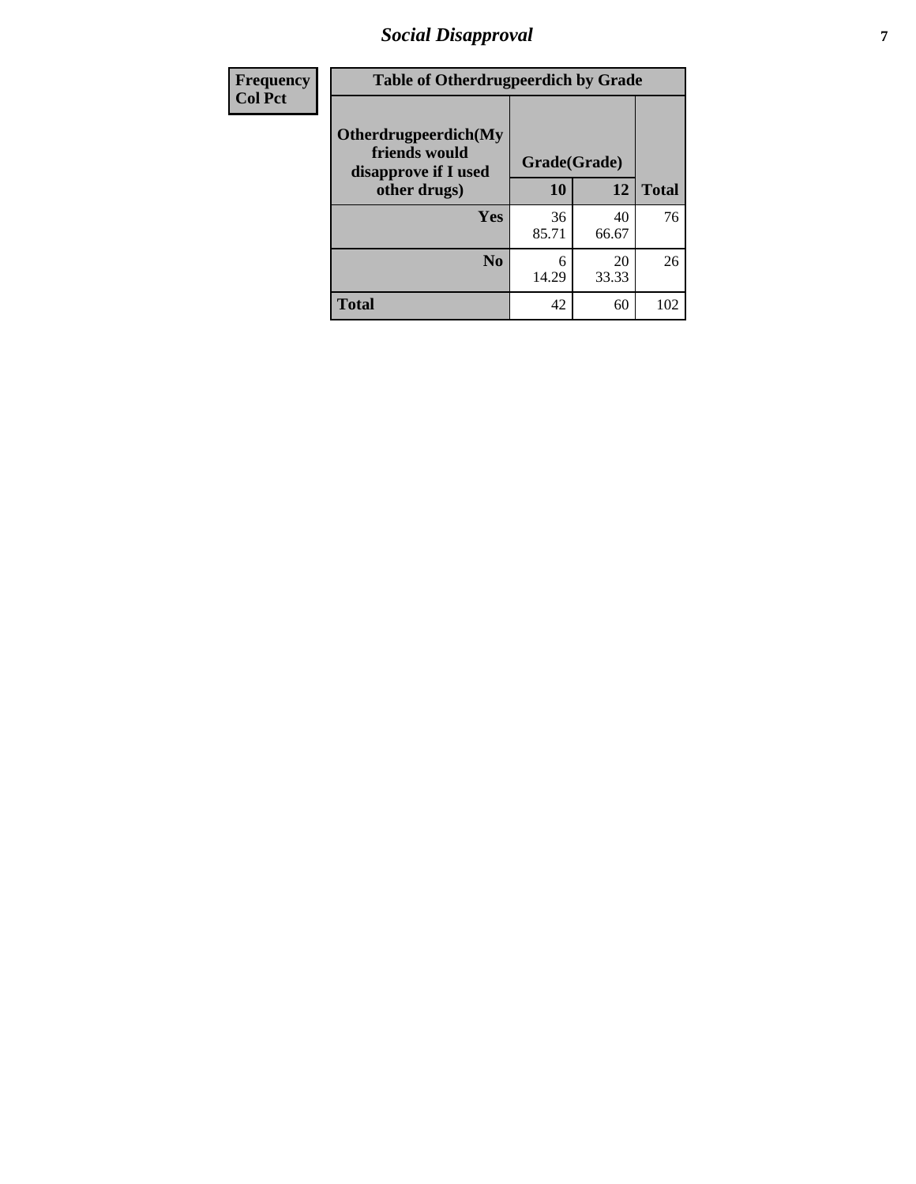# Social Disapproval

| Frequency Col Pct | Table of Otherdrugpeerdich by Grade | | |
|---|---|---|---|
| Otherdrugpeerdich(My friends would disapprove if I used other drugs) | Grade(Grade) | | |
| | 10 | 12 | Total |
| Yes | 36<br>85.71 | 40<br>66.67 | 76 |
| No | 6<br>14.29 | 20<br>33.33 | 26 |
| Total | 42 | 60 | 102 |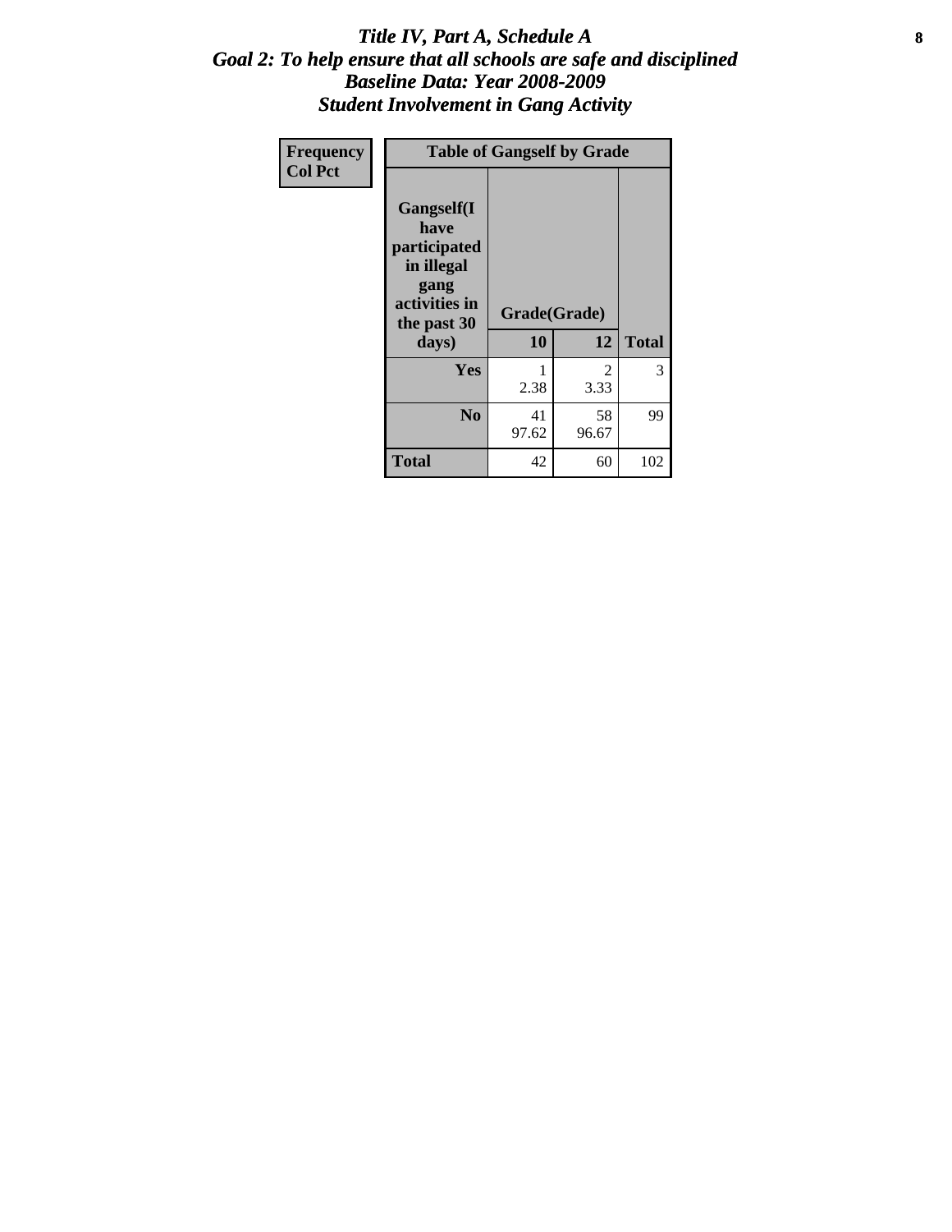# *Title IV, Part A, Schedule A*
## *Goal 2: To help ensure that all schools are safe and disciplined*
## *Baseline Data: Year 2008-2009*
## *Student Involvement in Gang Activity*

| Frequency<br>Col Pct | Table of Gangself by Grade | | | |
|---|---|---|---|---|
| | Gangself(I have participated in illegal gang activities in the past 30 days) | Grade(Grade) | | |
| | | 10 | 12 | Total |
| | Yes | 1<br>2.38 | 2<br>3.33 | 3 |
| | No | 41<br>97.62 | 58<br>96.67 | 99 |
| | Total | 42 | 60 | 102 |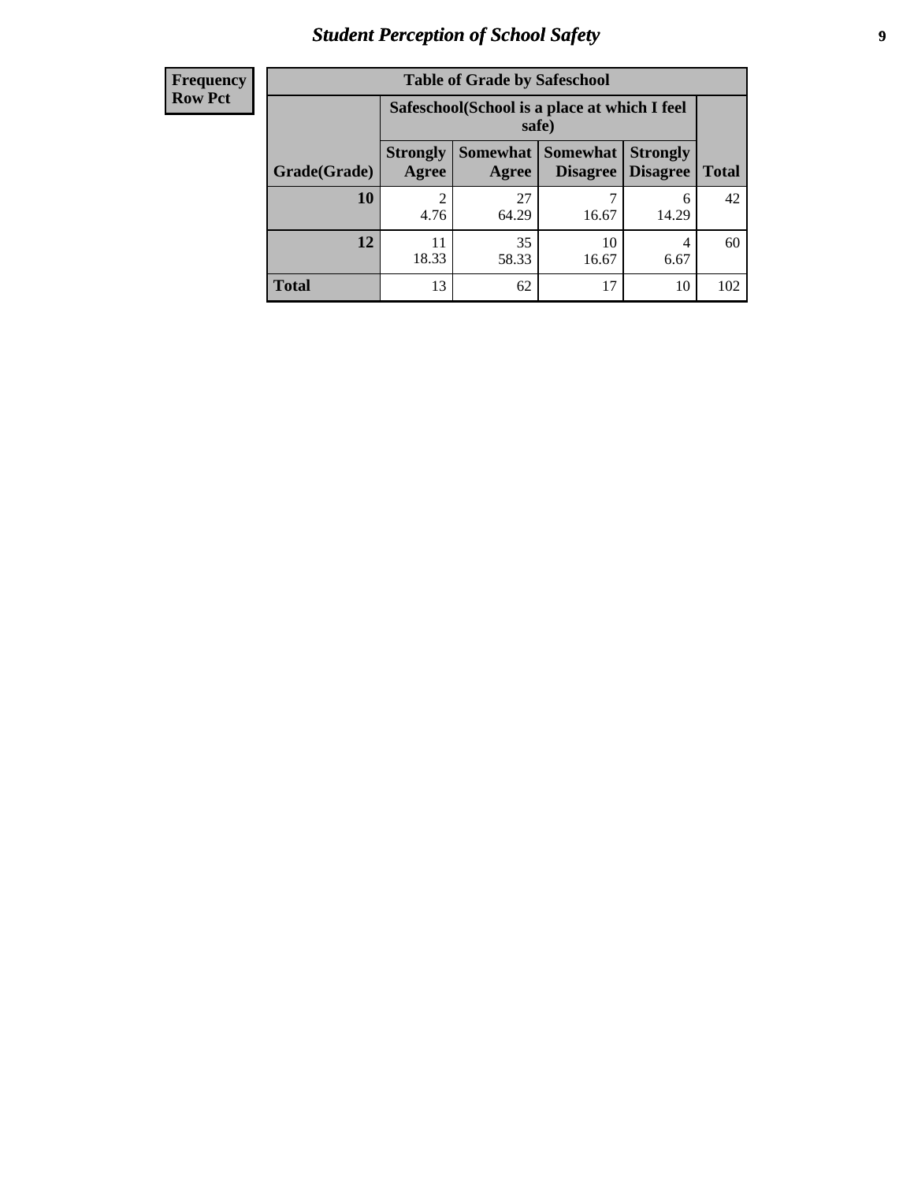## Student Perception of School Safety

| Frequency Row Pct |
| --- |

**Table of Grade by Safeschool**

| Grade(Grade) | Safeschool(School is a place at which I feel safe) | | | | Total |
| --- | --- | --- | --- | --- | --- |
| | Strongly Agree | Somewhat Agree | Somewhat Disagree | Strongly Disagree | |
| 10 | 2<br>4.76 | 27<br>64.29 | 7<br>16.67 | 6<br>14.29 | 42 |
| 12 | 11<br>18.33 | 35<br>58.33 | 10<br>16.67 | 4<br>6.67 | 60 |
| Total | 13 | 62 | 17 | 10 | 102 |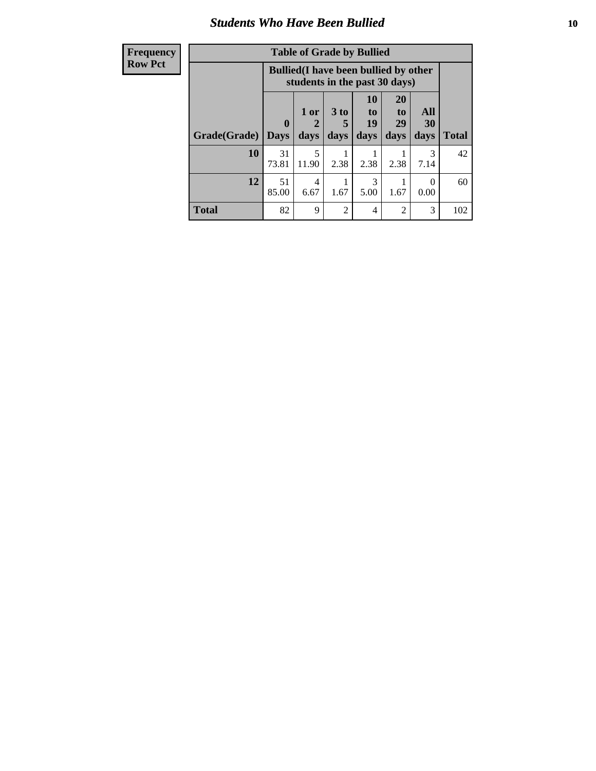# Students Who Have Been Bullied

| Frequency Row Pct |
|---|

**Table of Grade by Bullied**

| Grade(Grade) | Bullied(I have been bullied by other students in the past 30 days) | | | | | | Total |
|---|---|---|---|---|---|---|---|
| | 0 Days | 1 or 2 days | 3 to 5 days | 10 to 19 days | 20 to 29 days | All 30 days | |
| **10** | 31<br>73.81 | 5<br>11.90 | 1<br>2.38 | 1<br>2.38 | 1<br>2.38 | 3<br>7.14 | 42 |
| **12** | 51<br>85.00 | 4<br>6.67 | 1<br>1.67 | 3<br>5.00 | 1<br>1.67 | 0<br>0.00 | 60 |
| **Total** | 82 | 9 | 2 | 4 | 2 | 3 | 102 |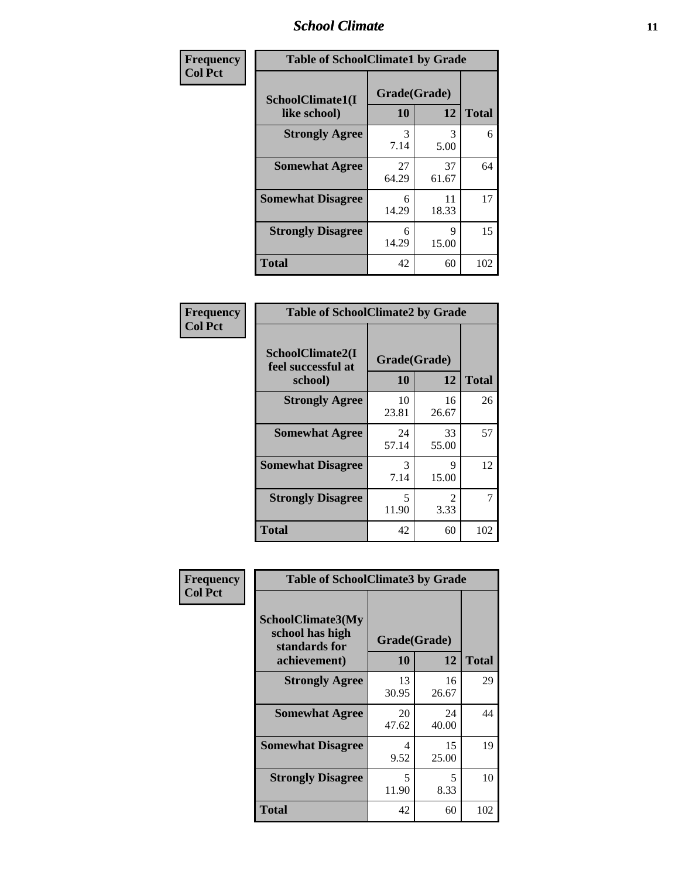| Frequency Col Pct | Table of SchoolClimate1 by Grade | | |
|---|---|---|---|
| SchoolClimate1(I like school) | Grade(Grade) 10 | 12 | Total |
| Strongly Agree | 3 7.14 | 3 5.00 | 6 |
| Somewhat Agree | 27 64.29 | 37 61.67 | 64 |
| Somewhat Disagree | 6 14.29 | 11 18.33 | 17 |
| Strongly Disagree | 6 14.29 | 9 15.00 | 15 |
| Total | 42 | 60 | 102 |

| Frequency Col Pct | Table of SchoolClimate2 by Grade | | |
|---|---|---|---|
| SchoolClimate2(I feel successful at school) | Grade(Grade) 10 | 12 | Total |
| Strongly Agree | 10 23.81 | 16 26.67 | 26 |
| Somewhat Agree | 24 57.14 | 33 55.00 | 57 |
| Somewhat Disagree | 3 7.14 | 9 15.00 | 12 |
| Strongly Disagree | 5 11.90 | 2 3.33 | 7 |
| Total | 42 | 60 | 102 |

| Frequency Col Pct | Table of SchoolClimate3 by Grade | | |
|---|---|---|---|
| SchoolClimate3(My school has high standards for achievement) | Grade(Grade) 10 | 12 | Total |
| Strongly Agree | 13 30.95 | 16 26.67 | 29 |
| Somewhat Agree | 20 47.62 | 24 40.00 | 44 |
| Somewhat Disagree | 4 9.52 | 15 25.00 | 19 |
| Strongly Disagree | 5 11.90 | 5 8.33 | 10 |
| Total | 42 | 60 | 102 |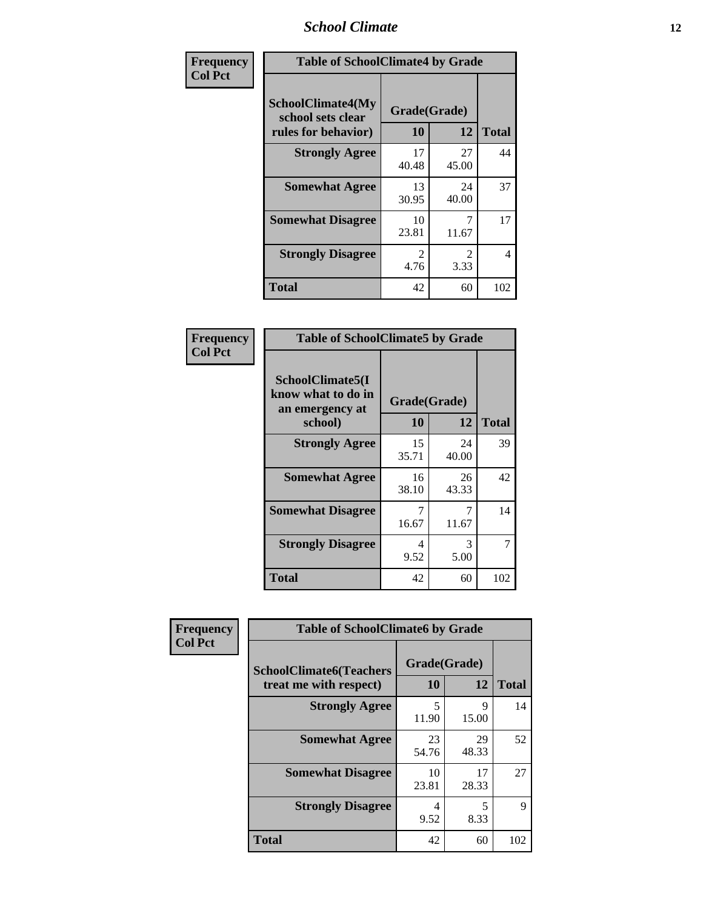| Frequency<br>Col Pct | Table of SchoolClimate4 by Grade | | |
|---|---|---|---|
| SchoolClimate4(My school sets clear rules for behavior) | Grade(Grade) | | |
| | 10 | 12 | Total |
| Strongly Agree | 17<br>40.48 | 27<br>45.00 | 44 |
| Somewhat Agree | 13<br>30.95 | 24<br>40.00 | 37 |
| Somewhat Disagree | 10<br>23.81 | 7<br>11.67 | 17 |
| Strongly Disagree | 2<br>4.76 | 2<br>3.33 | 4 |
| Total | 42 | 60 | 102 |

| Frequency<br>Col Pct | Table of SchoolClimate5 by Grade | | |
|---|---|---|---|
| SchoolClimate5(I know what to do in an emergency at school) | Grade(Grade) | | |
| | 10 | 12 | Total |
| Strongly Agree | 15<br>35.71 | 24<br>40.00 | 39 |
| Somewhat Agree | 16<br>38.10 | 26<br>43.33 | 42 |
| Somewhat Disagree | 7<br>16.67 | 7<br>11.67 | 14 |
| Strongly Disagree | 4<br>9.52 | 3<br>5.00 | 7 |
| Total | 42 | 60 | 102 |

| Frequency<br>Col Pct | Table of SchoolClimate6 by Grade | | |
|---|---|---|---|
| SchoolClimate6(Teachers treat me with respect) | Grade(Grade) | | |
| | 10 | 12 | Total |
| Strongly Agree | 5<br>11.90 | 9<br>15.00 | 14 |
| Somewhat Agree | 23<br>54.76 | 29<br>48.33 | 52 |
| Somewhat Disagree | 10<br>23.81 | 17<br>28.33 | 27 |
| Strongly Disagree | 4<br>9.52 | 5<br>8.33 | 9 |
| Total | 42 | 60 | 102 |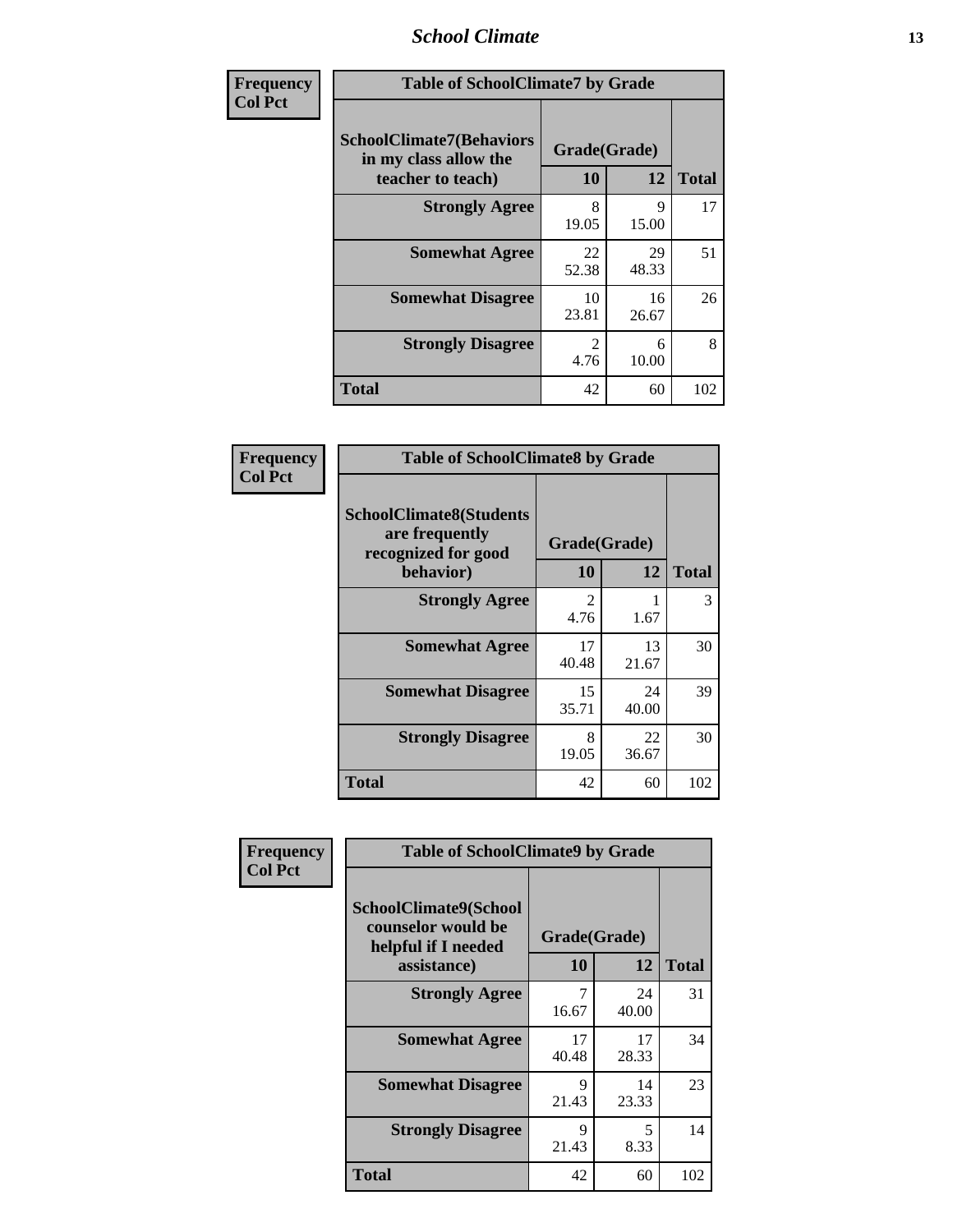**Frequency**
**Col Pct**

| Table of SchoolClimate7 by Grade | | | |
|---|---|---|---|
| **SchoolClimate7(Behaviors in my class allow the teacher to teach)** | **Grade(Grade)** | | **Total** |
| | **10** | **12** | |
| **Strongly Agree** | 8<br>19.05 | 9<br>15.00 | 17 |
| **Somewhat Agree** | 22<br>52.38 | 29<br>48.33 | 51 |
| **Somewhat Disagree** | 10<br>23.81 | 16<br>26.67 | 26 |
| **Strongly Disagree** | 2<br>4.76 | 6<br>10.00 | 8 |
| **Total** | 42 | 60 | 102 |

**Frequency**
**Col Pct**

| Table of SchoolClimate8 by Grade | | | |
|---|---|---|---|
| **SchoolClimate8(Students are frequently recognized for good behavior)** | **Grade(Grade)** | | **Total** |
| | **10** | **12** | |
| **Strongly Agree** | 2<br>4.76 | 1<br>1.67 | 3 |
| **Somewhat Agree** | 17<br>40.48 | 13<br>21.67 | 30 |
| **Somewhat Disagree** | 15<br>35.71 | 24<br>40.00 | 39 |
| **Strongly Disagree** | 8<br>19.05 | 22<br>36.67 | 30 |
| **Total** | 42 | 60 | 102 |

**Frequency**
**Col Pct**

| Table of SchoolClimate9 by Grade | | | |
|---|---|---|---|
| **SchoolClimate9(School counselor would be helpful if I needed assistance)** | **Grade(Grade)** | | **Total** |
| | **10** | **12** | |
| **Strongly Agree** | 7<br>16.67 | 24<br>40.00 | 31 |
| **Somewhat Agree** | 17<br>40.48 | 17<br>28.33 | 34 |
| **Somewhat Disagree** | 9<br>21.43 | 14<br>23.33 | 23 |
| **Strongly Disagree** | 9<br>21.43 | 5<br>8.33 | 14 |
| **Total** | 42 | 60 | 102 |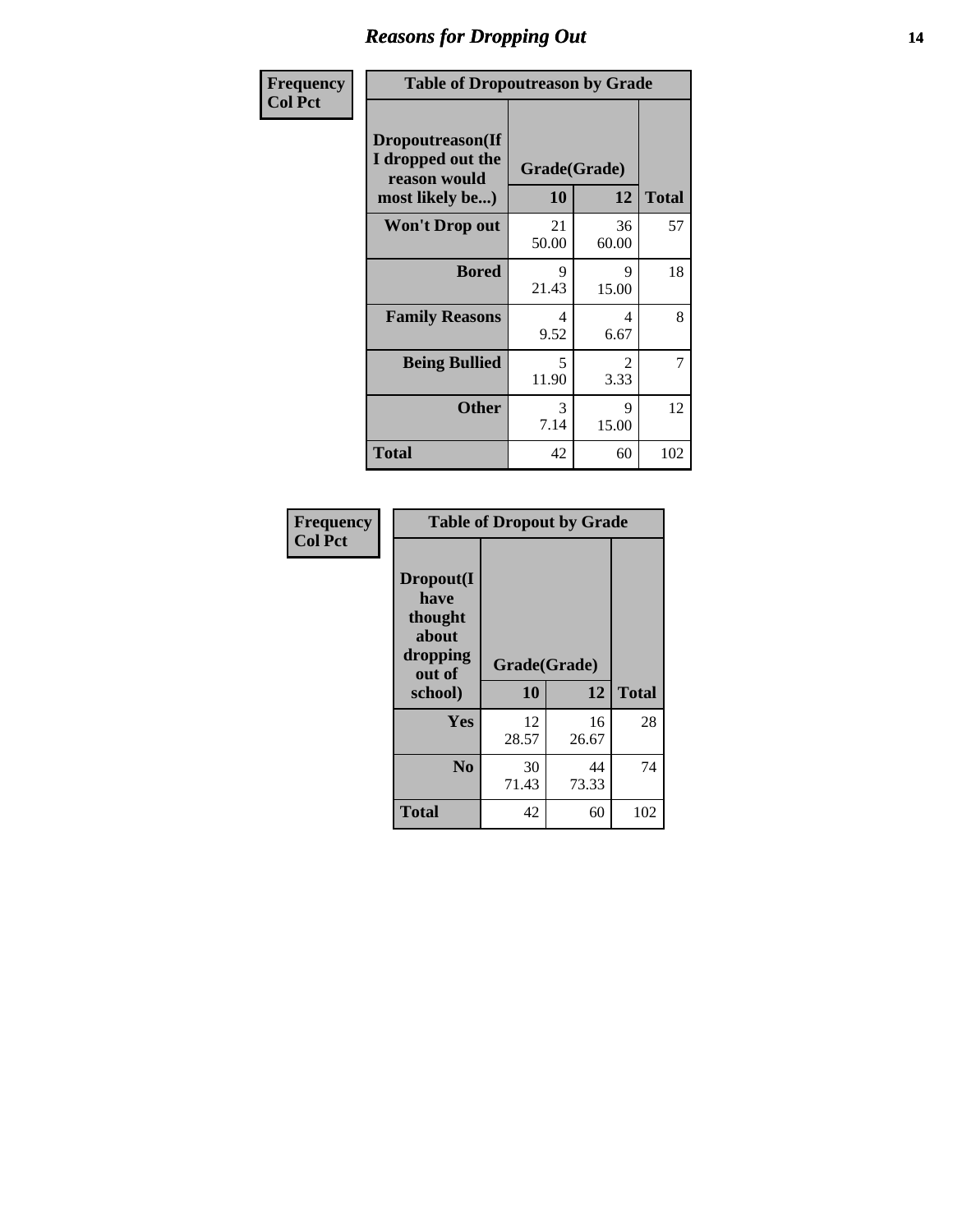# Reasons for Dropping Out

**Frequency**
**Col Pct**

| Table of Dropoutreason by Grade | | | |
|---|---|---|---|
| Dropoutreason(If I dropped out the reason would most likely be...) | Grade(Grade) | | |
| | 10 | 12 | Total |
| Won't Drop out | 21<br>50.00 | 36<br>60.00 | 57 |
| Bored | 9<br>21.43 | 9<br>15.00 | 18 |
| Family Reasons | 4<br>9.52 | 4<br>6.67 | 8 |
| Being Bullied | 5<br>11.90 | 2<br>3.33 | 7 |
| Other | 3<br>7.14 | 9<br>15.00 | 12 |
| Total | 42 | 60 | 102 |

**Frequency**
**Col Pct**

| Table of Dropout by Grade | | | |
|---|---|---|---|
| Dropout(I have thought about dropping out of school) | Grade(Grade) | | |
| | 10 | 12 | Total |
| Yes | 12<br>28.57 | 16<br>26.67 | 28 |
| No | 30<br>71.43 | 44<br>73.33 | 74 |
| Total | 42 | 60 | 102 |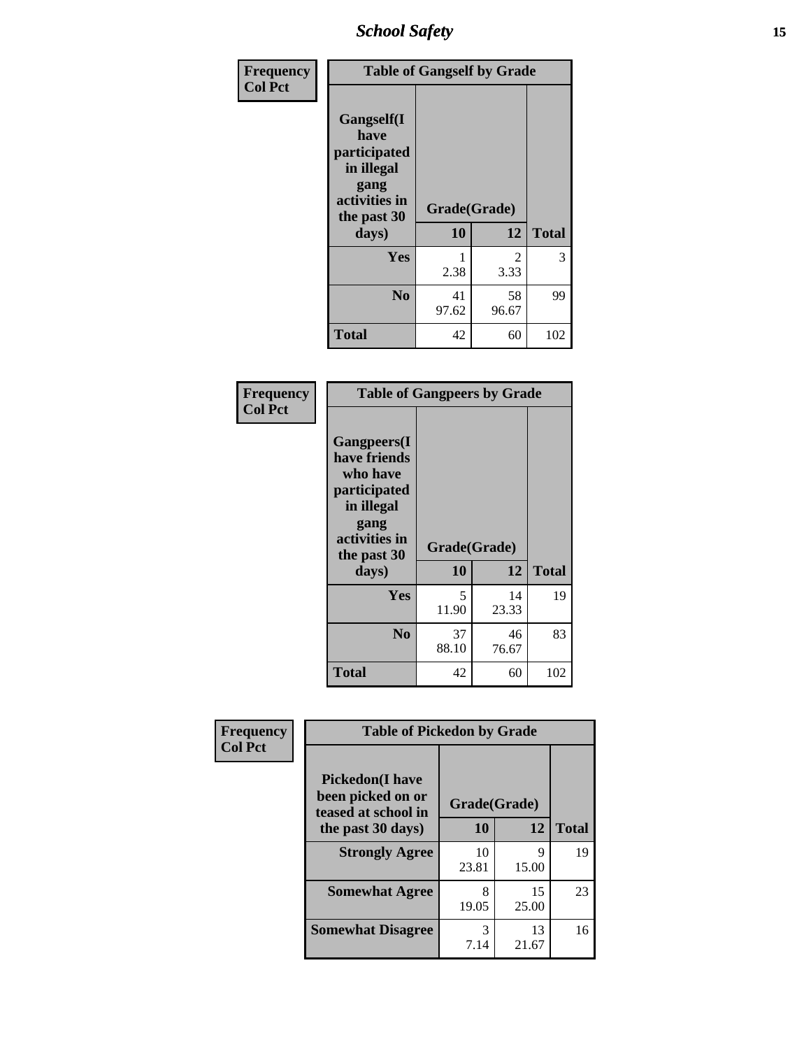| Frequency Col Pct | Table of Gangself by Grade | | |
|---|---|---|---|
| Gangself(I have participated in illegal gang activities in the past 30 days) | Grade(Grade) | | |
| | 10 | 12 | Total |
| Yes | 1<br>2.38 | 2<br>3.33 | 3 |
| No | 41<br>97.62 | 58<br>96.67 | 99 |
| Total | 42 | 60 | 102 |

| Frequency Col Pct | Table of Gangpeers by Grade | | |
|---|---|---|---|
| Gangpeers(I have friends who have participated in illegal gang activities in the past 30 days) | Grade(Grade) | | |
| | 10 | 12 | Total |
| Yes | 5<br>11.90 | 14<br>23.33 | 19 |
| No | 37<br>88.10 | 46<br>76.67 | 83 |
| Total | 42 | 60 | 102 |

| Frequency Col Pct | Table of Pickedon by Grade | | |
|---|---|---|---|
| Pickedon(I have been picked on or teased at school in the past 30 days) | Grade(Grade) | | |
| | 10 | 12 | Total |
| Strongly Agree | 10<br>23.81 | 9<br>15.00 | 19 |
| Somewhat Agree | 8<br>19.05 | 15<br>25.00 | 23 |
| Somewhat Disagree | 3<br>7.14 | 13<br>21.67 | 16 |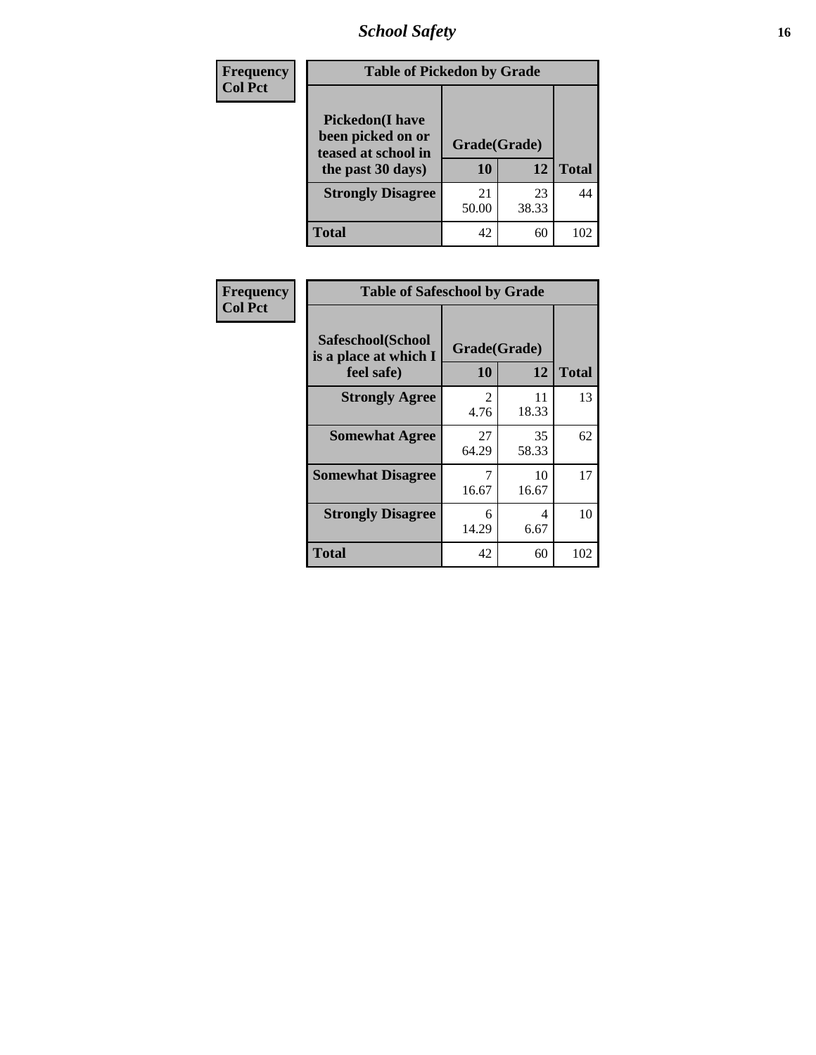| Frequency<br>Col Pct | Table of Pickedon by Grade | | |
|---|---|---|---|
| **Pickedon(I have been picked on or teased at school in the past 30 days)** | **Grade(Grade)** | | |
| | **10** | **12** | **Total** |
| **Strongly Disagree** | 21<br>50.00 | 23<br>38.33 | 44 |
| **Total** | 42 | 60 | 102 |

| Frequency<br>Col Pct | Table of Safeschool by Grade | | |
|---|---|---|---|
| **Safeschool(School is a place at which I feel safe)** | **Grade(Grade)** | | |
| | **10** | **12** | **Total** |
| **Strongly Agree** | 2<br>4.76 | 11<br>18.33 | 13 |
| **Somewhat Agree** | 27<br>64.29 | 35<br>58.33 | 62 |
| **Somewhat Disagree** | 7<br>16.67 | 10<br>16.67 | 17 |
| **Strongly Disagree** | 6<br>14.29 | 4<br>6.67 | 10 |
| **Total** | 42 | 60 | 102 |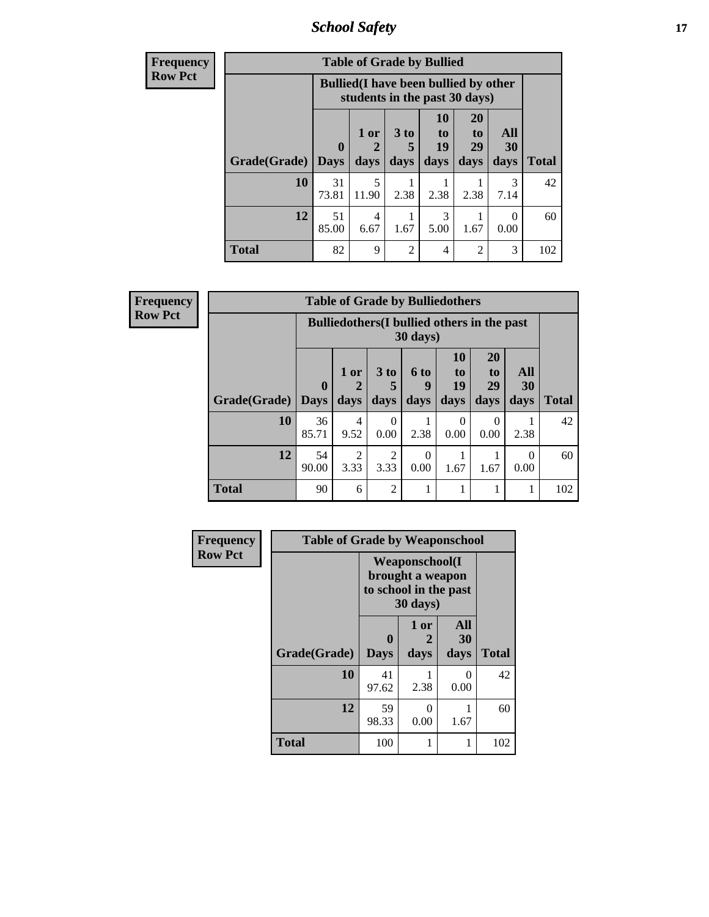| Frequency<br>Row Pct | Table of Grade by Bullied | | | | | | |
|---|---|---|---|---|---|---|---|
| | Bullied(I have been bullied by other students in the past 30 days) | | | | | | |
| Grade(Grade) | 0 Days | 1 or 2 days | 3 to 5 days | 10 to 19 days | 20 to 29 days | All 30 days | Total |
| 10 | 31<br>73.81 | 5<br>11.90 | 1<br>2.38 | 1<br>2.38 | 1<br>2.38 | 3<br>7.14 | 42 |
| 12 | 51<br>85.00 | 4<br>6.67 | 1<br>1.67 | 3<br>5.00 | 1<br>1.67 | 0<br>0.00 | 60 |
| Total | 82 | 9 | 2 | 4 | 2 | 3 | 102 |

| Frequency<br>Row Pct | Table of Grade by Bulliedothers | | | | | | | |
|---|---|---|---|---|---|---|---|---|
| | Bulliedothers(I bullied others in the past 30 days) | | | | | | | |
| Grade(Grade) | 0 Days | 1 or 2 days | 3 to 5 days | 6 to 9 days | 10 to 19 days | 20 to 29 days | All 30 days | Total |
| 10 | 36<br>85.71 | 4<br>9.52 | 0<br>0.00 | 1<br>2.38 | 0<br>0.00 | 0<br>0.00 | 1<br>2.38 | 42 |
| 12 | 54<br>90.00 | 2<br>3.33 | 2<br>3.33 | 0<br>0.00 | 1<br>1.67 | 1<br>1.67 | 0<br>0.00 | 60 |
| Total | 90 | 6 | 2 | 1 | 1 | 1 | 1 | 102 |

| Frequency<br>Row Pct | Table of Grade by Weaponschool | | | |
|---|---|---|---|---|
| | Weaponschool(I brought a weapon to school in the past 30 days) | | | |
| Grade(Grade) | 0 Days | 1 or 2 days | All 30 days | Total |
| 10 | 41<br>97.62 | 1<br>2.38 | 0<br>0.00 | 42 |
| 12 | 59<br>98.33 | 0<br>0.00 | 1<br>1.67 | 60 |
| Total | 100 | 1 | 1 | 102 |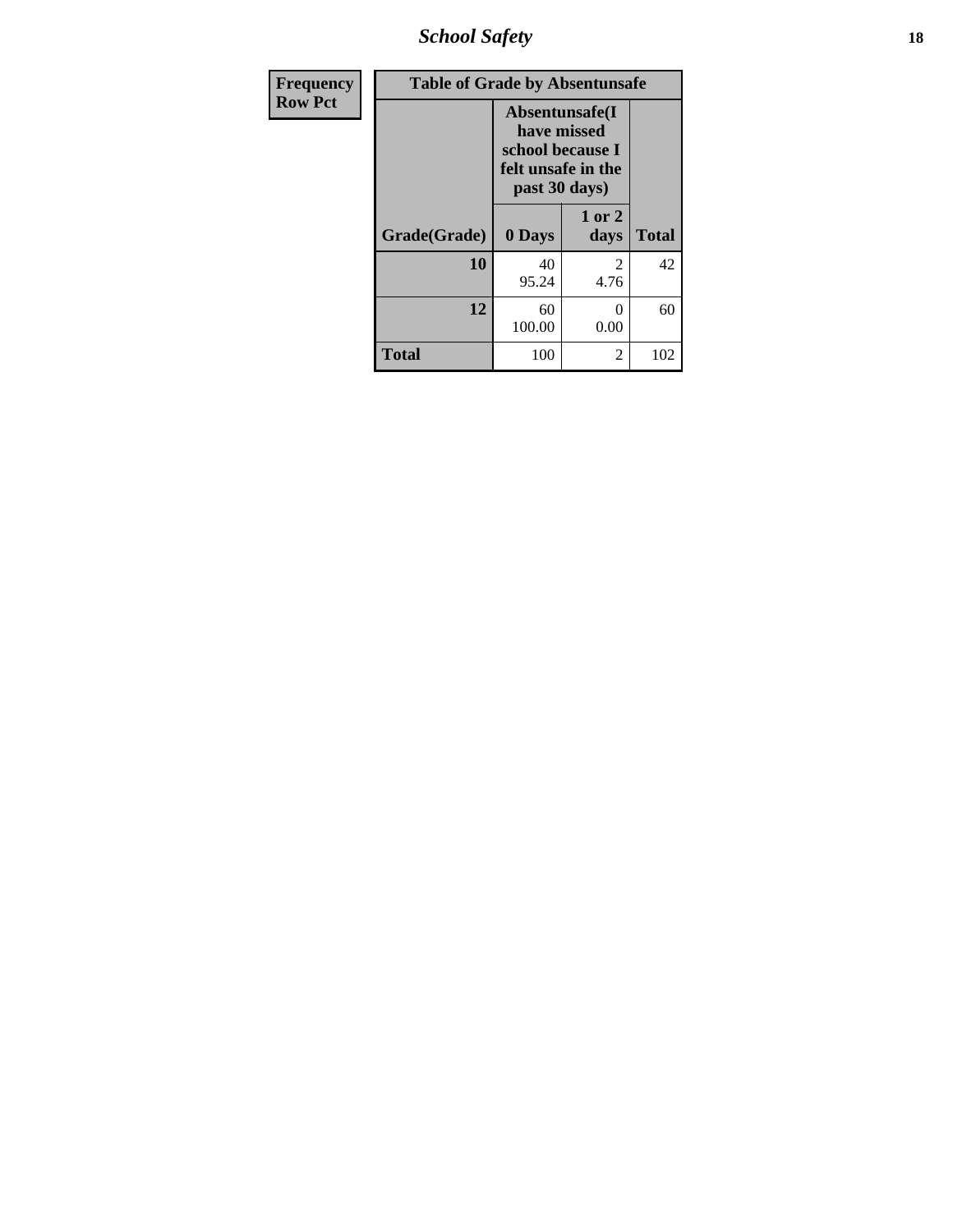| Frequency<br>Row Pct |
|---|

| Table of Grade by Absentunsafe | | | |
|---|---|---|---|
| | Absentunsafe(I have missed school because I felt unsafe in the past 30 days) | | |
| Grade(Grade) | 0 Days | 1 or 2 days | Total |
| 10 | 40<br>95.24 | 2<br>4.76 | 42 |
| 12 | 60<br>100.00 | 0<br>0.00 | 60 |
| Total | 100 | 2 | 102 |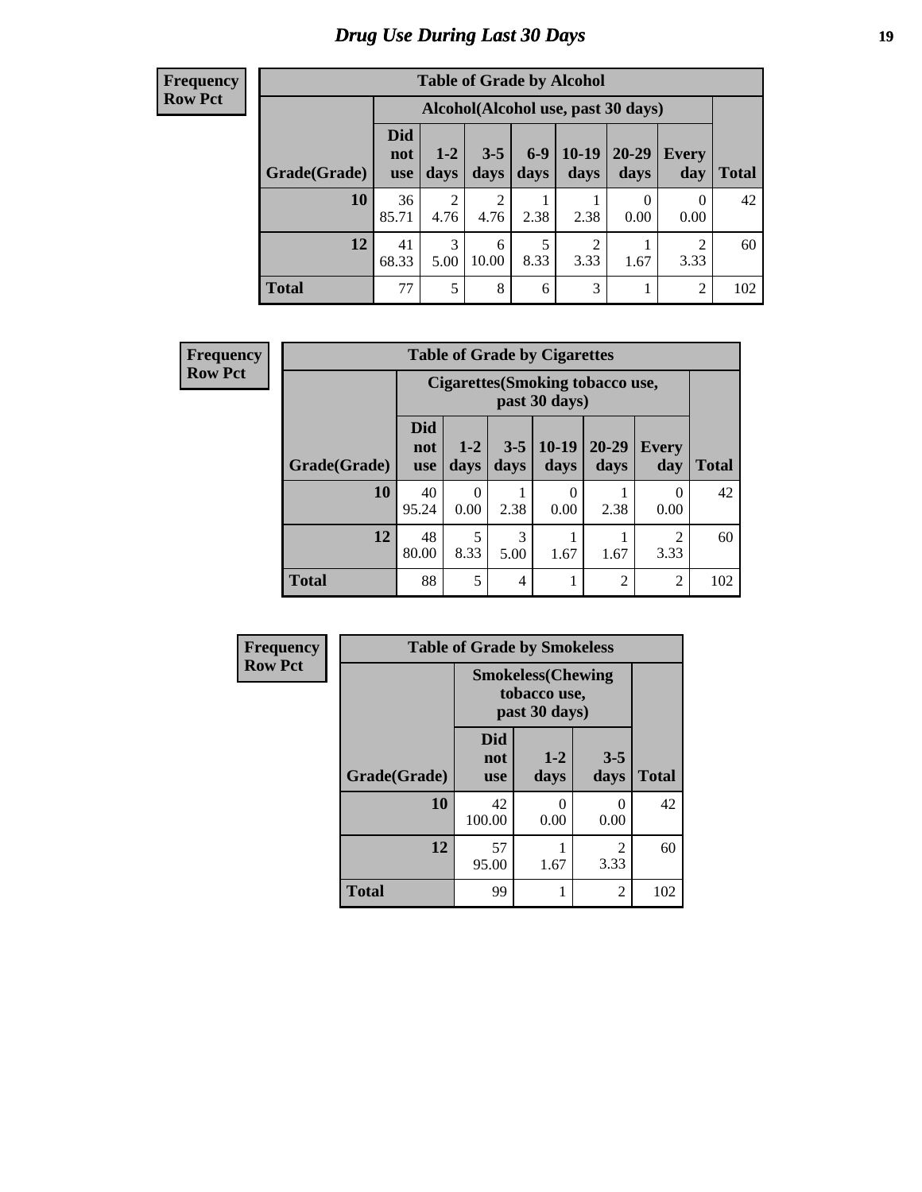# Drug Use During Last 30 Days

**Frequency**
**Row Pct**

| Table of Grade by Alcohol | | | | | | | | |
|---|---|---|---|---|---|---|---|---|
| | Alcohol(Alcohol use, past 30 days) | | | | | | | |
| Grade(Grade) | Did not use | 1-2 days | 3-5 days | 6-9 days | 10-19 days | 20-29 days | Every day | Total |
| **10** | 36<br>85.71 | 2<br>4.76 | 2<br>4.76 | 1<br>2.38 | 1<br>2.38 | 0<br>0.00 | 0<br>0.00 | 42 |
| **12** | 41<br>68.33 | 3<br>5.00 | 6<br>10.00 | 5<br>8.33 | 2<br>3.33 | 1<br>1.67 | 2<br>3.33 | 60 |
| **Total** | 77 | 5 | 8 | 6 | 3 | 1 | 2 | 102 |

**Frequency**
**Row Pct**

| Table of Grade by Cigarettes | | | | | | | |
|---|---|---|---|---|---|---|---|
| | Cigarettes(Smoking tobacco use, past 30 days) | | | | | | |
| Grade(Grade) | Did not use | 1-2 days | 3-5 days | 10-19 days | 20-29 days | Every day | Total |
| **10** | 40<br>95.24 | 0<br>0.00 | 1<br>2.38 | 0<br>0.00 | 1<br>2.38 | 0<br>0.00 | 42 |
| **12** | 48<br>80.00 | 5<br>8.33 | 3<br>5.00 | 1<br>1.67 | 1<br>1.67 | 2<br>3.33 | 60 |
| **Total** | 88 | 5 | 4 | 1 | 2 | 2 | 102 |

**Frequency**
**Row Pct**

| Table of Grade by Smokeless | | | | |
|---|---|---|---|---|
| | Smokeless(Chewing tobacco use, past 30 days) | | | |
| Grade(Grade) | Did not use | 1-2 days | 3-5 days | Total |
| **10** | 42<br>100.00 | 0<br>0.00 | 0<br>0.00 | 42 |
| **12** | 57<br>95.00 | 1<br>1.67 | 2<br>3.33 | 60 |
| **Total** | 99 | 1 | 2 | 102 |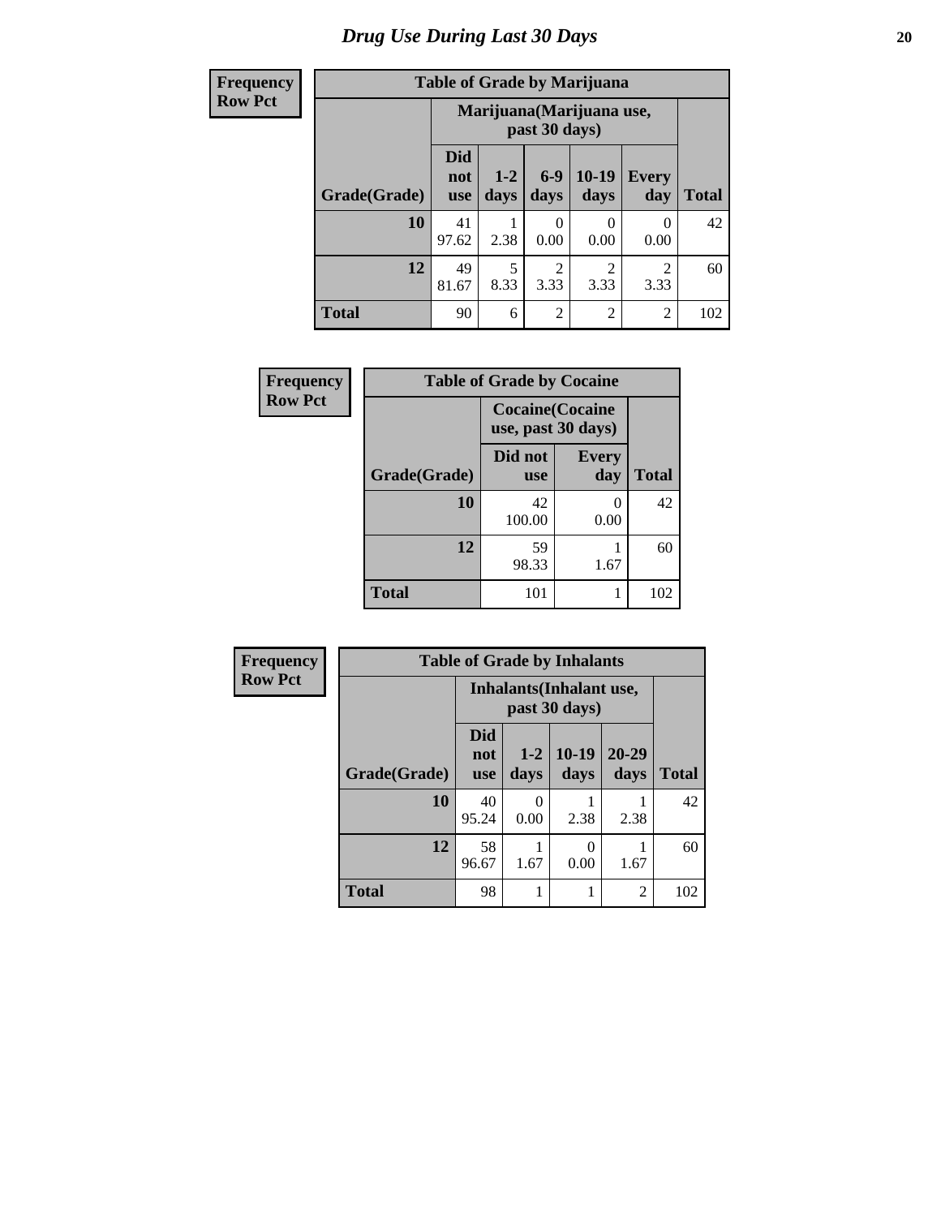# Drug Use During Last 30 Days

| Frequency<br>Row Pct | Table of Grade by Marijuana | | | | | |
|---|---|---|---|---|---|---|
| | Marijuana(Marijuana use, past 30 days) | | | | | |
| Grade(Grade) | Did not use | 1-2 days | 6-9 days | 10-19 days | Every day | Total |
| 10 | 41<br>97.62 | 1<br>2.38 | 0<br>0.00 | 0<br>0.00 | 0<br>0.00 | 42 |
| 12 | 49<br>81.67 | 5<br>8.33 | 2<br>3.33 | 2<br>3.33 | 2<br>3.33 | 60 |
| Total | 90 | 6 | 2 | 2 | 2 | 102 |

| Frequency<br>Row Pct | Table of Grade by Cocaine | | |
|---|---|---|---|
| | Cocaine(Cocaine use, past 30 days) | | |
| Grade(Grade) | Did not use | Every day | Total |
| 10 | 42<br>100.00 | 0<br>0.00 | 42 |
| 12 | 59<br>98.33 | 1<br>1.67 | 60 |
| Total | 101 | 1 | 102 |

| Frequency<br>Row Pct | Table of Grade by Inhalants | | | | |
|---|---|---|---|---|---|
| | Inhalants(Inhalant use, past 30 days) | | | | |
| Grade(Grade) | Did not use | 1-2 days | 10-19 days | 20-29 days | Total |
| 10 | 40<br>95.24 | 0<br>0.00 | 1<br>2.38 | 1<br>2.38 | 42 |
| 12 | 58<br>96.67 | 1<br>1.67 | 0<br>0.00 | 1<br>1.67 | 60 |
| Total | 98 | 1 | 1 | 2 | 102 |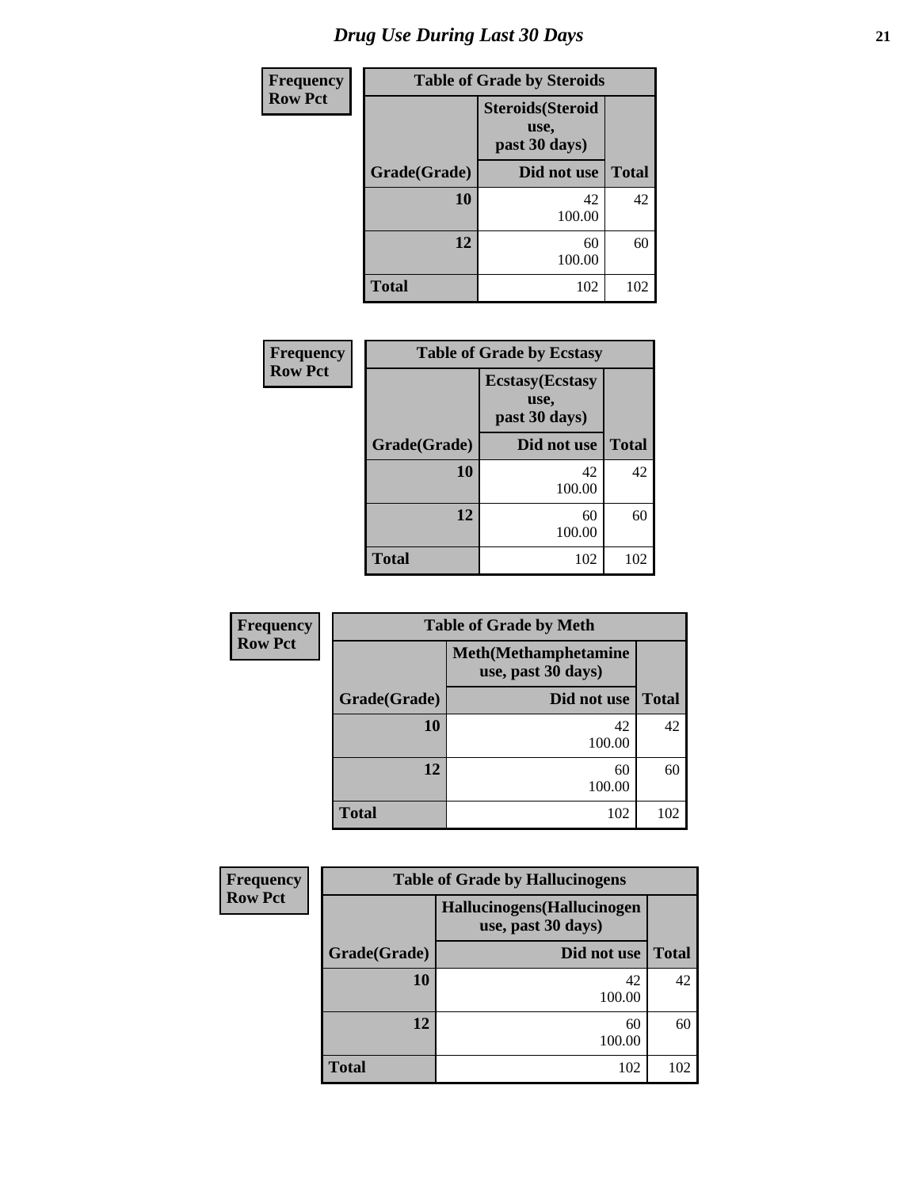# Drug Use During Last 30 Days

**Frequency**
**Row Pct**

| Table of Grade by Steroids | | |
|---|---|---|
| | Steroids(Steroid use, past 30 days) | |
| Grade(Grade) | Did not use | Total |
| 10 | 42<br>100.00 | 42 |
| 12 | 60<br>100.00 | 60 |
| Total | 102 | 102 |

**Frequency**
**Row Pct**

| Table of Grade by Ecstasy | | |
|---|---|---|
| | Ecstasy(Ecstasy use, past 30 days) | |
| Grade(Grade) | Did not use | Total |
| 10 | 42<br>100.00 | 42 |
| 12 | 60<br>100.00 | 60 |
| Total | 102 | 102 |

**Frequency**
**Row Pct**

| Table of Grade by Meth | | |
|---|---|---|
| | Meth(Methamphetamine use, past 30 days) | |
| Grade(Grade) | Did not use | Total |
| 10 | 42<br>100.00 | 42 |
| 12 | 60<br>100.00 | 60 |
| Total | 102 | 102 |

**Frequency**
**Row Pct**

| Table of Grade by Hallucinogens | | |
|---|---|---|
| | Hallucinogens(Hallucinogen use, past 30 days) | |
| Grade(Grade) | Did not use | Total |
| 10 | 42<br>100.00 | 42 |
| 12 | 60<br>100.00 | 60 |
| Total | 102 | 102 |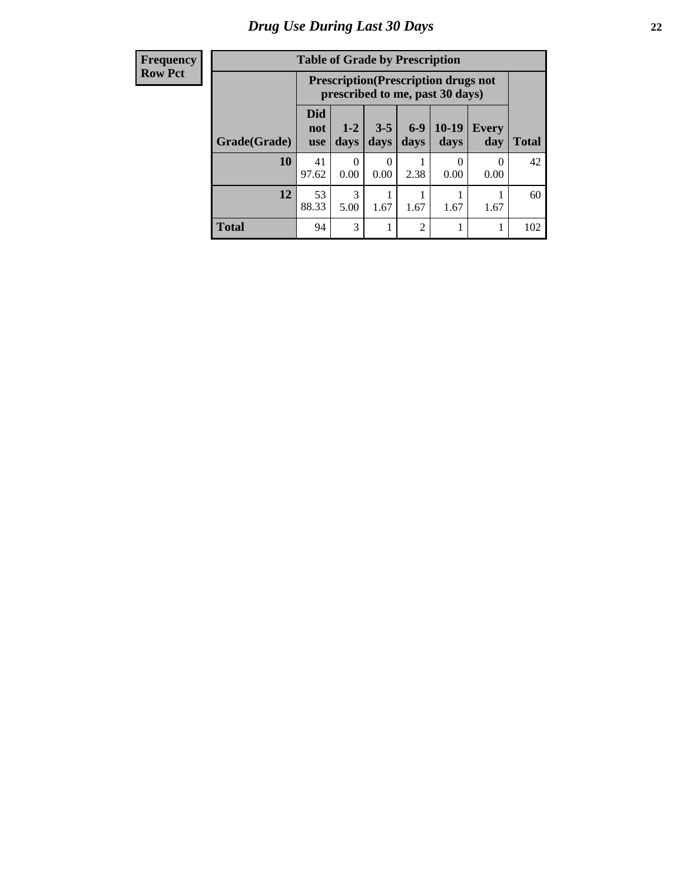# Drug Use During Last 30 Days

| Frequency<br>Row Pct | Table of Grade by Prescription | | | | | | |
|---|---|---|---|---|---|---|---|
| | Prescription(Prescription drugs not prescribed to me, past 30 days) | | | | | | |
| Grade(Grade) | Did not use | 1-2 days | 3-5 days | 6-9 days | 10-19 days | Every day | Total |
| 10 | 41<br>97.62 | 0<br>0.00 | 0<br>0.00 | 1<br>2.38 | 0<br>0.00 | 0<br>0.00 | 42 |
| 12 | 53<br>88.33 | 3<br>5.00 | 1<br>1.67 | 1<br>1.67 | 1<br>1.67 | 1<br>1.67 | 60 |
| Total | 94 | 3 | 1 | 2 | 1 | 1 | 102 |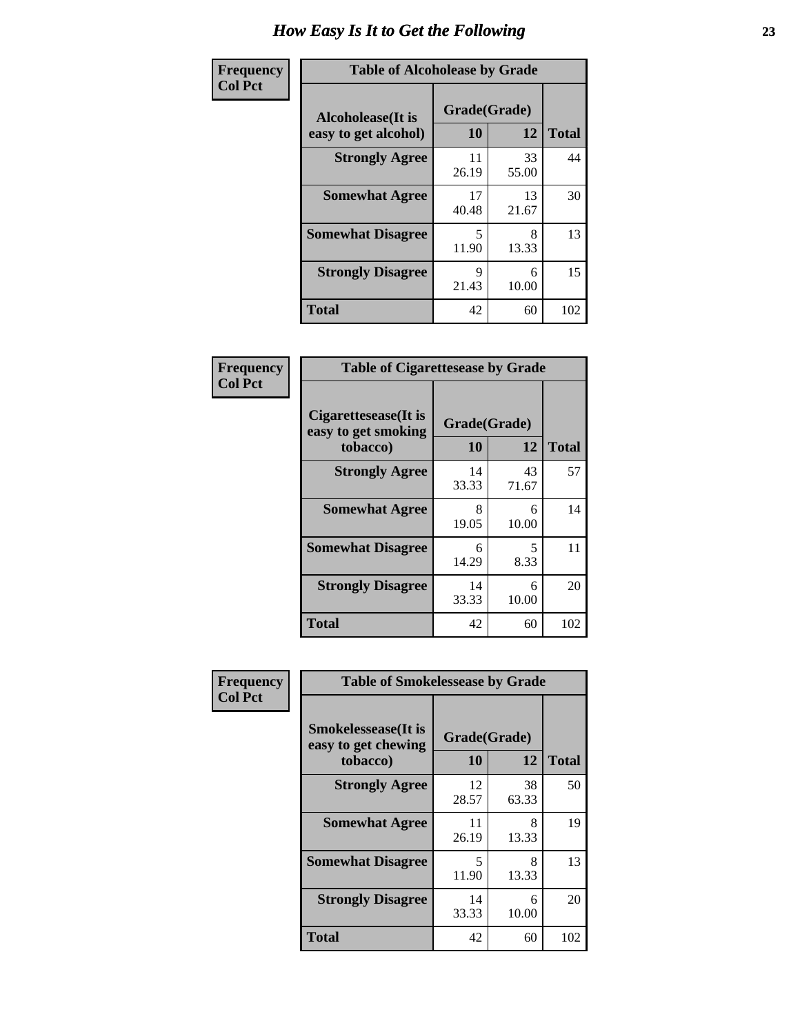# How Easy Is It to Get the Following

**Frequency**
**Col Pct**

**Table of Alcoholease by Grade**

| Alcoholease(It is easy to get alcohol) | Grade(Grade) | | Total |
|---|---|---|---|
| | 10 | 12 | |
| **Strongly Agree** | 11<br>26.19 | 33<br>55.00 | 44 |
| **Somewhat Agree** | 17<br>40.48 | 13<br>21.67 | 30 |
| **Somewhat Disagree** | 5<br>11.90 | 8<br>13.33 | 13 |
| **Strongly Disagree** | 9<br>21.43 | 6<br>10.00 | 15 |
| **Total** | 42 | 60 | 102 |

**Frequency**
**Col Pct**

**Table of Cigarettesease by Grade**

| Cigarettesease(It is easy to get smoking tobacco) | Grade(Grade) | | Total |
|---|---|---|---|
| | 10 | 12 | |
| **Strongly Agree** | 14<br>33.33 | 43<br>71.67 | 57 |
| **Somewhat Agree** | 8<br>19.05 | 6<br>10.00 | 14 |
| **Somewhat Disagree** | 6<br>14.29 | 5<br>8.33 | 11 |
| **Strongly Disagree** | 14<br>33.33 | 6<br>10.00 | 20 |
| **Total** | 42 | 60 | 102 |

**Frequency**
**Col Pct**

**Table of Smokelessease by Grade**

| Smokelessease(It is easy to get chewing tobacco) | Grade(Grade) | | Total |
|---|---|---|---|
| | 10 | 12 | |
| **Strongly Agree** | 12<br>28.57 | 38<br>63.33 | 50 |
| **Somewhat Agree** | 11<br>26.19 | 8<br>13.33 | 19 |
| **Somewhat Disagree** | 5<br>11.90 | 8<br>13.33 | 13 |
| **Strongly Disagree** | 14<br>33.33 | 6<br>10.00 | 20 |
| **Total** | 42 | 60 | 102 |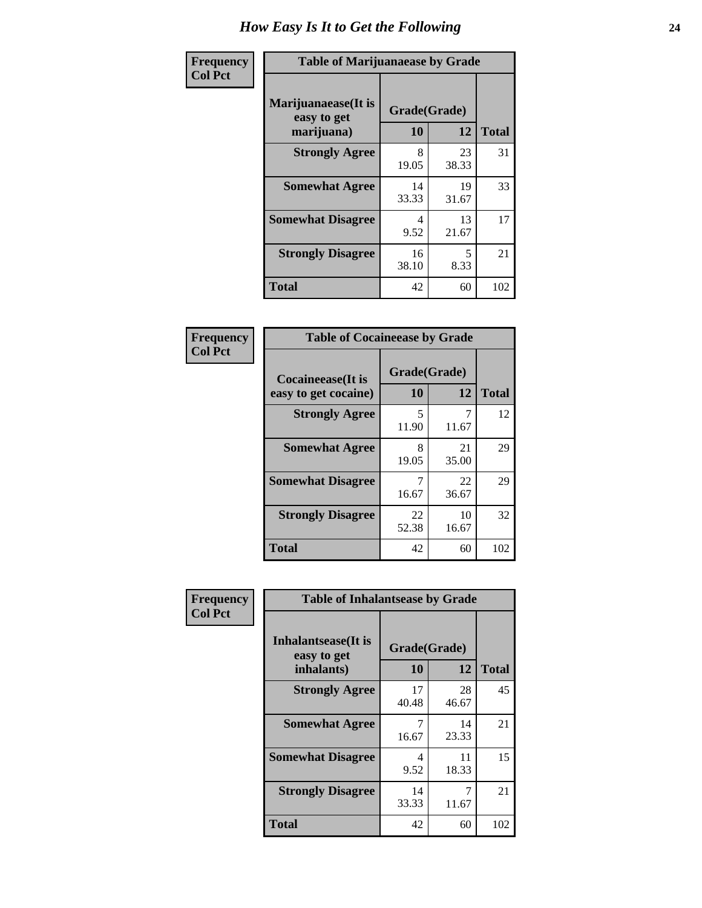# How Easy Is It to Get the Following

**Frequency**
**Col Pct**

| Table of Marijuanaease by Grade | | | |
|---|---|---|---|
| **Marijuanaease(It is easy to get marijuana)** | **Grade(Grade)** | | **Total** |
| | **10** | **12** | |
| **Strongly Agree** | 8<br>19.05 | 23<br>38.33 | 31 |
| **Somewhat Agree** | 14<br>33.33 | 19<br>31.67 | 33 |
| **Somewhat Disagree** | 4<br>9.52 | 13<br>21.67 | 17 |
| **Strongly Disagree** | 16<br>38.10 | 5<br>8.33 | 21 |
| **Total** | 42 | 60 | 102 |

**Frequency**
**Col Pct**

| Table of Cocaineease by Grade | | | |
|---|---|---|---|
| **Cocaineease(It is easy to get cocaine)** | **Grade(Grade)** | | **Total** |
| | **10** | **12** | |
| **Strongly Agree** | 5<br>11.90 | 7<br>11.67 | 12 |
| **Somewhat Agree** | 8<br>19.05 | 21<br>35.00 | 29 |
| **Somewhat Disagree** | 7<br>16.67 | 22<br>36.67 | 29 |
| **Strongly Disagree** | 22<br>52.38 | 10<br>16.67 | 32 |
| **Total** | 42 | 60 | 102 |

**Frequency**
**Col Pct**

| Table of Inhalantsease by Grade | | | |
|---|---|---|---|
| **Inhalantsease(It is easy to get inhalants)** | **Grade(Grade)** | | **Total** |
| | **10** | **12** | |
| **Strongly Agree** | 17<br>40.48 | 28<br>46.67 | 45 |
| **Somewhat Agree** | 7<br>16.67 | 14<br>23.33 | 21 |
| **Somewhat Disagree** | 4<br>9.52 | 11<br>18.33 | 15 |
| **Strongly Disagree** | 14<br>33.33 | 7<br>11.67 | 21 |
| **Total** | 42 | 60 | 102 |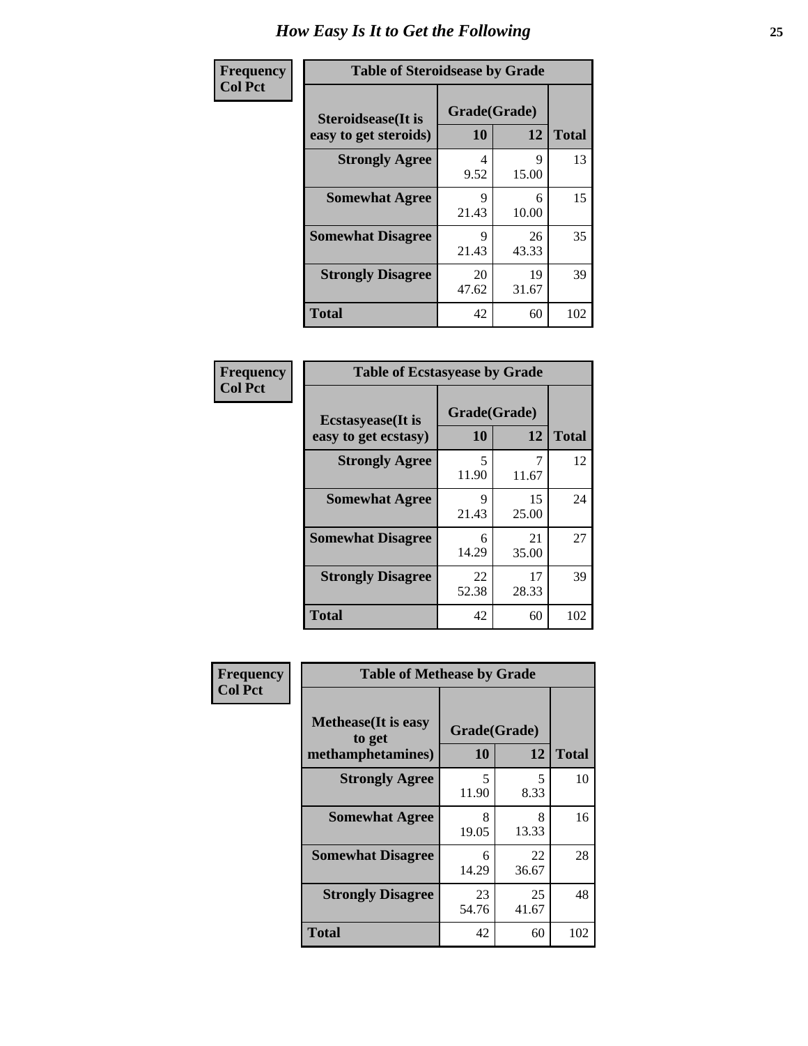# How Easy Is It to Get the Following

**Frequency**
**Col Pct**

**Table of Steroidsease by Grade**

| Steroidsease(It is easy to get steroids) | Grade(Grade) 10 | 12 | Total |
|---|---|---|---|
| **Strongly Agree** | 4<br>9.52 | 9<br>15.00 | 13 |
| **Somewhat Agree** | 9<br>21.43 | 6<br>10.00 | 15 |
| **Somewhat Disagree** | 9<br>21.43 | 26<br>43.33 | 35 |
| **Strongly Disagree** | 20<br>47.62 | 19<br>31.67 | 39 |
| **Total** | 42 | 60 | 102 |

**Frequency**
**Col Pct**

**Table of Ecstasyease by Grade**

| Ecstasyease(It is easy to get ecstasy) | Grade(Grade) 10 | 12 | Total |
|---|---|---|---|
| **Strongly Agree** | 5<br>11.90 | 7<br>11.67 | 12 |
| **Somewhat Agree** | 9<br>21.43 | 15<br>25.00 | 24 |
| **Somewhat Disagree** | 6<br>14.29 | 21<br>35.00 | 27 |
| **Strongly Disagree** | 22<br>52.38 | 17<br>28.33 | 39 |
| **Total** | 42 | 60 | 102 |

**Frequency**
**Col Pct**

**Table of Methease by Grade**

| Methease(It is easy to get methamphetamines) | Grade(Grade) 10 | 12 | Total |
|---|---|---|---|
| **Strongly Agree** | 5<br>11.90 | 5<br>8.33 | 10 |
| **Somewhat Agree** | 8<br>19.05 | 8<br>13.33 | 16 |
| **Somewhat Disagree** | 6<br>14.29 | 22<br>36.67 | 28 |
| **Strongly Disagree** | 23<br>54.76 | 25<br>41.67 | 48 |
| **Total** | 42 | 60 | 102 |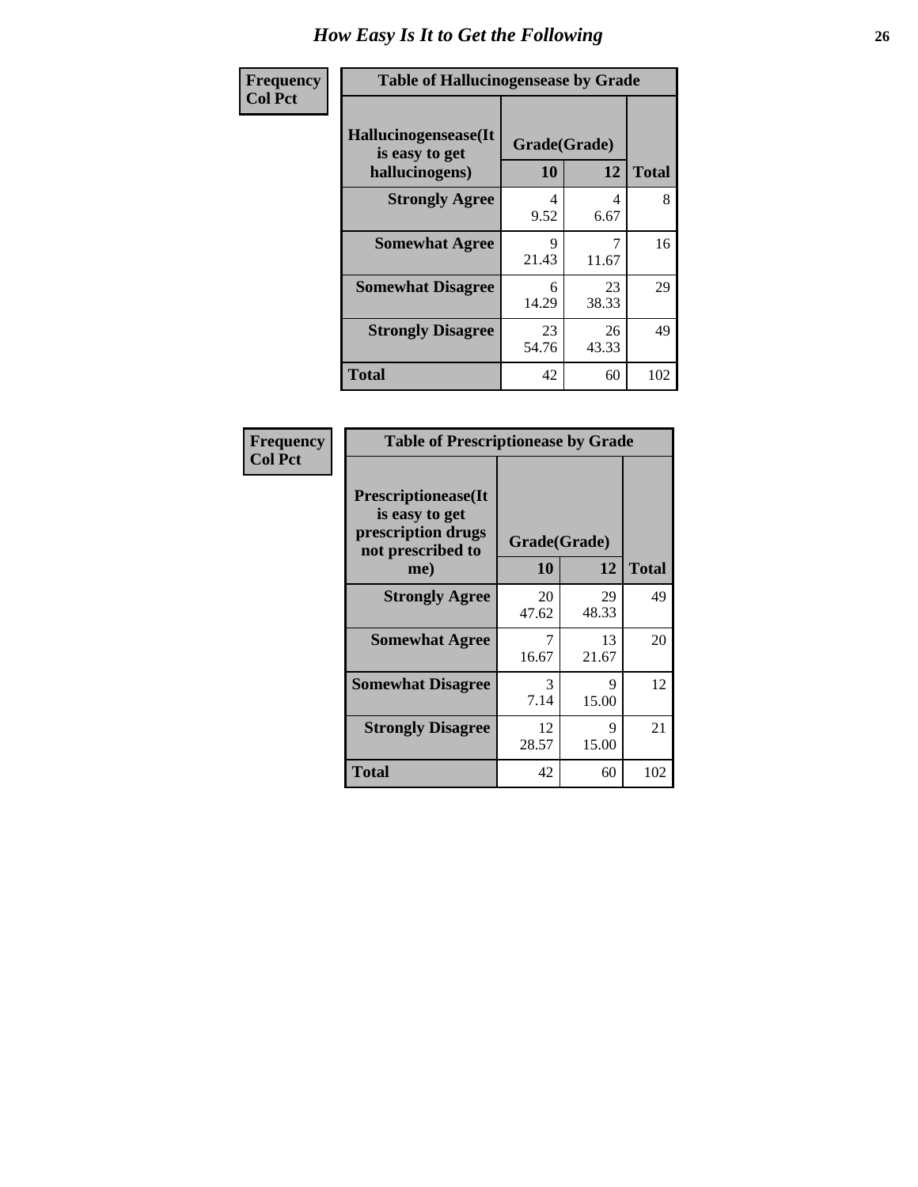# How Easy Is It to Get the Following

**Frequency**
**Col Pct**

**Table of Hallucinogensease by Grade**

| Hallucinogensease(It is easy to get hallucinogens) | Grade(Grade) 10 | 12 | Total |
|---|---|---|---|
| **Strongly Agree** | 4<br>9.52 | 4<br>6.67 | 8 |
| **Somewhat Agree** | 9<br>21.43 | 7<br>11.67 | 16 |
| **Somewhat Disagree** | 6<br>14.29 | 23<br>38.33 | 29 |
| **Strongly Disagree** | 23<br>54.76 | 26<br>43.33 | 49 |
| **Total** | 42 | 60 | 102 |

**Frequency**
**Col Pct**

**Table of Prescriptionease by Grade**

| Prescriptionease(It is easy to get prescription drugs not prescribed to me) | Grade(Grade) 10 | 12 | Total |
|---|---|---|---|
| **Strongly Agree** | 20<br>47.62 | 29<br>48.33 | 49 |
| **Somewhat Agree** | 7<br>16.67 | 13<br>21.67 | 20 |
| **Somewhat Disagree** | 3<br>7.14 | 9<br>15.00 | 12 |
| **Strongly Disagree** | 12<br>28.57 | 9<br>15.00 | 21 |
| **Total** | 42 | 60 | 102 |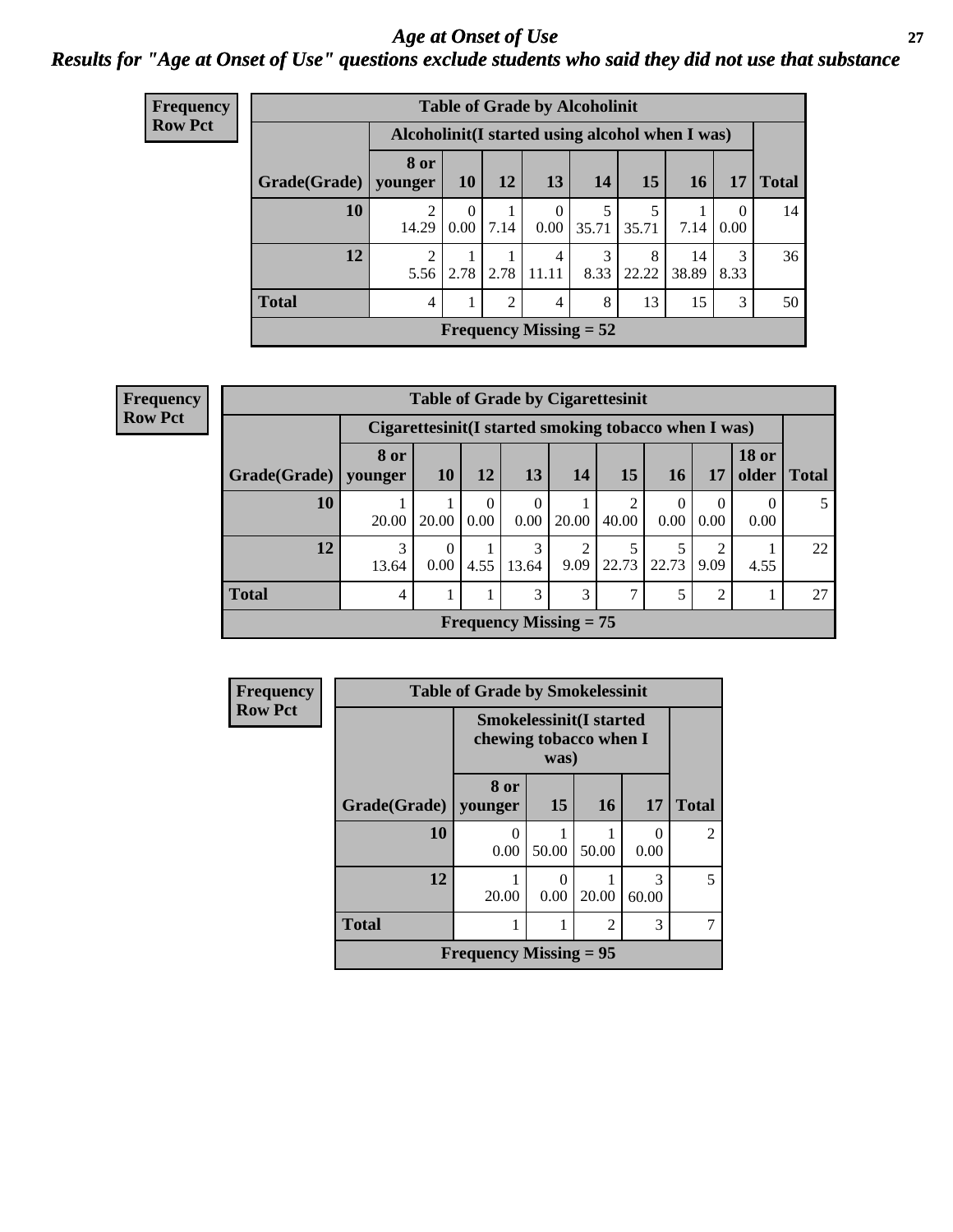# *Age at Onset of Use*

***Results for "Age at Onset of Use" questions exclude students who said they did not use that substance***

**Frequency**
**Row Pct**

| Table of Grade by Alcoholinit | | | | | | | | | |
|---|---|---|---|---|---|---|---|---|---|
| | Alcoholinit(I started using alcohol when I was) | | | | | | | | |
| Grade(Grade) | 8 or younger | 10 | 12 | 13 | 14 | 15 | 16 | 17 | Total |
| 10 | 2<br>14.29 | 0<br>0.00 | 1<br>7.14 | 0<br>0.00 | 5<br>35.71 | 5<br>35.71 | 1<br>7.14 | 0<br>0.00 | 14 |
| 12 | 2<br>5.56 | 1<br>2.78 | 1<br>2.78 | 4<br>11.11 | 3<br>8.33 | 8<br>22.22 | 14<br>38.89 | 3<br>8.33 | 36 |
| Total | 4 | 1 | 2 | 4 | 8 | 13 | 15 | 3 | 50 |
| Frequency Missing = 52 | | | | | | | | | |

**Frequency**
**Row Pct**

| Table of Grade by Cigarettesinit | | | | | | | | | | |
|---|---|---|---|---|---|---|---|---|---|---|
| | Cigarettesinit(I started smoking tobacco when I was) | | | | | | | | | |
| Grade(Grade) | 8 or younger | 10 | 12 | 13 | 14 | 15 | 16 | 17 | 18 or older | Total |
| 10 | 1<br>20.00 | 1<br>20.00 | 0<br>0.00 | 0<br>0.00 | 1<br>20.00 | 2<br>40.00 | 0<br>0.00 | 0<br>0.00 | 0<br>0.00 | 5 |
| 12 | 3<br>13.64 | 0<br>0.00 | 1<br>4.55 | 3<br>13.64 | 2<br>9.09 | 5<br>22.73 | 5<br>22.73 | 2<br>9.09 | 1<br>4.55 | 22 |
| Total | 4 | 1 | 1 | 3 | 3 | 7 | 5 | 2 | 1 | 27 |
| Frequency Missing = 75 | | | | | | | | | | |

**Frequency**
**Row Pct**

| Table of Grade by Smokelessinit | | | | | |
|---|---|---|---|---|---|
| | Smokelessinit(I started chewing tobacco when I was) | | | | |
| Grade(Grade) | 8 or younger | 15 | 16 | 17 | Total |
| 10 | 0<br>0.00 | 1<br>50.00 | 1<br>50.00 | 0<br>0.00 | 2 |
| 12 | 1<br>20.00 | 0<br>0.00 | 1<br>20.00 | 3<br>60.00 | 5 |
| Total | 1 | 1 | 2 | 3 | 7 |
| Frequency Missing = 95 | | | | | |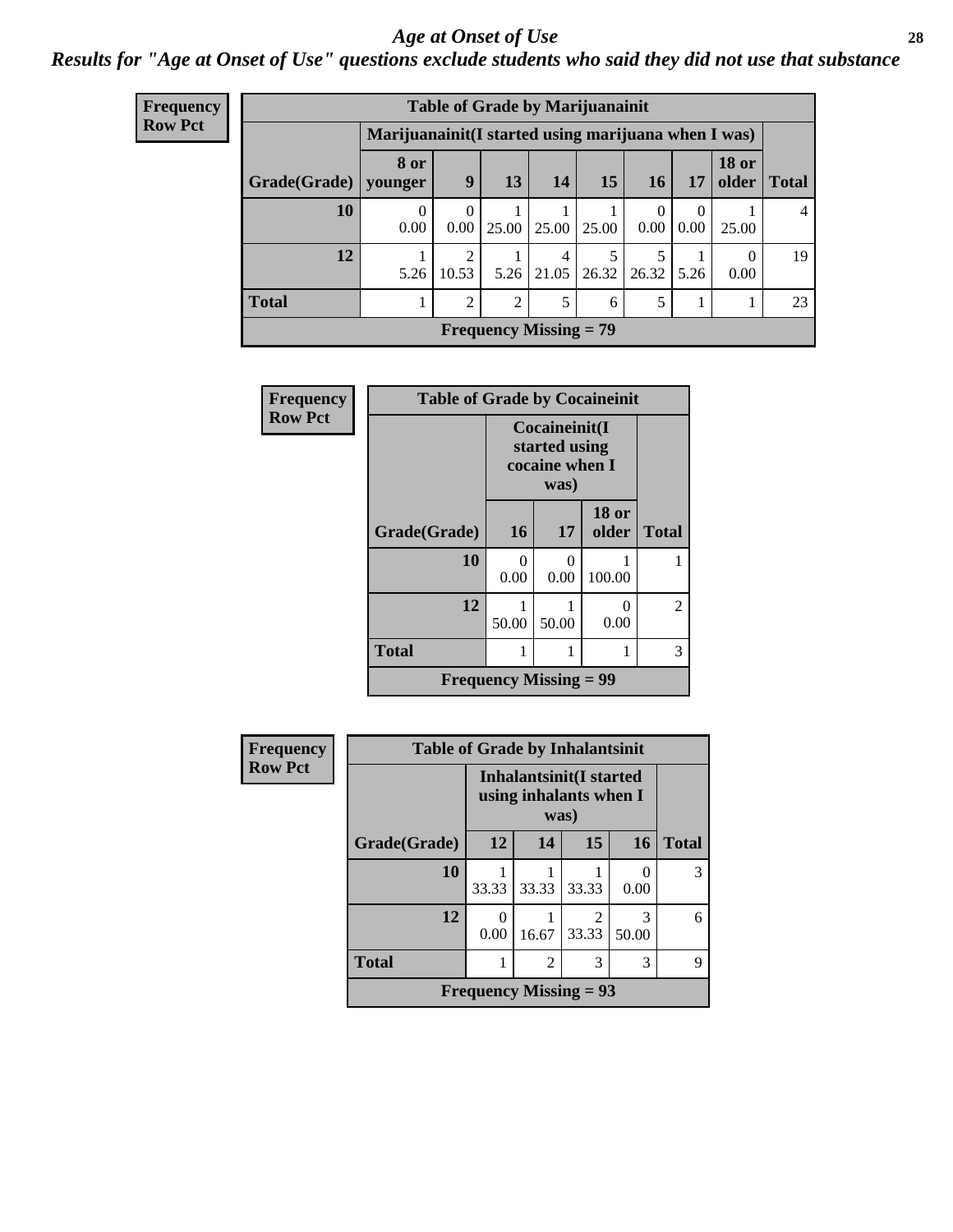## Age at Onset of Use

### Results for "Age at Onset of Use" questions exclude students who said they did not use that substance

**Frequency**
**Row Pct**

| Table of Grade by Marijuanainit | | | | | | | | | |
|---|---|---|---|---|---|---|---|---|---|
| | Marijuanainit(I started using marijuana when I was) | | | | | | | | |
| Grade(Grade) | 8 or younger | 9 | 13 | 14 | 15 | 16 | 17 | 18 or older | Total |
| 10 | 0<br>0.00 | 0<br>0.00 | 1<br>25.00 | 1<br>25.00 | 1<br>25.00 | 0<br>0.00 | 0<br>0.00 | 1<br>25.00 | 4 |
| 12 | 1<br>5.26 | 2<br>10.53 | 1<br>5.26 | 4<br>21.05 | 5<br>26.32 | 5<br>26.32 | 1<br>5.26 | 0<br>0.00 | 19 |
| Total | 1 | 2 | 2 | 5 | 6 | 5 | 1 | 1 | 23 |
| Frequency Missing = 79 | | | | | | | | | |

**Frequency**
**Row Pct**

| Table of Grade by Cocaineinit | | | | |
|---|---|---|---|---|
| | Cocaineinit(I started using cocaine when I was) | | | |
| Grade(Grade) | 16 | 17 | 18 or older | Total |
| 10 | 0<br>0.00 | 0<br>0.00 | 1<br>100.00 | 1 |
| 12 | 1<br>50.00 | 1<br>50.00 | 0<br>0.00 | 2 |
| Total | 1 | 1 | 1 | 3 |
| Frequency Missing = 99 | | | | |

**Frequency**
**Row Pct**

| Table of Grade by Inhalantsinit | | | | | |
|---|---|---|---|---|---|
| | Inhalantsinit(I started using inhalants when I was) | | | | |
| Grade(Grade) | 12 | 14 | 15 | 16 | Total |
| 10 | 1<br>33.33 | 1<br>33.33 | 1<br>33.33 | 0<br>0.00 | 3 |
| 12 | 0<br>0.00 | 1<br>16.67 | 2<br>33.33 | 3<br>50.00 | 6 |
| Total | 1 | 2 | 3 | 3 | 9 |
| Frequency Missing = 93 | | | | | |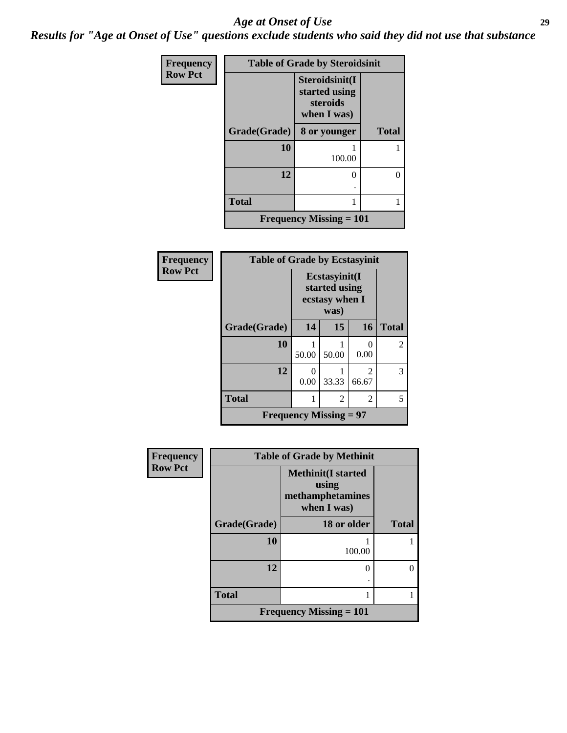# *Age at Onset of Use*

***Results for "Age at Onset of Use" questions exclude students who said they did not use that substance***

**Frequency**
**Row Pct**

| Table of Grade by Steroidsinit | | |
|---|---|---|
| | **Steroidsinit(I started using steroids when I was)** | |
| **Grade(Grade)** | **8 or younger** | **Total** |
| **10** | 1<br>100.00 | 1 |
| **12** | 0<br>. | 0 |
| **Total** | 1 | 1 |
| **Frequency Missing = 101** | | |

**Frequency**
**Row Pct**

| Table of Grade by Ecstasyinit | | | | |
|---|---|---|---|---|
| | **Ecstasyinit(I started using ecstasy when I was)** | | | |
| **Grade(Grade)** | **14** | **15** | **16** | **Total** |
| **10** | 1<br>50.00 | 1<br>50.00 | 0<br>0.00 | 2 |
| **12** | 0<br>0.00 | 1<br>33.33 | 2<br>66.67 | 3 |
| **Total** | 1 | 2 | 2 | 5 |
| **Frequency Missing = 97** | | | | |

**Frequency**
**Row Pct**

| Table of Grade by Methinit | | |
|---|---|---|
| | **Methinit(I started using methamphetamines when I was)** | |
| **Grade(Grade)** | **18 or older** | **Total** |
| **10** | 1<br>100.00 | 1 |
| **12** | 0<br>. | 0 |
| **Total** | 1 | 1 |
| **Frequency Missing = 101** | | |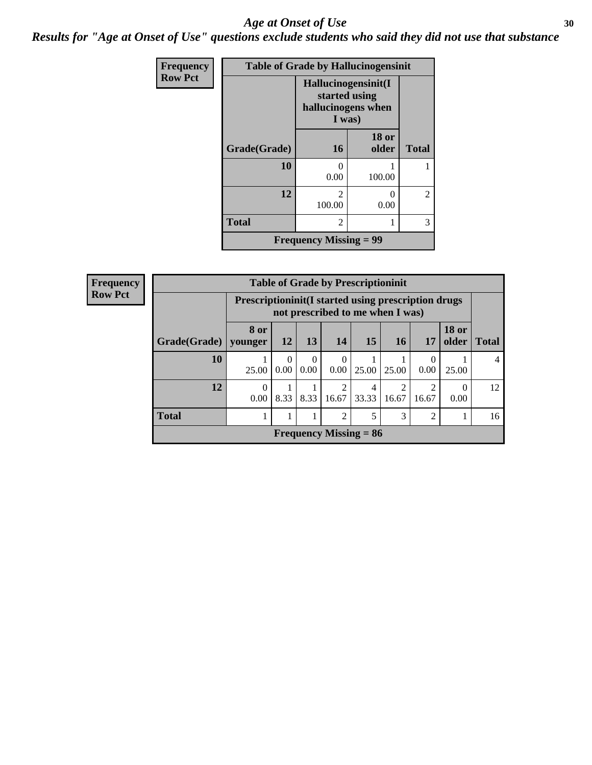# Age at Onset of Use

***Results for "Age at Onset of Use" questions exclude students who said they did not use that substance***

**Frequency**
**Row Pct**

| Table of Grade by Hallucinogensinit | | | |
|---|---|---|---|
| | **Hallucinogensinit(I started using hallucinogens when I was)** | | |
| **Grade(Grade)** | **16** | **18 or older** | **Total** |
| **10** | 0<br>0.00 | 1<br>100.00 | 1 |
| **12** | 2<br>100.00 | 0<br>0.00 | 2 |
| **Total** | 2 | 1 | 3 |
| **Frequency Missing = 99** | | | |

**Frequency**
**Row Pct**

| Table of Grade by Prescriptioninit | | | | | | | | | |
|---|---|---|---|---|---|---|---|---|---|
| | **Prescriptioninit(I started using prescription drugs not prescribed to me when I was)** | | | | | | | | |
| **Grade(Grade)** | **8 or younger** | **12** | **13** | **14** | **15** | **16** | **17** | **18 or older** | **Total** |
| **10** | 1<br>25.00 | 0<br>0.00 | 0<br>0.00 | 0<br>0.00 | 1<br>25.00 | 1<br>25.00 | 0<br>0.00 | 1<br>25.00 | 4 |
| **12** | 0<br>0.00 | 1<br>8.33 | 1<br>8.33 | 2<br>16.67 | 4<br>33.33 | 2<br>16.67 | 2<br>16.67 | 0<br>0.00 | 12 |
| **Total** | 1 | 1 | 1 | 2 | 5 | 3 | 2 | 1 | 16 |
| **Frequency Missing = 86** | | | | | | | | | |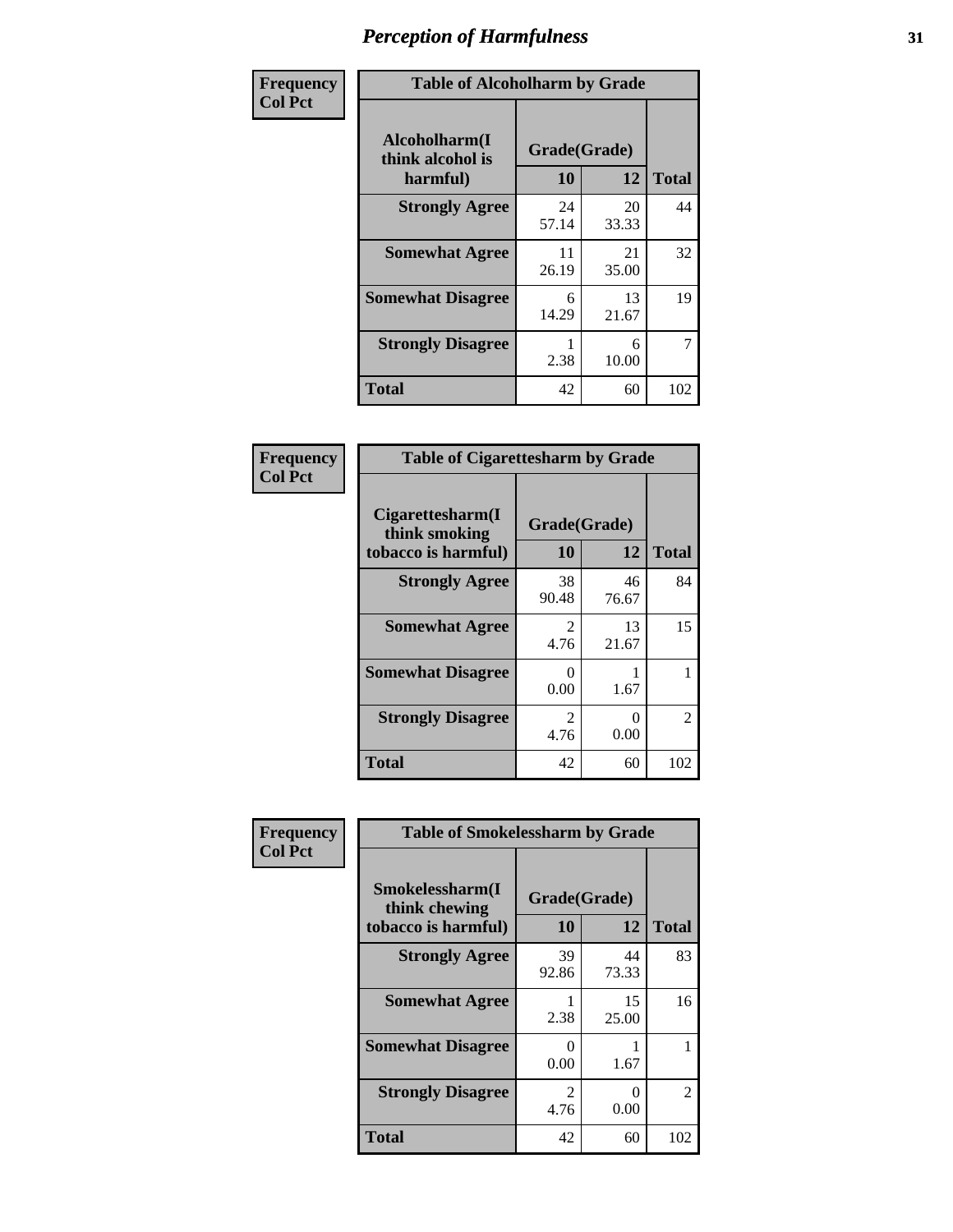# Perception of Harmfulness

| Frequency<br>Col Pct | Table of Alcoholharm by Grade | | |
|---|---|---|---|
| Alcoholharm(I think alcohol is harmful) | Grade(Grade) | | |
| | 10 | 12 | Total |
| Strongly Agree | 24<br>57.14 | 20<br>33.33 | 44 |
| Somewhat Agree | 11<br>26.19 | 21<br>35.00 | 32 |
| Somewhat Disagree | 6<br>14.29 | 13<br>21.67 | 19 |
| Strongly Disagree | 1<br>2.38 | 6<br>10.00 | 7 |
| Total | 42 | 60 | 102 |

| Frequency<br>Col Pct | Table of Cigarettesharm by Grade | | |
|---|---|---|---|
| Cigarettesharm(I think smoking tobacco is harmful) | Grade(Grade) | | |
| | 10 | 12 | Total |
| Strongly Agree | 38<br>90.48 | 46<br>76.67 | 84 |
| Somewhat Agree | 2<br>4.76 | 13<br>21.67 | 15 |
| Somewhat Disagree | 0<br>0.00 | 1<br>1.67 | 1 |
| Strongly Disagree | 2<br>4.76 | 0<br>0.00 | 2 |
| Total | 42 | 60 | 102 |

| Frequency<br>Col Pct | Table of Smokelessharm by Grade | | |
|---|---|---|---|
| Smokelessharm(I think chewing tobacco is harmful) | Grade(Grade) | | |
| | 10 | 12 | Total |
| Strongly Agree | 39<br>92.86 | 44<br>73.33 | 83 |
| Somewhat Agree | 1<br>2.38 | 15<br>25.00 | 16 |
| Somewhat Disagree | 0<br>0.00 | 1<br>1.67 | 1 |
| Strongly Disagree | 2<br>4.76 | 0<br>0.00 | 2 |
| Total | 42 | 60 | 102 |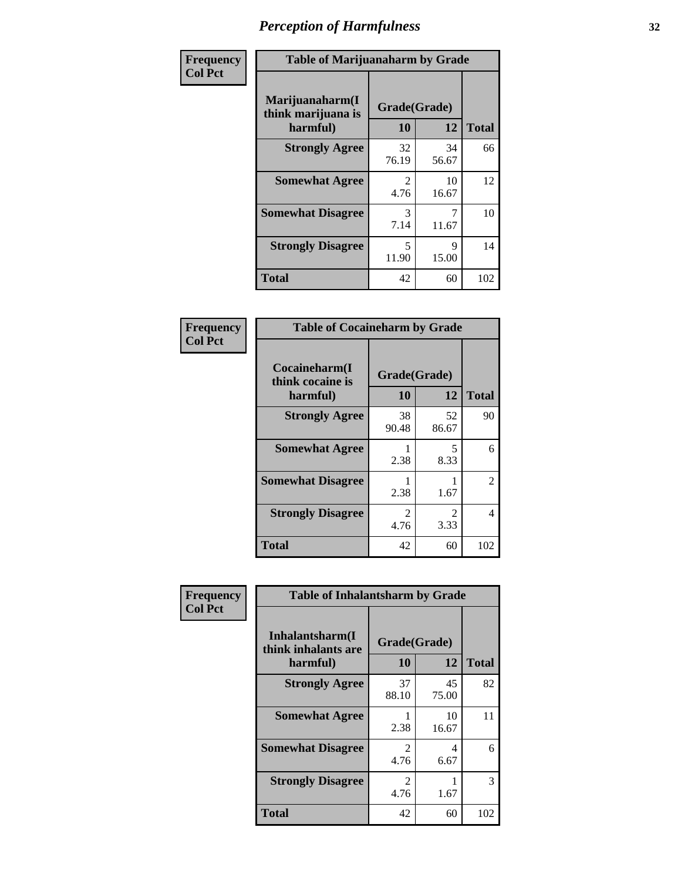# Perception of Harmfulness

**Frequency**
**Col Pct**

| Table of Marijuanaharm by Grade | | | |
|---|---|---|---|
| **Marijuanaharm(I think marijuana is harmful)** | **Grade(Grade)** | | **Total** |
| | **10** | **12** | |
| **Strongly Agree** | 32<br>76.19 | 34<br>56.67 | 66 |
| **Somewhat Agree** | 2<br>4.76 | 10<br>16.67 | 12 |
| **Somewhat Disagree** | 3<br>7.14 | 7<br>11.67 | 10 |
| **Strongly Disagree** | 5<br>11.90 | 9<br>15.00 | 14 |
| **Total** | 42 | 60 | 102 |

**Frequency**
**Col Pct**

| Table of Cocaineharm by Grade | | | |
|---|---|---|---|
| **Cocaineharm(I think cocaine is harmful)** | **Grade(Grade)** | | **Total** |
| | **10** | **12** | |
| **Strongly Agree** | 38<br>90.48 | 52<br>86.67 | 90 |
| **Somewhat Agree** | 1<br>2.38 | 5<br>8.33 | 6 |
| **Somewhat Disagree** | 1<br>2.38 | 1<br>1.67 | 2 |
| **Strongly Disagree** | 2<br>4.76 | 2<br>3.33 | 4 |
| **Total** | 42 | 60 | 102 |

**Frequency**
**Col Pct**

| Table of Inhalantsharm by Grade | | | |
|---|---|---|---|
| **Inhalantsharm(I think inhalants are harmful)** | **Grade(Grade)** | | **Total** |
| | **10** | **12** | |
| **Strongly Agree** | 37<br>88.10 | 45<br>75.00 | 82 |
| **Somewhat Agree** | 1<br>2.38 | 10<br>16.67 | 11 |
| **Somewhat Disagree** | 2<br>4.76 | 4<br>6.67 | 6 |
| **Strongly Disagree** | 2<br>4.76 | 1<br>1.67 | 3 |
| **Total** | 42 | 60 | 102 |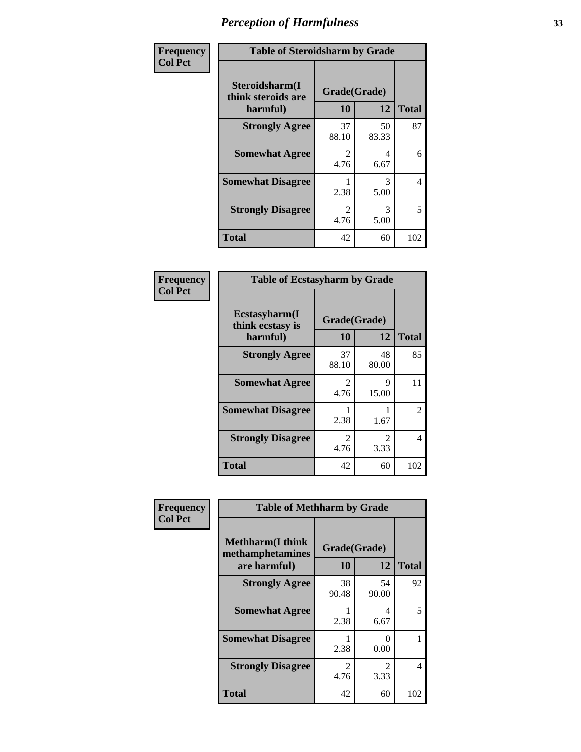# Perception of Harmfulness

**Frequency**
**Col Pct**

| Table of Steroidsharm by Grade | | | |
|---|---|---|---|
| Steroidsharm(I think steroids are harmful) | Grade(Grade) | | Total |
| | 10 | 12 | |
| **Strongly Agree** | 37<br>88.10 | 50<br>83.33 | 87 |
| **Somewhat Agree** | 2<br>4.76 | 4<br>6.67 | 6 |
| **Somewhat Disagree** | 1<br>2.38 | 3<br>5.00 | 4 |
| **Strongly Disagree** | 2<br>4.76 | 3<br>5.00 | 5 |
| **Total** | 42 | 60 | 102 |

**Frequency**
**Col Pct**

| Table of Ecstasyharm by Grade | | | |
|---|---|---|---|
| Ecstasyharm(I think ecstasy is harmful) | Grade(Grade) | | Total |
| | 10 | 12 | |
| **Strongly Agree** | 37<br>88.10 | 48<br>80.00 | 85 |
| **Somewhat Agree** | 2<br>4.76 | 9<br>15.00 | 11 |
| **Somewhat Disagree** | 1<br>2.38 | 1<br>1.67 | 2 |
| **Strongly Disagree** | 2<br>4.76 | 2<br>3.33 | 4 |
| **Total** | 42 | 60 | 102 |

**Frequency**
**Col Pct**

| Table of Methharm by Grade | | | |
|---|---|---|---|
| Methharm(I think methamphetamines are harmful) | Grade(Grade) | | Total |
| | 10 | 12 | |
| **Strongly Agree** | 38<br>90.48 | 54<br>90.00 | 92 |
| **Somewhat Agree** | 1<br>2.38 | 4<br>6.67 | 5 |
| **Somewhat Disagree** | 1<br>2.38 | 0<br>0.00 | 1 |
| **Strongly Disagree** | 2<br>4.76 | 2<br>3.33 | 4 |
| **Total** | 42 | 60 | 102 |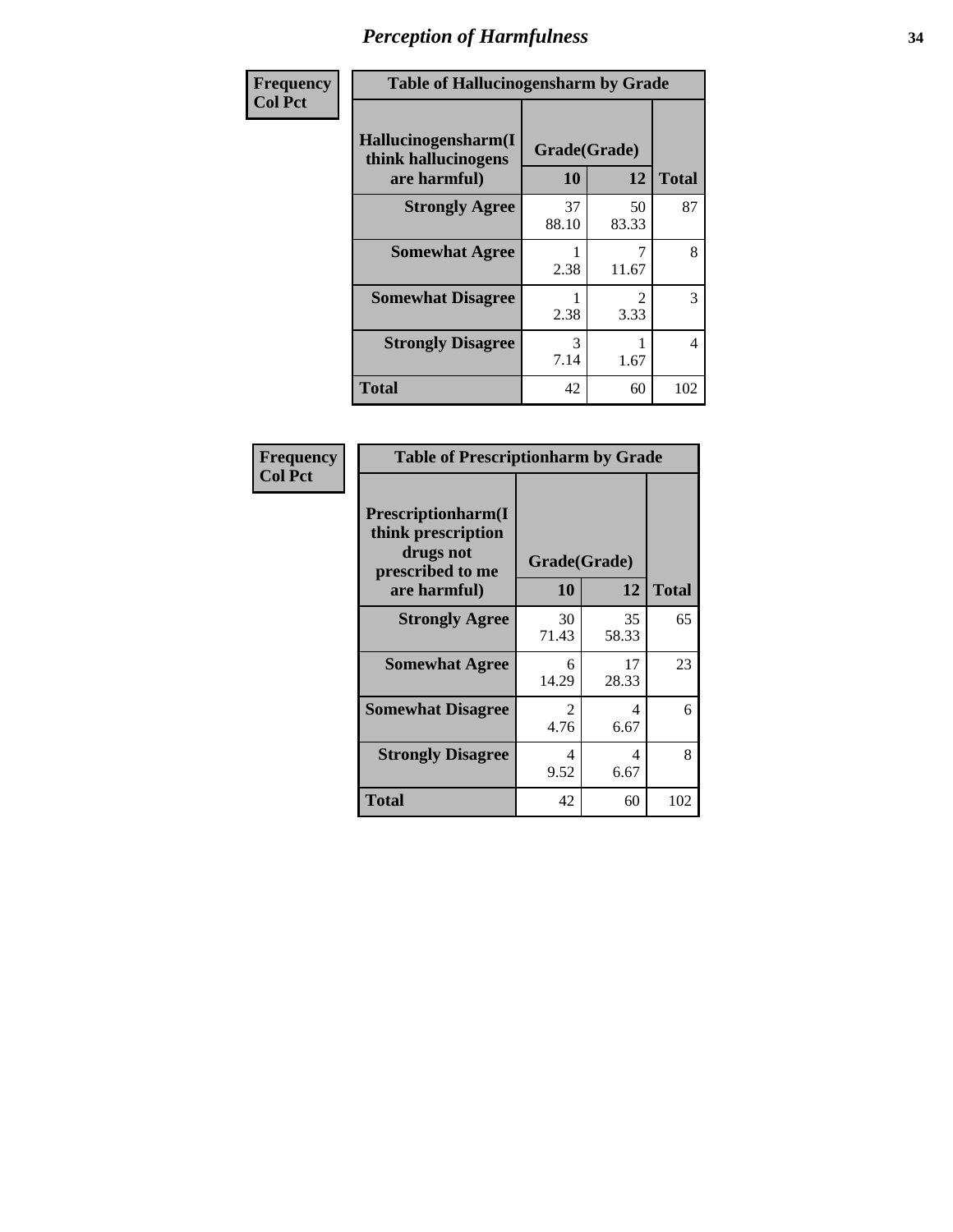# Perception of Harmfulness

| Frequency Col Pct | Table of Hallucinogensharm by Grade | | |
|---|---|---|---|
| Hallucinogensharm(I think hallucinogens are harmful) | Grade(Grade) | | |
| | 10 | 12 | Total |
| Strongly Agree | 37<br>88.10 | 50<br>83.33 | 87 |
| Somewhat Agree | 1<br>2.38 | 7<br>11.67 | 8 |
| Somewhat Disagree | 1<br>2.38 | 2<br>3.33 | 3 |
| Strongly Disagree | 3<br>7.14 | 1<br>1.67 | 4 |
| Total | 42 | 60 | 102 |

| Frequency Col Pct | Table of Prescriptionharm by Grade | | |
|---|---|---|---|
| Prescriptionharm(I think prescription drugs not prescribed to me are harmful) | Grade(Grade) | | |
| | 10 | 12 | Total |
| Strongly Agree | 30<br>71.43 | 35<br>58.33 | 65 |
| Somewhat Agree | 6<br>14.29 | 17<br>28.33 | 23 |
| Somewhat Disagree | 2<br>4.76 | 4<br>6.67 | 6 |
| Strongly Disagree | 4<br>9.52 | 4<br>6.67 | 8 |
| Total | 42 | 60 | 102 |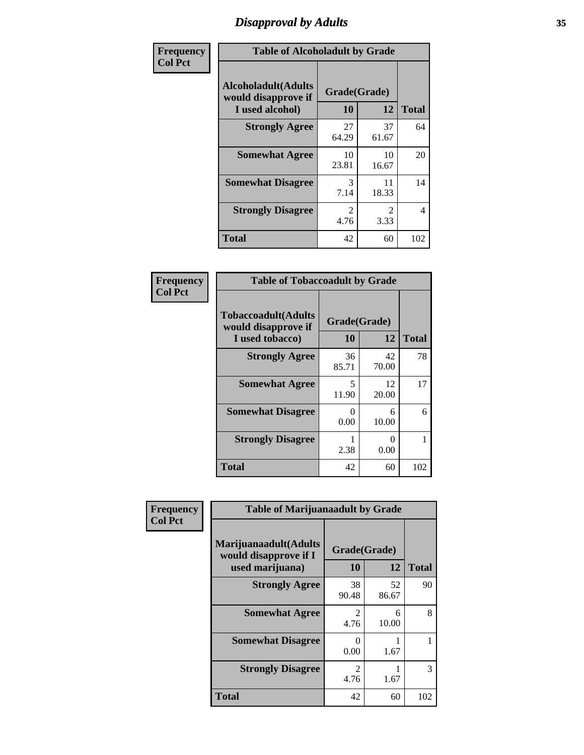# Disapproval by Adults

| Frequency<br>Col Pct | | | |
|---|---|---|---|

**Table of Alcoholadult by Grade**

| Alcoholadult(Adults would disapprove if I used alcohol) | Grade(Grade) 10 | 12 | Total |
|---|---|---|---|
| **Strongly Agree** | 27<br>64.29 | 37<br>61.67 | 64 |
| **Somewhat Agree** | 10<br>23.81 | 10<br>16.67 | 20 |
| **Somewhat Disagree** | 3<br>7.14 | 11<br>18.33 | 14 |
| **Strongly Disagree** | 2<br>4.76 | 2<br>3.33 | 4 |
| **Total** | 42 | 60 | 102 |

| Frequency<br>Col Pct | | | |
|---|---|---|---|

**Table of Tobaccoadult by Grade**

| Tobaccoadult(Adults would disapprove if I used tobacco) | Grade(Grade) 10 | 12 | Total |
|---|---|---|---|
| **Strongly Agree** | 36<br>85.71 | 42<br>70.00 | 78 |
| **Somewhat Agree** | 5<br>11.90 | 12<br>20.00 | 17 |
| **Somewhat Disagree** | 0<br>0.00 | 6<br>10.00 | 6 |
| **Strongly Disagree** | 1<br>2.38 | 0<br>0.00 | 1 |
| **Total** | 42 | 60 | 102 |

| Frequency<br>Col Pct | | | |
|---|---|---|---|

**Table of Marijuanaadult by Grade**

| Marijuanaadult(Adults would disapprove if I used marijuana) | Grade(Grade) 10 | 12 | Total |
|---|---|---|---|
| **Strongly Agree** | 38<br>90.48 | 52<br>86.67 | 90 |
| **Somewhat Agree** | 2<br>4.76 | 6<br>10.00 | 8 |
| **Somewhat Disagree** | 0<br>0.00 | 1<br>1.67 | 1 |
| **Strongly Disagree** | 2<br>4.76 | 1<br>1.67 | 3 |
| **Total** | 42 | 60 | 102 |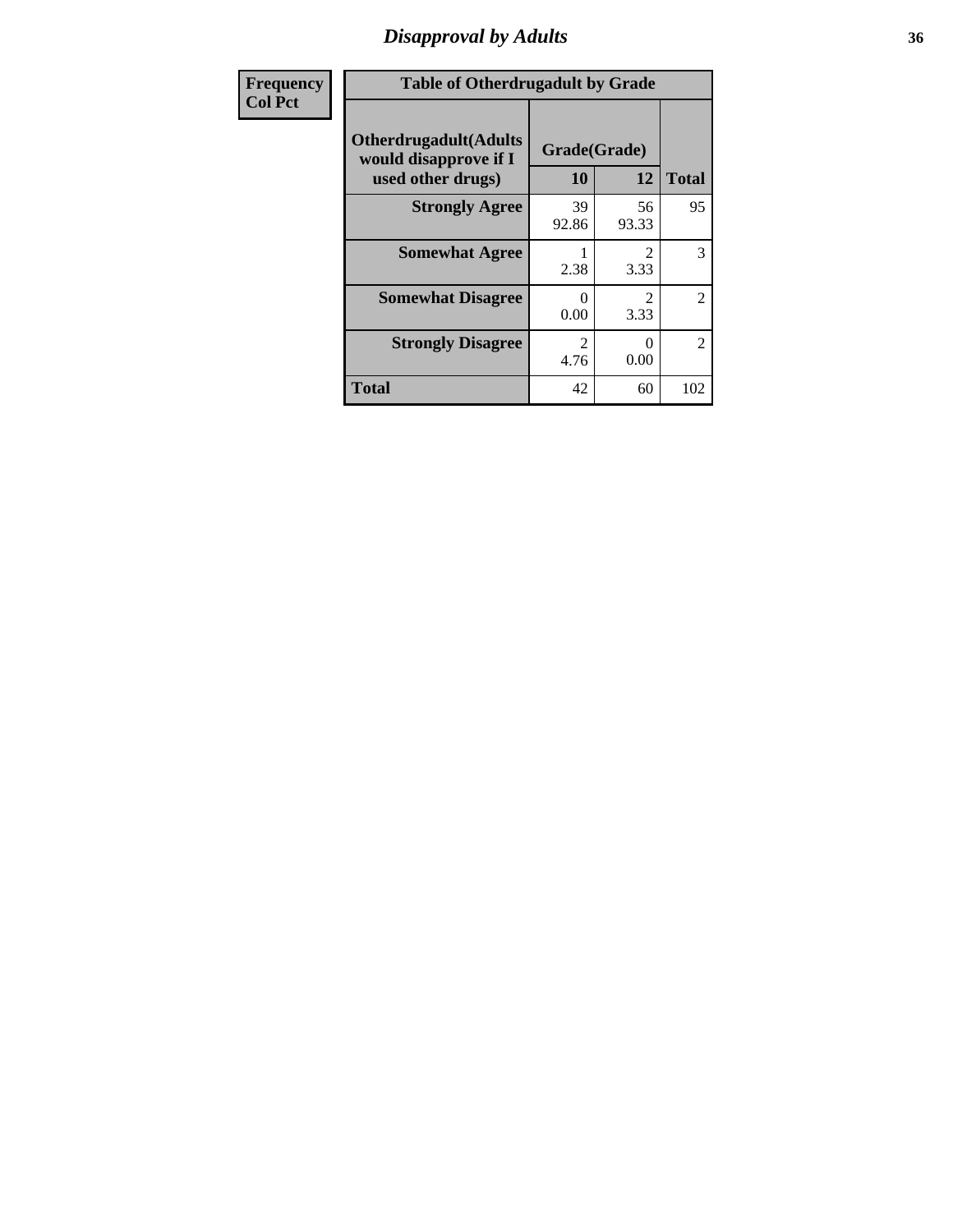# Disapproval by Adults

| Frequency<br>Col Pct | | | |
|---|---|---|---|
| **Table of Otherdrugadult by Grade** | | | |
| **Otherdrugadult(Adults would disapprove if I used other drugs)** | **Grade(Grade)** | | |
| | **10** | **12** | **Total** |
| **Strongly Agree** | 39<br>92.86 | 56<br>93.33 | 95 |
| **Somewhat Agree** | 1<br>2.38 | 2<br>3.33 | 3 |
| **Somewhat Disagree** | 0<br>0.00 | 2<br>3.33 | 2 |
| **Strongly Disagree** | 2<br>4.76 | 0<br>0.00 | 2 |
| **Total** | 42 | 60 | 102 |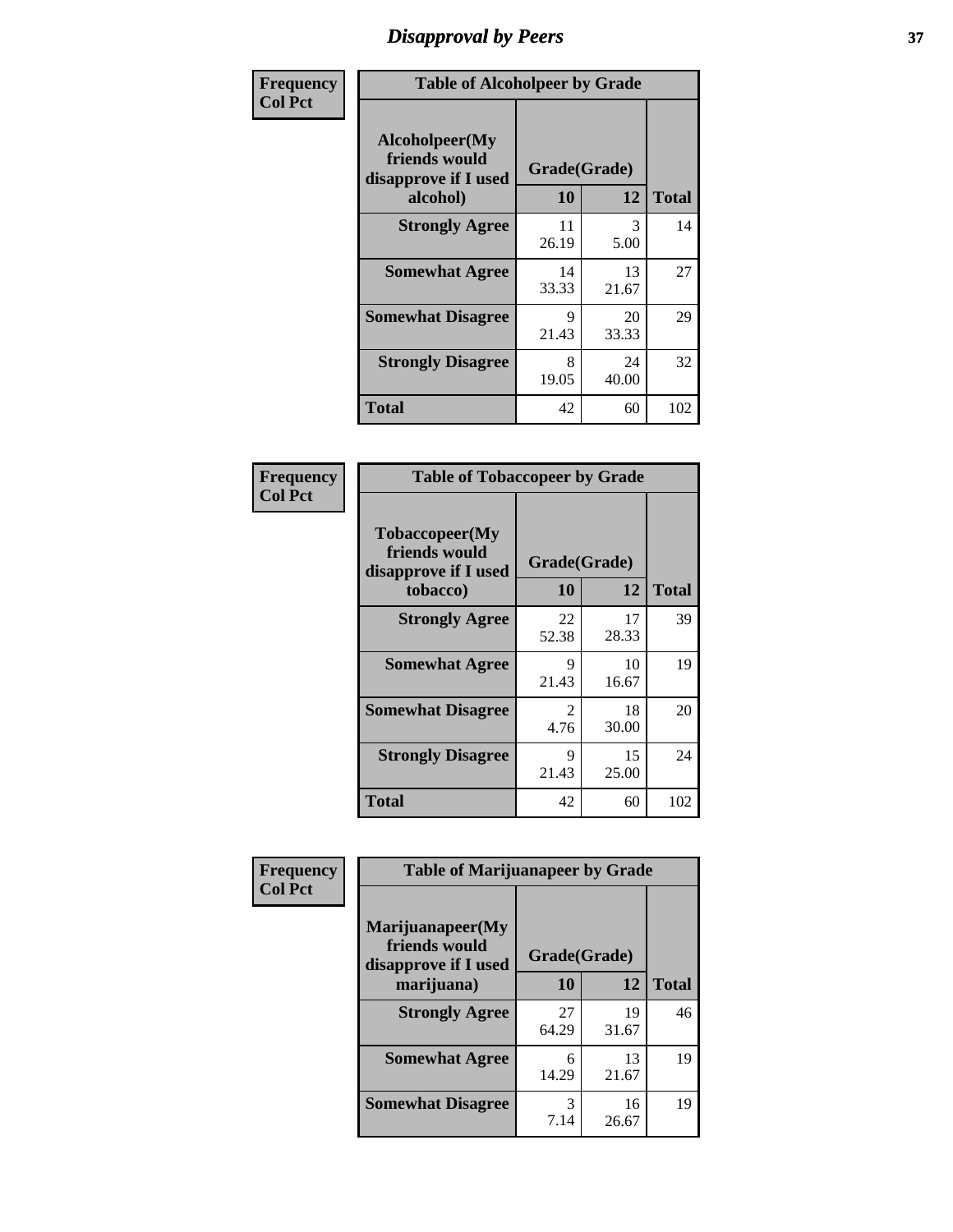# Disapproval by Peers

**Frequency**
**Col Pct**

| Table of Alcoholpeer by Grade | | | |
|---|---|---|---|
| Alcoholpeer(My friends would disapprove if I used alcohol) | Grade(Grade) | | |
| | 10 | 12 | Total |
| Strongly Agree | 11<br>26.19 | 3<br>5.00 | 14 |
| Somewhat Agree | 14<br>33.33 | 13<br>21.67 | 27 |
| Somewhat Disagree | 9<br>21.43 | 20<br>33.33 | 29 |
| Strongly Disagree | 8<br>19.05 | 24<br>40.00 | 32 |
| Total | 42 | 60 | 102 |

**Frequency**
**Col Pct**

| Table of Tobaccopeer by Grade | | | |
|---|---|---|---|
| Tobaccopeer(My friends would disapprove if I used tobacco) | Grade(Grade) | | |
| | 10 | 12 | Total |
| Strongly Agree | 22<br>52.38 | 17<br>28.33 | 39 |
| Somewhat Agree | 9<br>21.43 | 10<br>16.67 | 19 |
| Somewhat Disagree | 2<br>4.76 | 18<br>30.00 | 20 |
| Strongly Disagree | 9<br>21.43 | 15<br>25.00 | 24 |
| Total | 42 | 60 | 102 |

**Frequency**
**Col Pct**

| Table of Marijuanapeer by Grade | | | |
|---|---|---|---|
| Marijuanapeer(My friends would disapprove if I used marijuana) | Grade(Grade) | | |
| | 10 | 12 | Total |
| Strongly Agree | 27<br>64.29 | 19<br>31.67 | 46 |
| Somewhat Agree | 6<br>14.29 | 13<br>21.67 | 19 |
| Somewhat Disagree | 3<br>7.14 | 16<br>26.67 | 19 |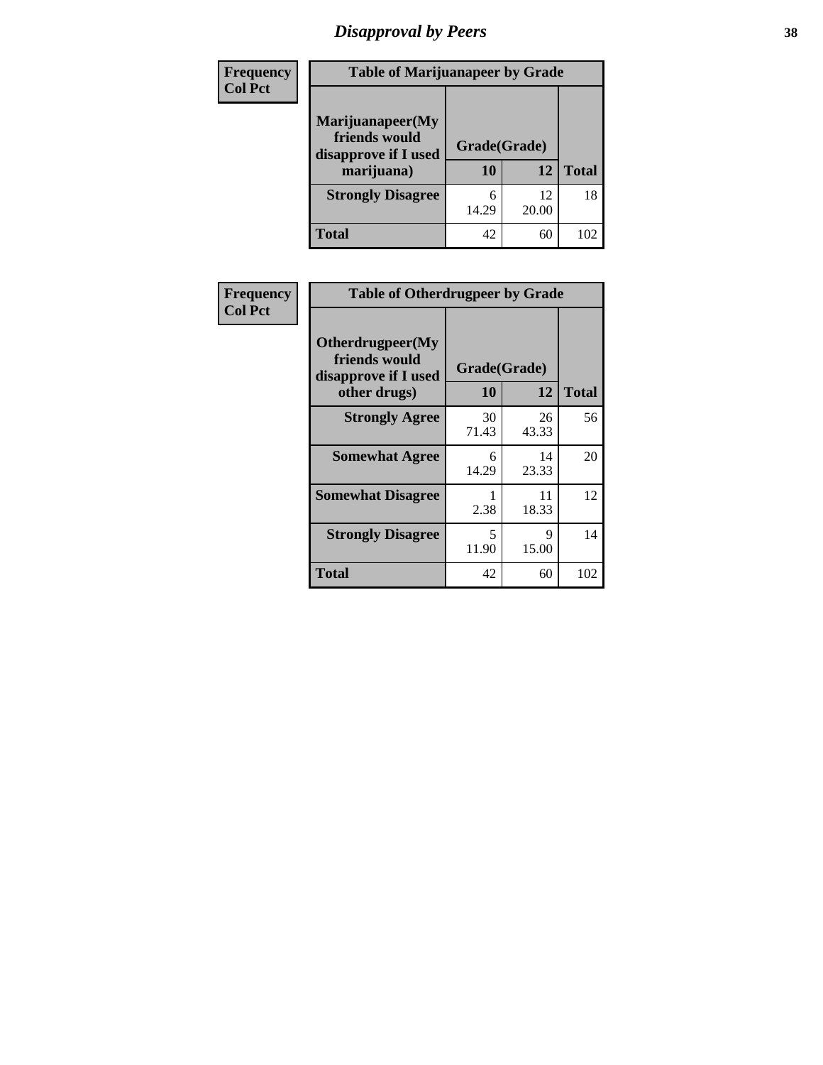# Disapproval by Peers

| Frequency<br>Col Pct | Table of Marijuanapeer by Grade | | |
|---|---|---|---|
| Marijuanapeer(My friends would disapprove if I used marijuana) | Grade(Grade) | | |
| | 10 | 12 | Total |
| Strongly Disagree | 6<br>14.29 | 12<br>20.00 | 18 |
| Total | 42 | 60 | 102 |

| Frequency<br>Col Pct | Table of Otherdrugpeer by Grade | | |
|---|---|---|---|
| Otherdrugpeer(My friends would disapprove if I used other drugs) | Grade(Grade) | | |
| | 10 | 12 | Total |
| Strongly Agree | 30<br>71.43 | 26<br>43.33 | 56 |
| Somewhat Agree | 6<br>14.29 | 14<br>23.33 | 20 |
| Somewhat Disagree | 1<br>2.38 | 11<br>18.33 | 12 |
| Strongly Disagree | 5<br>11.90 | 9<br>15.00 | 14 |
| Total | 42 | 60 | 102 |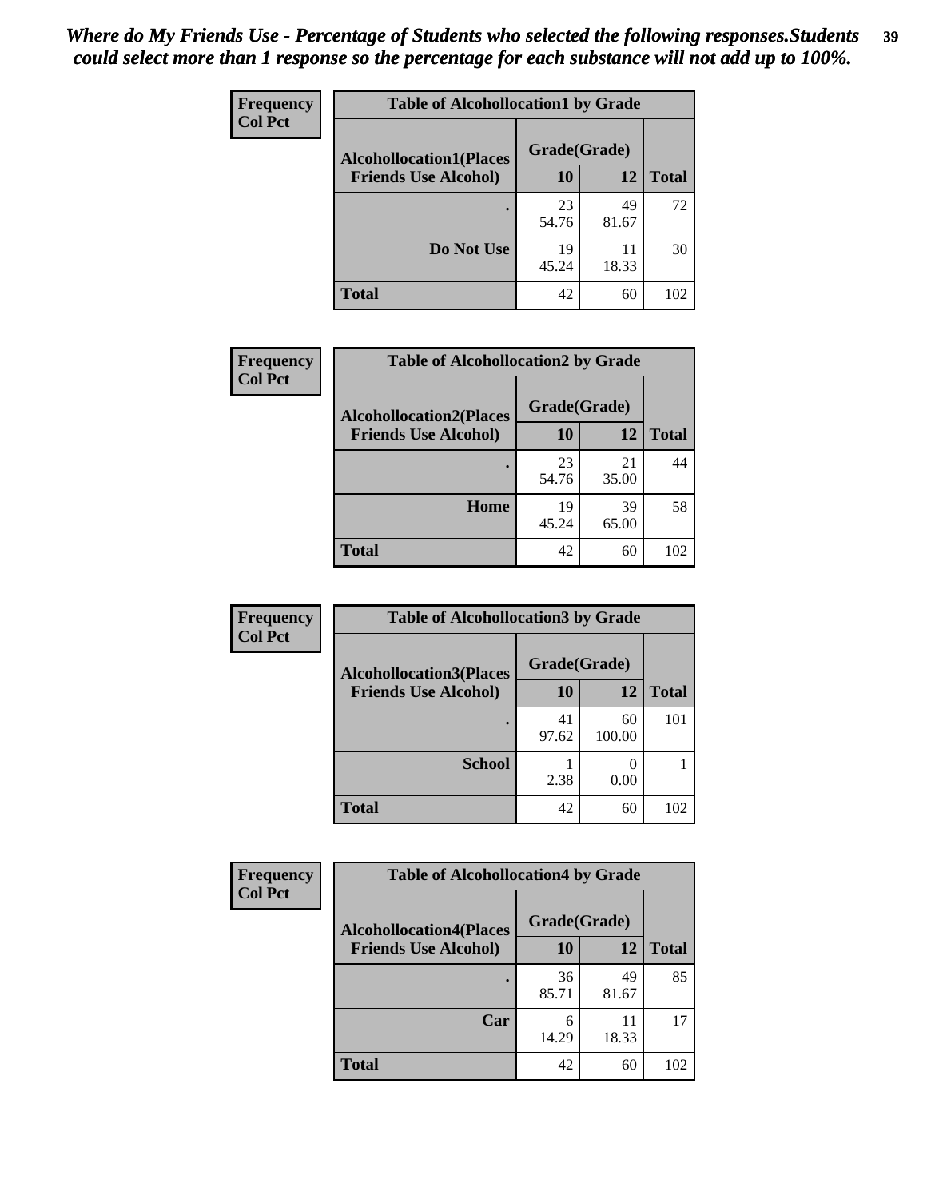*Where do My Friends Use - Percentage of Students who selected the following responses.Students could select more than 1 response so the percentage for each substance will not add up to 100%.*

**Frequency**
**Col Pct**

| Table of Alcohollocation1 by Grade | | | |
|---|---|---|---|
| **Alcohollocation1(Places Friends Use Alcohol)** | **Grade(Grade)** | | |
| | **10** | **12** | **Total** |
| **.** | 23<br>54.76 | 49<br>81.67 | 72 |
| **Do Not Use** | 19<br>45.24 | 11<br>18.33 | 30 |
| **Total** | 42 | 60 | 102 |

**Frequency**
**Col Pct**

| Table of Alcohollocation2 by Grade | | | |
|---|---|---|---|
| **Alcohollocation2(Places Friends Use Alcohol)** | **Grade(Grade)** | | |
| | **10** | **12** | **Total** |
| **.** | 23<br>54.76 | 21<br>35.00 | 44 |
| **Home** | 19<br>45.24 | 39<br>65.00 | 58 |
| **Total** | 42 | 60 | 102 |

**Frequency**
**Col Pct**

| Table of Alcohollocation3 by Grade | | | |
|---|---|---|---|
| **Alcohollocation3(Places Friends Use Alcohol)** | **Grade(Grade)** | | |
| | **10** | **12** | **Total** |
| **.** | 41<br>97.62 | 60<br>100.00 | 101 |
| **School** | 1<br>2.38 | 0<br>0.00 | 1 |
| **Total** | 42 | 60 | 102 |

**Frequency**
**Col Pct**

| Table of Alcohollocation4 by Grade | | | |
|---|---|---|---|
| **Alcohollocation4(Places Friends Use Alcohol)** | **Grade(Grade)** | | |
| | **10** | **12** | **Total** |
| **.** | 36<br>85.71 | 49<br>81.67 | 85 |
| **Car** | 6<br>14.29 | 11<br>18.33 | 17 |
| **Total** | 42 | 60 | 102 |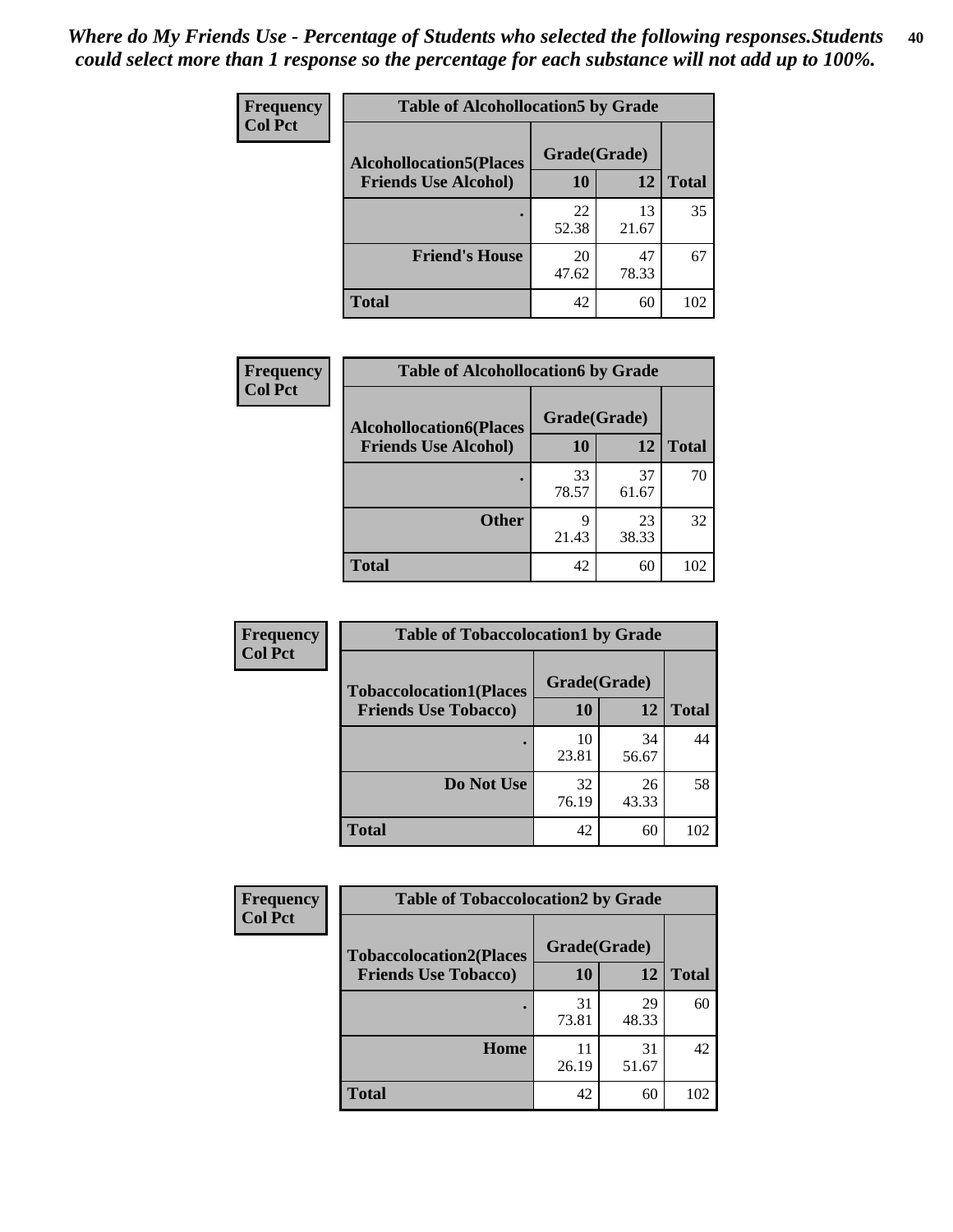*Where do My Friends Use - Percentage of Students who selected the following responses.Students could select more than 1 response so the percentage for each substance will not add up to 100%.*

**Frequency / Col Pct**

| Table of Alcohollocation5 by Grade | | | |
|---|---|---|---|
| Alcohollocation5(Places Friends Use Alcohol) | Grade(Grade) | | Total |
| | 10 | 12 | |
| . | 22<br>52.38 | 13<br>21.67 | 35 |
| Friend's House | 20<br>47.62 | 47<br>78.33 | 67 |
| Total | 42 | 60 | 102 |

**Frequency / Col Pct**

| Table of Alcohollocation6 by Grade | | | |
|---|---|---|---|
| Alcohollocation6(Places Friends Use Alcohol) | Grade(Grade) | | Total |
| | 10 | 12 | |
| . | 33<br>78.57 | 37<br>61.67 | 70 |
| Other | 9<br>21.43 | 23<br>38.33 | 32 |
| Total | 42 | 60 | 102 |

**Frequency / Col Pct**

| Table of Tobaccolocation1 by Grade | | | |
|---|---|---|---|
| Tobaccolocation1(Places Friends Use Tobacco) | Grade(Grade) | | Total |
| | 10 | 12 | |
| . | 10<br>23.81 | 34<br>56.67 | 44 |
| Do Not Use | 32<br>76.19 | 26<br>43.33 | 58 |
| Total | 42 | 60 | 102 |

**Frequency / Col Pct**

| Table of Tobaccolocation2 by Grade | | | |
|---|---|---|---|
| Tobaccolocation2(Places Friends Use Tobacco) | Grade(Grade) | | Total |
| | 10 | 12 | |
| . | 31<br>73.81 | 29<br>48.33 | 60 |
| Home | 11<br>26.19 | 31<br>51.67 | 42 |
| Total | 42 | 60 | 102 |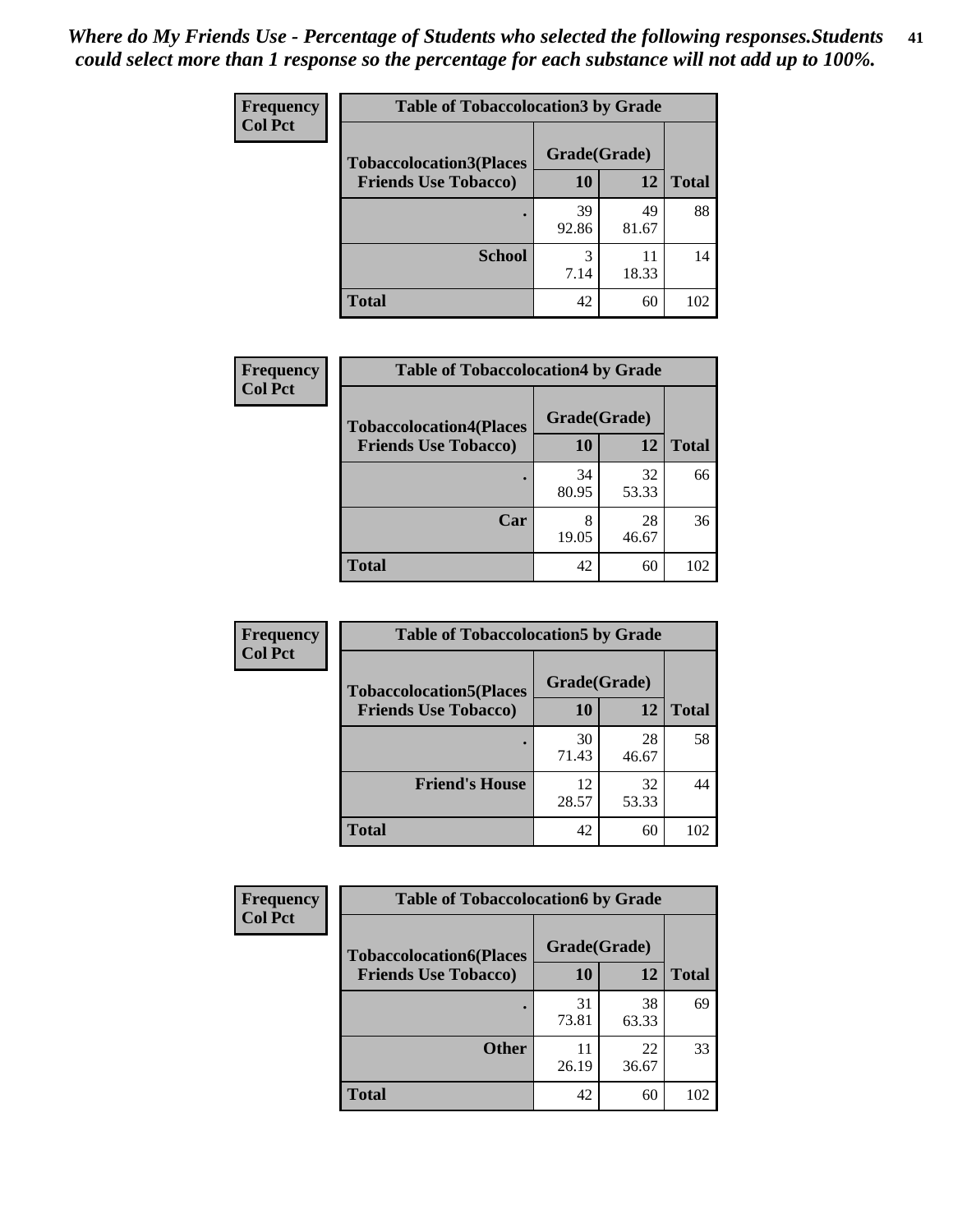*Where do My Friends Use - Percentage of Students who selected the following responses.Students could select more than 1 response so the percentage for each substance will not add up to 100%.*

**Frequency**
**Col Pct**

**Table of Tobaccolocation3 by Grade**

| Tobaccolocation3(Places Friends Use Tobacco) | Grade(Grade) 10 | 12 | Total |
|---|---|---|---|
| . | 39<br>92.86 | 49<br>81.67 | 88 |
| School | 3<br>7.14 | 11<br>18.33 | 14 |
| Total | 42 | 60 | 102 |

**Frequency**
**Col Pct**

**Table of Tobaccolocation4 by Grade**

| Tobaccolocation4(Places Friends Use Tobacco) | Grade(Grade) 10 | 12 | Total |
|---|---|---|---|
| . | 34<br>80.95 | 32<br>53.33 | 66 |
| Car | 8<br>19.05 | 28<br>46.67 | 36 |
| Total | 42 | 60 | 102 |

**Frequency**
**Col Pct**

**Table of Tobaccolocation5 by Grade**

| Tobaccolocation5(Places Friends Use Tobacco) | Grade(Grade) 10 | 12 | Total |
|---|---|---|---|
| . | 30<br>71.43 | 28<br>46.67 | 58 |
| Friend's House | 12<br>28.57 | 32<br>53.33 | 44 |
| Total | 42 | 60 | 102 |

**Frequency**
**Col Pct**

**Table of Tobaccolocation6 by Grade**

| Tobaccolocation6(Places Friends Use Tobacco) | Grade(Grade) 10 | 12 | Total |
|---|---|---|---|
| . | 31<br>73.81 | 38<br>63.33 | 69 |
| Other | 11<br>26.19 | 22<br>36.67 | 33 |
| Total | 42 | 60 | 102 |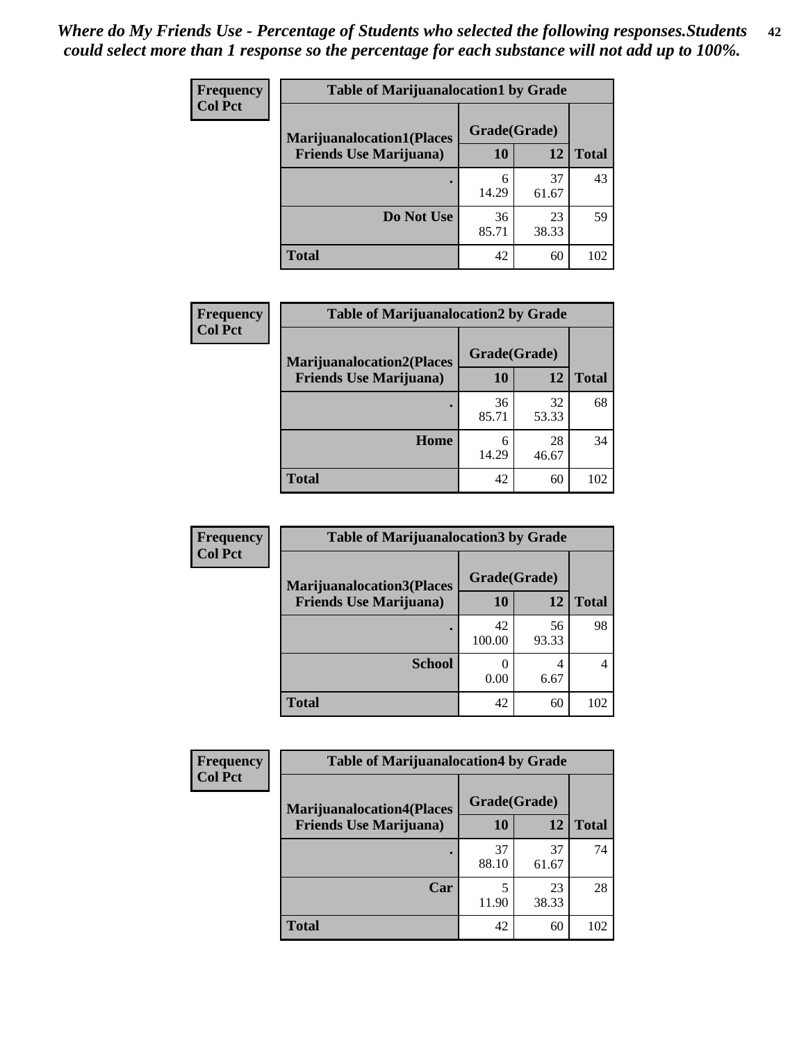*Where do My Friends Use - Percentage of Students who selected the following responses.Students could select more than 1 response so the percentage for each substance will not add up to 100%.*

**Frequency**
**Col Pct**

| Table of Marijuanalocation1 by Grade | | | |
|---|---|---|---|
| **Marijuanalocation1(Places Friends Use Marijuana)** | **Grade(Grade)** | | **Total** |
| | **10** | **12** | |
| **.** | 6<br>14.29 | 37<br>61.67 | 43 |
| **Do Not Use** | 36<br>85.71 | 23<br>38.33 | 59 |
| **Total** | 42 | 60 | 102 |

**Frequency**
**Col Pct**

| Table of Marijuanalocation2 by Grade | | | |
|---|---|---|---|
| **Marijuanalocation2(Places Friends Use Marijuana)** | **Grade(Grade)** | | **Total** |
| | **10** | **12** | |
| **.** | 36<br>85.71 | 32<br>53.33 | 68 |
| **Home** | 6<br>14.29 | 28<br>46.67 | 34 |
| **Total** | 42 | 60 | 102 |

**Frequency**
**Col Pct**

| Table of Marijuanalocation3 by Grade | | | |
|---|---|---|---|
| **Marijuanalocation3(Places Friends Use Marijuana)** | **Grade(Grade)** | | **Total** |
| | **10** | **12** | |
| **.** | 42<br>100.00 | 56<br>93.33 | 98 |
| **School** | 0<br>0.00 | 4<br>6.67 | 4 |
| **Total** | 42 | 60 | 102 |

**Frequency**
**Col Pct**

| Table of Marijuanalocation4 by Grade | | | |
|---|---|---|---|
| **Marijuanalocation4(Places Friends Use Marijuana)** | **Grade(Grade)** | | **Total** |
| | **10** | **12** | |
| **.** | 37<br>88.10 | 37<br>61.67 | 74 |
| **Car** | 5<br>11.90 | 23<br>38.33 | 28 |
| **Total** | 42 | 60 | 102 |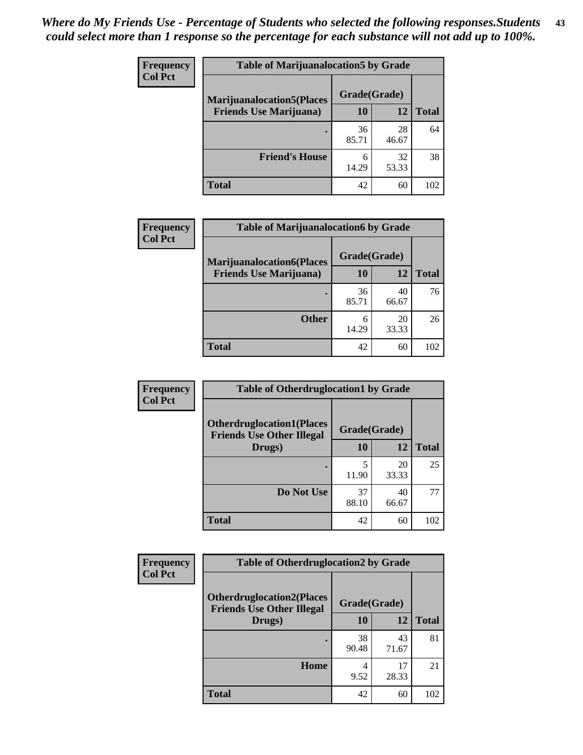*Where do My Friends Use - Percentage of Students who selected the following responses.Students could select more than 1 response so the percentage for each substance will not add up to 100%.*

**Frequency**
**Col Pct**

| Table of Marijuanalocation5 by Grade | | | |
|---|---|---|---|
| **Marijuanalocation5(Places Friends Use Marijuana)** | **Grade(Grade)** | | **Total** |
| | **10** | **12** | |
| **.** | 36<br>85.71 | 28<br>46.67 | 64 |
| **Friend's House** | 6<br>14.29 | 32<br>53.33 | 38 |
| **Total** | 42 | 60 | 102 |

**Frequency**
**Col Pct**

| Table of Marijuanalocation6 by Grade | | | |
|---|---|---|---|
| **Marijuanalocation6(Places Friends Use Marijuana)** | **Grade(Grade)** | | **Total** |
| | **10** | **12** | |
| **.** | 36<br>85.71 | 40<br>66.67 | 76 |
| **Other** | 6<br>14.29 | 20<br>33.33 | 26 |
| **Total** | 42 | 60 | 102 |

**Frequency**
**Col Pct**

| Table of Otherdruglocation1 by Grade | | | |
|---|---|---|---|
| **Otherdruglocation1(Places Friends Use Other Illegal Drugs)** | **Grade(Grade)** | | **Total** |
| | **10** | **12** | |
| **.** | 5<br>11.90 | 20<br>33.33 | 25 |
| **Do Not Use** | 37<br>88.10 | 40<br>66.67 | 77 |
| **Total** | 42 | 60 | 102 |

**Frequency**
**Col Pct**

| Table of Otherdruglocation2 by Grade | | | |
|---|---|---|---|
| **Otherdruglocation2(Places Friends Use Other Illegal Drugs)** | **Grade(Grade)** | | **Total** |
| | **10** | **12** | |
| **.** | 38<br>90.48 | 43<br>71.67 | 81 |
| **Home** | 4<br>9.52 | 17<br>28.33 | 21 |
| **Total** | 42 | 60 | 102 |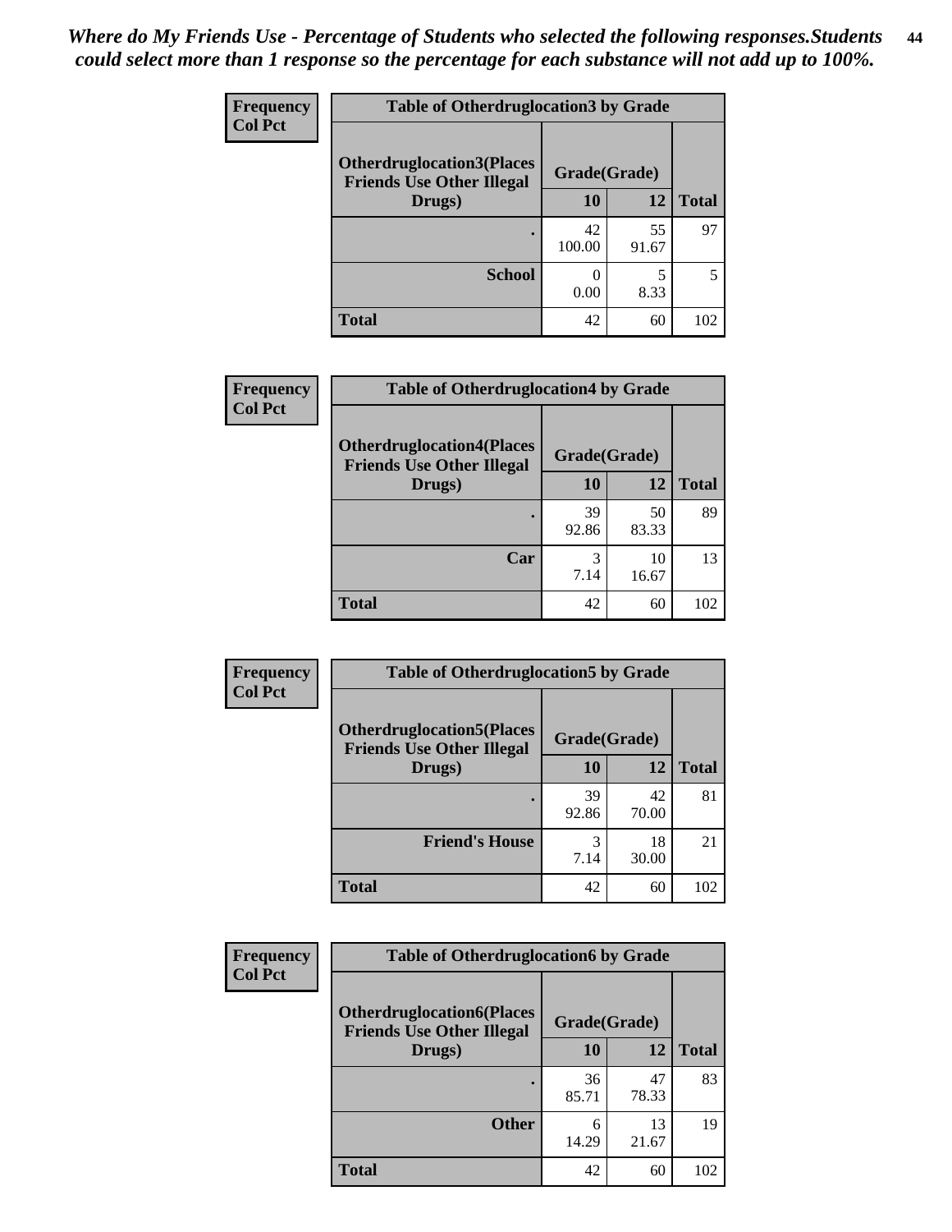*Where do My Friends Use - Percentage of Students who selected the following responses.Students could select more than 1 response so the percentage for each substance will not add up to 100%.*

| Frequency<br>Col Pct | Table of Otherdruglocation3 by Grade | | |
|---|---|---|---|
| Otherdruglocation3(Places Friends Use Other Illegal Drugs) | Grade(Grade) | | |
| | 10 | 12 | Total |
| . | 42<br>100.00 | 55<br>91.67 | 97 |
| School | 0<br>0.00 | 5<br>8.33 | 5 |
| Total | 42 | 60 | 102 |

| Frequency<br>Col Pct | Table of Otherdruglocation4 by Grade | | |
|---|---|---|---|
| Otherdruglocation4(Places Friends Use Other Illegal Drugs) | Grade(Grade) | | |
| | 10 | 12 | Total |
| . | 39<br>92.86 | 50<br>83.33 | 89 |
| Car | 3<br>7.14 | 10<br>16.67 | 13 |
| Total | 42 | 60 | 102 |

| Frequency<br>Col Pct | Table of Otherdruglocation5 by Grade | | |
|---|---|---|---|
| Otherdruglocation5(Places Friends Use Other Illegal Drugs) | Grade(Grade) | | |
| | 10 | 12 | Total |
| . | 39<br>92.86 | 42<br>70.00 | 81 |
| Friend's House | 3<br>7.14 | 18<br>30.00 | 21 |
| Total | 42 | 60 | 102 |

| Frequency<br>Col Pct | Table of Otherdruglocation6 by Grade | | |
|---|---|---|---|
| Otherdruglocation6(Places Friends Use Other Illegal Drugs) | Grade(Grade) | | |
| | 10 | 12 | Total |
| . | 36<br>85.71 | 47<br>78.33 | 83 |
| Other | 6<br>14.29 | 13<br>21.67 | 19 |
| Total | 42 | 60 | 102 |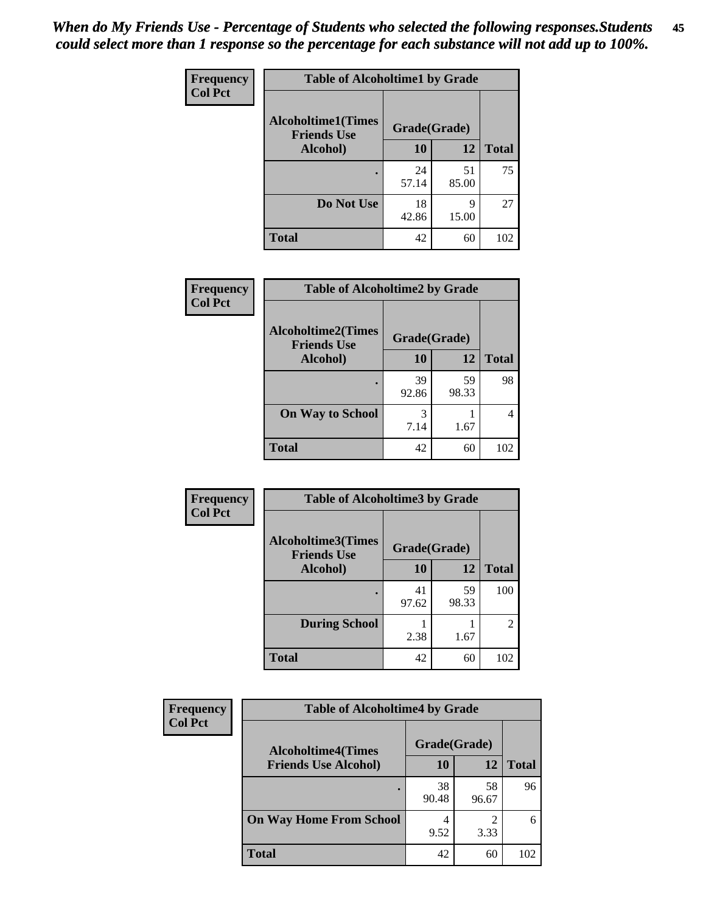*When do My Friends Use - Percentage of Students who selected the following responses.Students could select more than 1 response so the percentage for each substance will not add up to 100%.*

**Frequency**
**Col Pct**

| Table of Alcoholtime1 by Grade | | | |
|---|---|---|---|
| Alcoholtime1(Times Friends Use Alcohol) | Grade(Grade) | | |
| | 10 | 12 | Total |
| . | 24<br>57.14 | 51<br>85.00 | 75 |
| Do Not Use | 18<br>42.86 | 9<br>15.00 | 27 |
| Total | 42 | 60 | 102 |

**Frequency**
**Col Pct**

| Table of Alcoholtime2 by Grade | | | |
|---|---|---|---|
| Alcoholtime2(Times Friends Use Alcohol) | Grade(Grade) | | |
| | 10 | 12 | Total |
| . | 39<br>92.86 | 59<br>98.33 | 98 |
| On Way to School | 3<br>7.14 | 1<br>1.67 | 4 |
| Total | 42 | 60 | 102 |

**Frequency**
**Col Pct**

| Table of Alcoholtime3 by Grade | | | |
|---|---|---|---|
| Alcoholtime3(Times Friends Use Alcohol) | Grade(Grade) | | |
| | 10 | 12 | Total |
| . | 41<br>97.62 | 59<br>98.33 | 100 |
| During School | 1<br>2.38 | 1<br>1.67 | 2 |
| Total | 42 | 60 | 102 |

**Frequency**
**Col Pct**

| Table of Alcoholtime4 by Grade | | | |
|---|---|---|---|
| Alcoholtime4(Times Friends Use Alcohol) | Grade(Grade) | | |
| | 10 | 12 | Total |
| . | 38<br>90.48 | 58<br>96.67 | 96 |
| On Way Home From School | 4<br>9.52 | 2<br>3.33 | 6 |
| Total | 42 | 60 | 102 |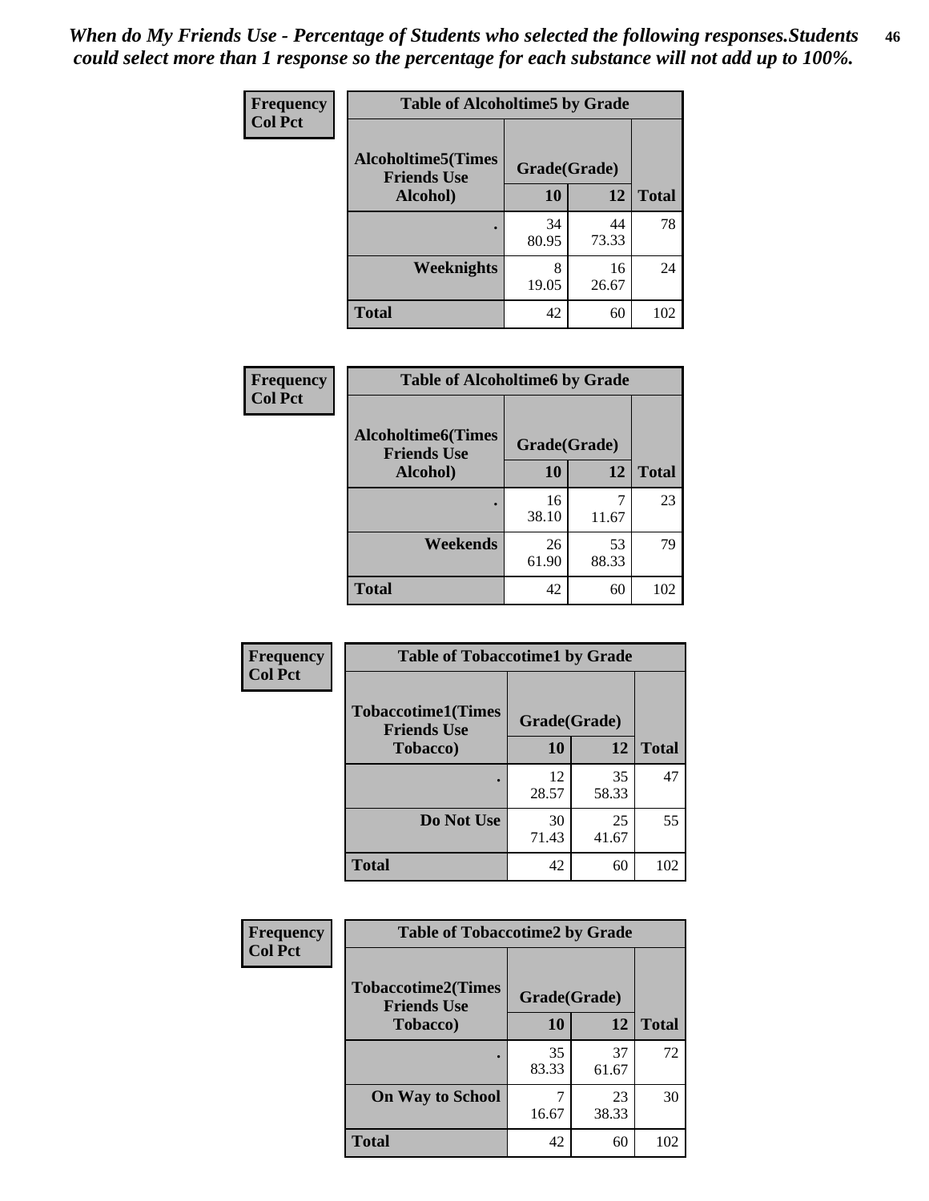*When do My Friends Use - Percentage of Students who selected the following responses.Students could select more than 1 response so the percentage for each substance will not add up to 100%.*

| Frequency Col Pct | Table of Alcoholtime5 by Grade | | |
|---|---|---|---|
| Alcoholtime5(Times Friends Use Alcohol) | Grade(Grade) | | |
| | 10 | 12 | Total |
| . | 34<br>80.95 | 44<br>73.33 | 78 |
| Weeknights | 8<br>19.05 | 16<br>26.67 | 24 |
| Total | 42 | 60 | 102 |

| Frequency Col Pct | Table of Alcoholtime6 by Grade | | |
|---|---|---|---|
| Alcoholtime6(Times Friends Use Alcohol) | Grade(Grade) | | |
| | 10 | 12 | Total |
| . | 16<br>38.10 | 7<br>11.67 | 23 |
| Weekends | 26<br>61.90 | 53<br>88.33 | 79 |
| Total | 42 | 60 | 102 |

| Frequency Col Pct | Table of Tobaccotime1 by Grade | | |
|---|---|---|---|
| Tobaccotime1(Times Friends Use Tobacco) | Grade(Grade) | | |
| | 10 | 12 | Total |
| . | 12<br>28.57 | 35<br>58.33 | 47 |
| Do Not Use | 30<br>71.43 | 25<br>41.67 | 55 |
| Total | 42 | 60 | 102 |

| Frequency Col Pct | Table of Tobaccotime2 by Grade | | |
|---|---|---|---|
| Tobaccotime2(Times Friends Use Tobacco) | Grade(Grade) | | |
| | 10 | 12 | Total |
| . | 35<br>83.33 | 37<br>61.67 | 72 |
| On Way to School | 7<br>16.67 | 23<br>38.33 | 30 |
| Total | 42 | 60 | 102 |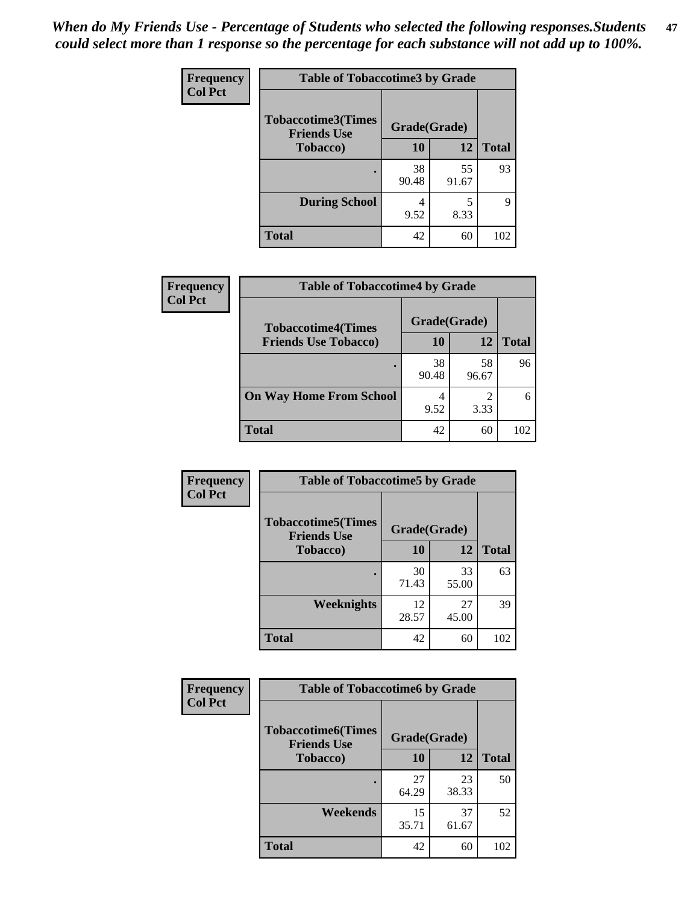*When do My Friends Use - Percentage of Students who selected the following responses.Students could select more than 1 response so the percentage for each substance will not add up to 100%.*

**Frequency**
**Col Pct**

| Table of Tobaccotime3 by Grade | | | |
|---|---|---|---|
| **Tobaccotime3(Times Friends Use Tobacco)** | **Grade(Grade)** | | **Total** |
| | **10** | **12** | |
| **.** | 38<br>90.48 | 55<br>91.67 | 93 |
| **During School** | 4<br>9.52 | 5<br>8.33 | 9 |
| **Total** | 42 | 60 | 102 |

**Frequency**
**Col Pct**

| Table of Tobaccotime4 by Grade | | | |
|---|---|---|---|
| **Tobaccotime4(Times Friends Use Tobacco)** | **Grade(Grade)** | | **Total** |
| | **10** | **12** | |
| **.** | 38<br>90.48 | 58<br>96.67 | 96 |
| **On Way Home From School** | 4<br>9.52 | 2<br>3.33 | 6 |
| **Total** | 42 | 60 | 102 |

**Frequency**
**Col Pct**

| Table of Tobaccotime5 by Grade | | | |
|---|---|---|---|
| **Tobaccotime5(Times Friends Use Tobacco)** | **Grade(Grade)** | | **Total** |
| | **10** | **12** | |
| **.** | 30<br>71.43 | 33<br>55.00 | 63 |
| **Weeknights** | 12<br>28.57 | 27<br>45.00 | 39 |
| **Total** | 42 | 60 | 102 |

**Frequency**
**Col Pct**

| Table of Tobaccotime6 by Grade | | | |
|---|---|---|---|
| **Tobaccotime6(Times Friends Use Tobacco)** | **Grade(Grade)** | | **Total** |
| | **10** | **12** | |
| **.** | 27<br>64.29 | 23<br>38.33 | 50 |
| **Weekends** | 15<br>35.71 | 37<br>61.67 | 52 |
| **Total** | 42 | 60 | 102 |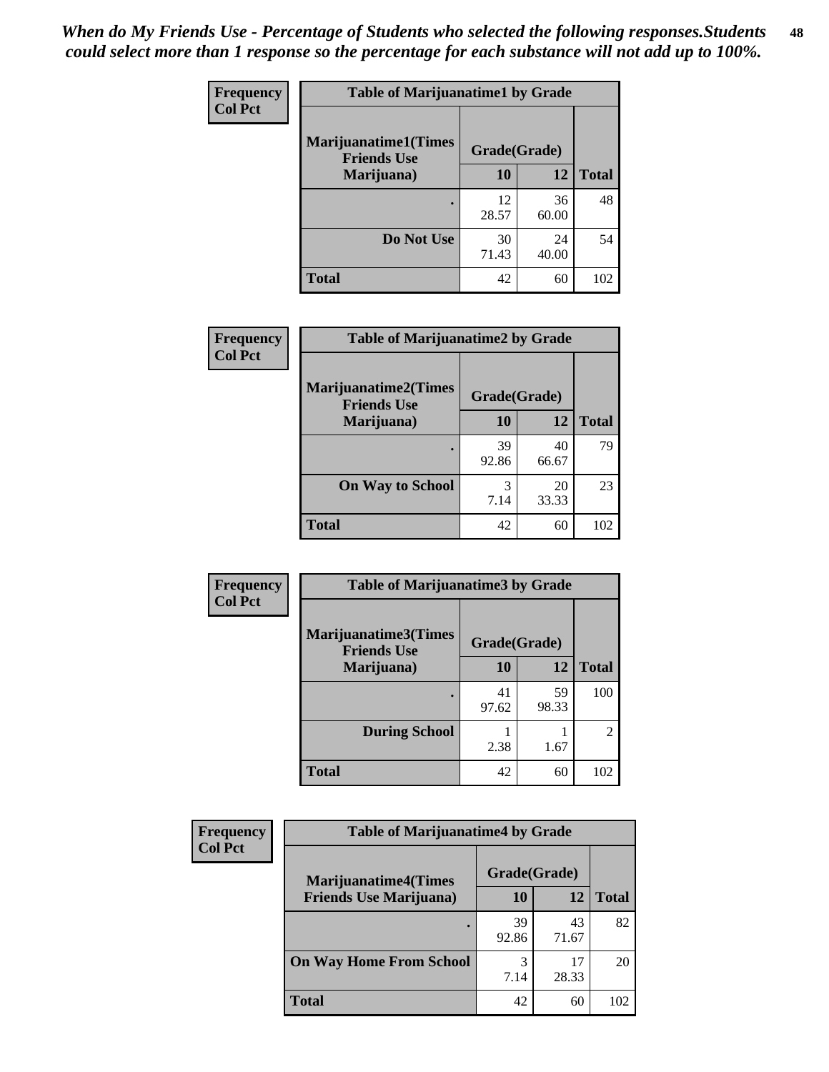*When do My Friends Use - Percentage of Students who selected the following responses.Students could select more than 1 response so the percentage for each substance will not add up to 100%.*

**Frequency**
**Col Pct**

| Table of Marijuanatime1 by Grade | | | |
|---|---|---|---|
| **Marijuanatime1(Times Friends Use Marijuana)** | **Grade(Grade)** | | |
| | **10** | **12** | **Total** |
| **.** | 12<br>28.57 | 36<br>60.00 | 48 |
| **Do Not Use** | 30<br>71.43 | 24<br>40.00 | 54 |
| **Total** | 42 | 60 | 102 |

**Frequency**
**Col Pct**

| Table of Marijuanatime2 by Grade | | | |
|---|---|---|---|
| **Marijuanatime2(Times Friends Use Marijuana)** | **Grade(Grade)** | | |
| | **10** | **12** | **Total** |
| **.** | 39<br>92.86 | 40<br>66.67 | 79 |
| **On Way to School** | 3<br>7.14 | 20<br>33.33 | 23 |
| **Total** | 42 | 60 | 102 |

**Frequency**
**Col Pct**

| Table of Marijuanatime3 by Grade | | | |
|---|---|---|---|
| **Marijuanatime3(Times Friends Use Marijuana)** | **Grade(Grade)** | | |
| | **10** | **12** | **Total** |
| **.** | 41<br>97.62 | 59<br>98.33 | 100 |
| **During School** | 1<br>2.38 | 1<br>1.67 | 2 |
| **Total** | 42 | 60 | 102 |

**Frequency**
**Col Pct**

| Table of Marijuanatime4 by Grade | | | |
|---|---|---|---|
| **Marijuanatime4(Times Friends Use Marijuana)** | **Grade(Grade)** | | |
| | **10** | **12** | **Total** |
| **.** | 39<br>92.86 | 43<br>71.67 | 82 |
| **On Way Home From School** | 3<br>7.14 | 17<br>28.33 | 20 |
| **Total** | 42 | 60 | 102 |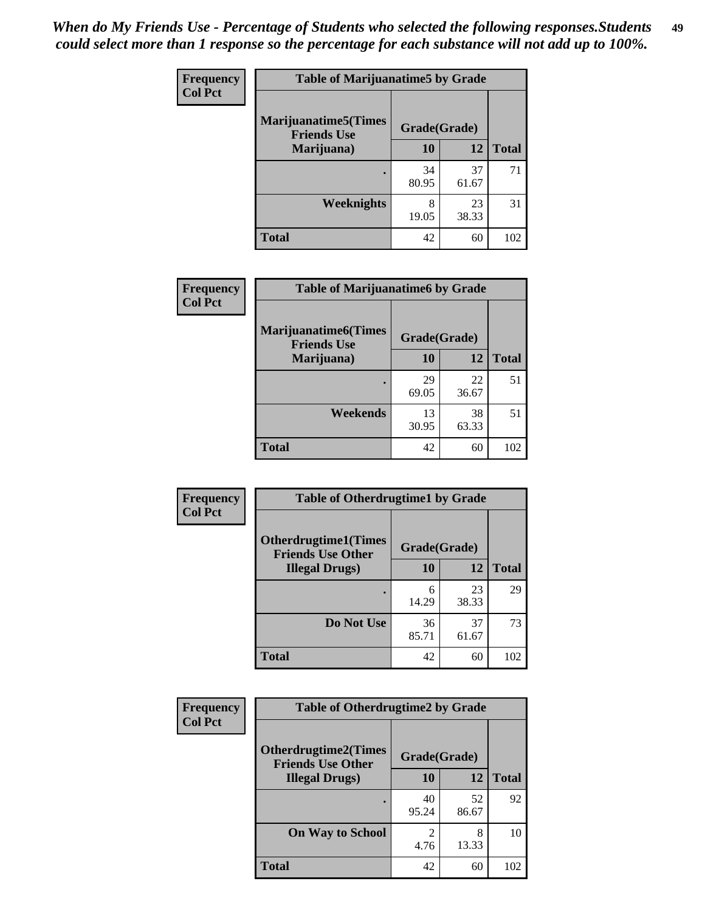***When do My Friends Use - Percentage of Students who selected the following responses.Students could select more than 1 response so the percentage for each substance will not add up to 100%.***

**Frequency**
**Col Pct**

**Table of Marijuanatime5 by Grade**

| Marijuanatime5(Times Friends Use Marijuana) | Grade(Grade) | | |
|---|---|---|---|
| | 10 | 12 | Total |
| . | 34<br>80.95 | 37<br>61.67 | 71 |
| Weeknights | 8<br>19.05 | 23<br>38.33 | 31 |
| Total | 42 | 60 | 102 |

**Frequency**
**Col Pct**

**Table of Marijuanatime6 by Grade**

| Marijuanatime6(Times Friends Use Marijuana) | Grade(Grade) | | |
|---|---|---|---|
| | 10 | 12 | Total |
| . | 29<br>69.05 | 22<br>36.67 | 51 |
| Weekends | 13<br>30.95 | 38<br>63.33 | 51 |
| Total | 42 | 60 | 102 |

**Frequency**
**Col Pct**

**Table of Otherdrugtime1 by Grade**

| Otherdrugtime1(Times Friends Use Other Illegal Drugs) | Grade(Grade) | | |
|---|---|---|---|
| | 10 | 12 | Total |
| . | 6<br>14.29 | 23<br>38.33 | 29 |
| Do Not Use | 36<br>85.71 | 37<br>61.67 | 73 |
| Total | 42 | 60 | 102 |

**Frequency**
**Col Pct**

**Table of Otherdrugtime2 by Grade**

| Otherdrugtime2(Times Friends Use Other Illegal Drugs) | Grade(Grade) | | |
|---|---|---|---|
| | 10 | 12 | Total |
| . | 40<br>95.24 | 52<br>86.67 | 92 |
| On Way to School | 2<br>4.76 | 8<br>13.33 | 10 |
| Total | 42 | 60 | 102 |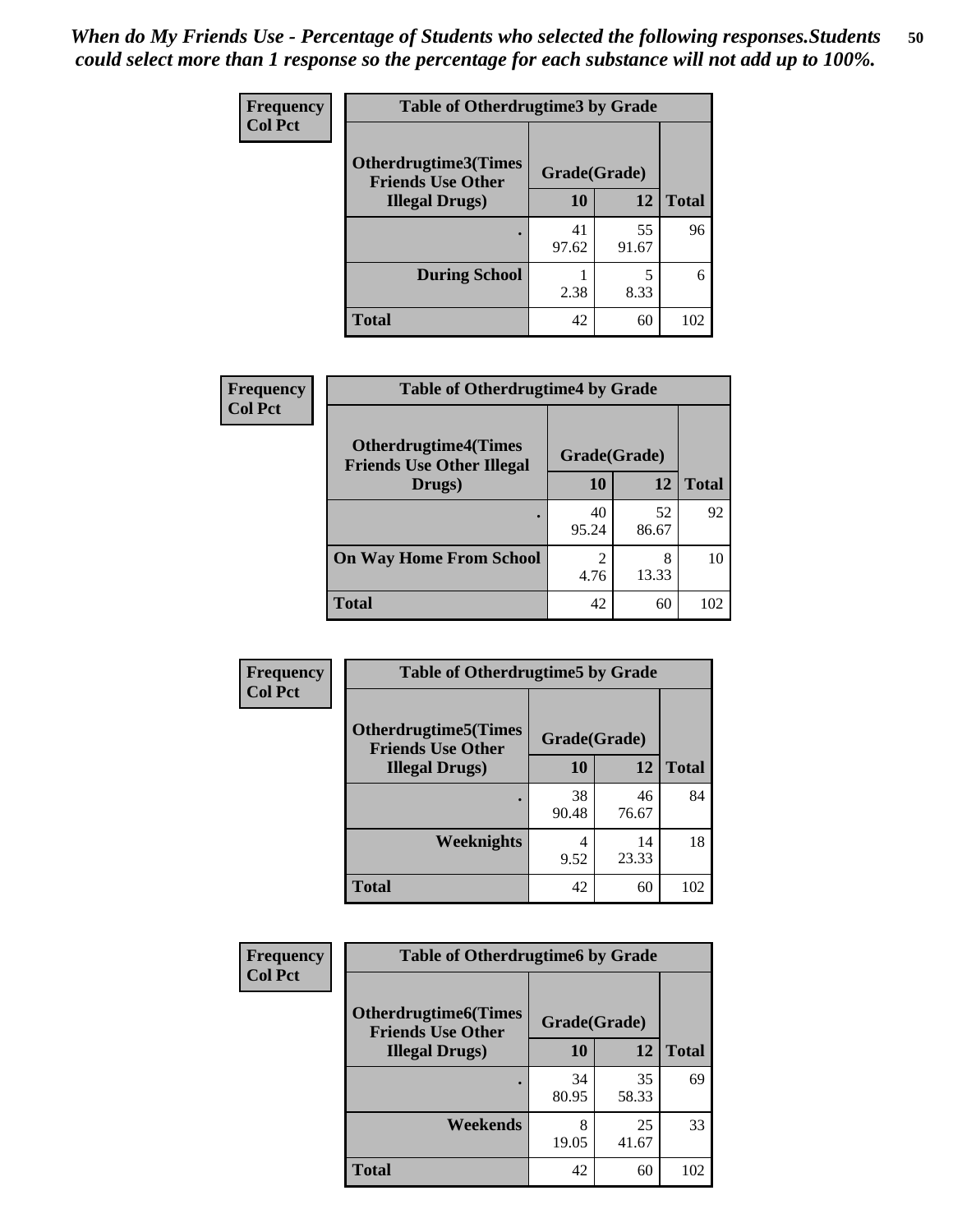*When do My Friends Use - Percentage of Students who selected the following responses.Students could select more than 1 response so the percentage for each substance will not add up to 100%.*

**Frequency**
**Col Pct**

| Table of Otherdrugtime3 by Grade | | | |
|---|---|---|---|
| **Otherdrugtime3(Times Friends Use Other Illegal Drugs)** | **Grade(Grade)** | | |
| | **10** | **12** | **Total** |
| **.** | 41<br>97.62 | 55<br>91.67 | 96 |
| **During School** | 1<br>2.38 | 5<br>8.33 | 6 |
| **Total** | 42 | 60 | 102 |

**Frequency**
**Col Pct**

| Table of Otherdrugtime4 by Grade | | | |
|---|---|---|---|
| **Otherdrugtime4(Times Friends Use Other Illegal Drugs)** | **Grade(Grade)** | | |
| | **10** | **12** | **Total** |
| **.** | 40<br>95.24 | 52<br>86.67 | 92 |
| **On Way Home From School** | 2<br>4.76 | 8<br>13.33 | 10 |
| **Total** | 42 | 60 | 102 |

**Frequency**
**Col Pct**

| Table of Otherdrugtime5 by Grade | | | |
|---|---|---|---|
| **Otherdrugtime5(Times Friends Use Other Illegal Drugs)** | **Grade(Grade)** | | |
| | **10** | **12** | **Total** |
| **.** | 38<br>90.48 | 46<br>76.67 | 84 |
| **Weeknights** | 4<br>9.52 | 14<br>23.33 | 18 |
| **Total** | 42 | 60 | 102 |

**Frequency**
**Col Pct**

| Table of Otherdrugtime6 by Grade | | | |
|---|---|---|---|
| **Otherdrugtime6(Times Friends Use Other Illegal Drugs)** | **Grade(Grade)** | | |
| | **10** | **12** | **Total** |
| **.** | 34<br>80.95 | 35<br>58.33 | 69 |
| **Weekends** | 8<br>19.05 | 25<br>41.67 | 33 |
| **Total** | 42 | 60 | 102 |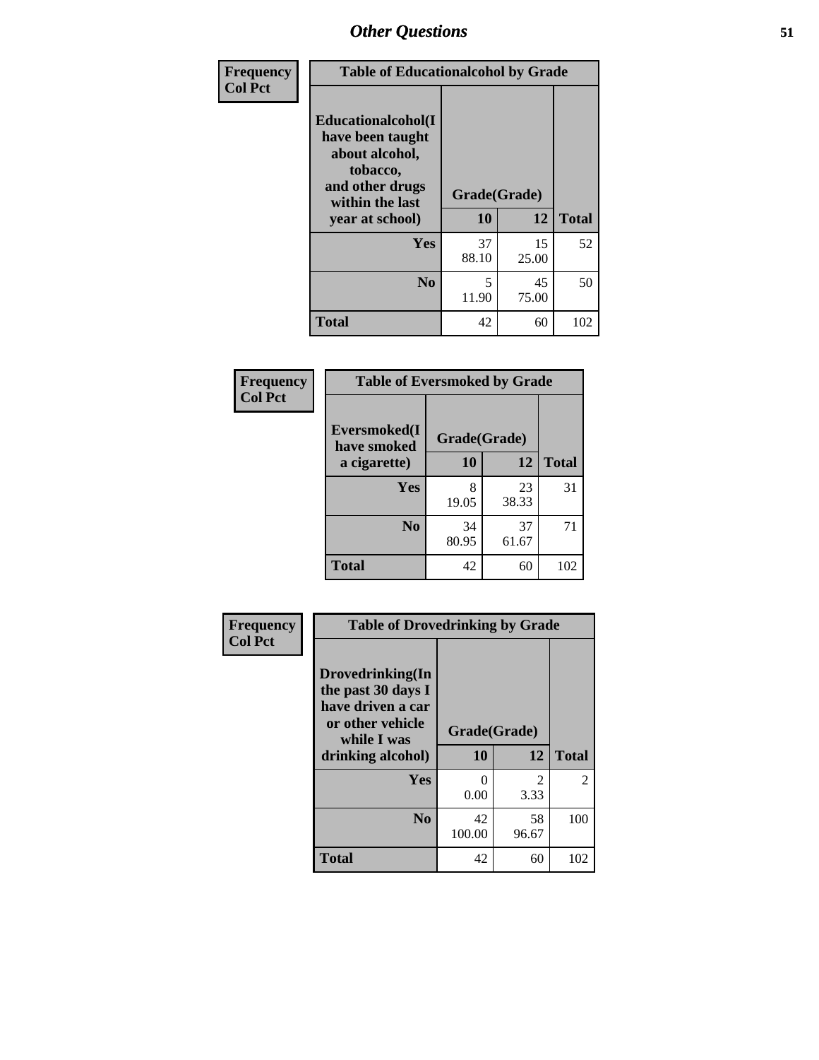## Other Questions

**Frequency**
**Col Pct**

| Table of Educationalcohol by Grade | | | |
|---|---|---|---|
| **Educationalcohol(I have been taught about alcohol, tobacco, and other drugs within the last year at school)** | **Grade(Grade)** | | |
| | **10** | **12** | **Total** |
| **Yes** | 37<br>88.10 | 15<br>25.00 | 52 |
| **No** | 5<br>11.90 | 45<br>75.00 | 50 |
| **Total** | 42 | 60 | 102 |

**Frequency**
**Col Pct**

| Table of Eversmoked by Grade | | | |
|---|---|---|---|
| **Eversmoked(I have smoked a cigarette)** | **Grade(Grade)** | | |
| | **10** | **12** | **Total** |
| **Yes** | 8<br>19.05 | 23<br>38.33 | 31 |
| **No** | 34<br>80.95 | 37<br>61.67 | 71 |
| **Total** | 42 | 60 | 102 |

**Frequency**
**Col Pct**

| Table of Drovedrinking by Grade | | | |
|---|---|---|---|
| **Drovedrinking(In the past 30 days I have driven a car or other vehicle while I was drinking alcohol)** | **Grade(Grade)** | | |
| | **10** | **12** | **Total** |
| **Yes** | 0<br>0.00 | 2<br>3.33 | 2 |
| **No** | 42<br>100.00 | 58<br>96.67 | 100 |
| **Total** | 42 | 60 | 102 |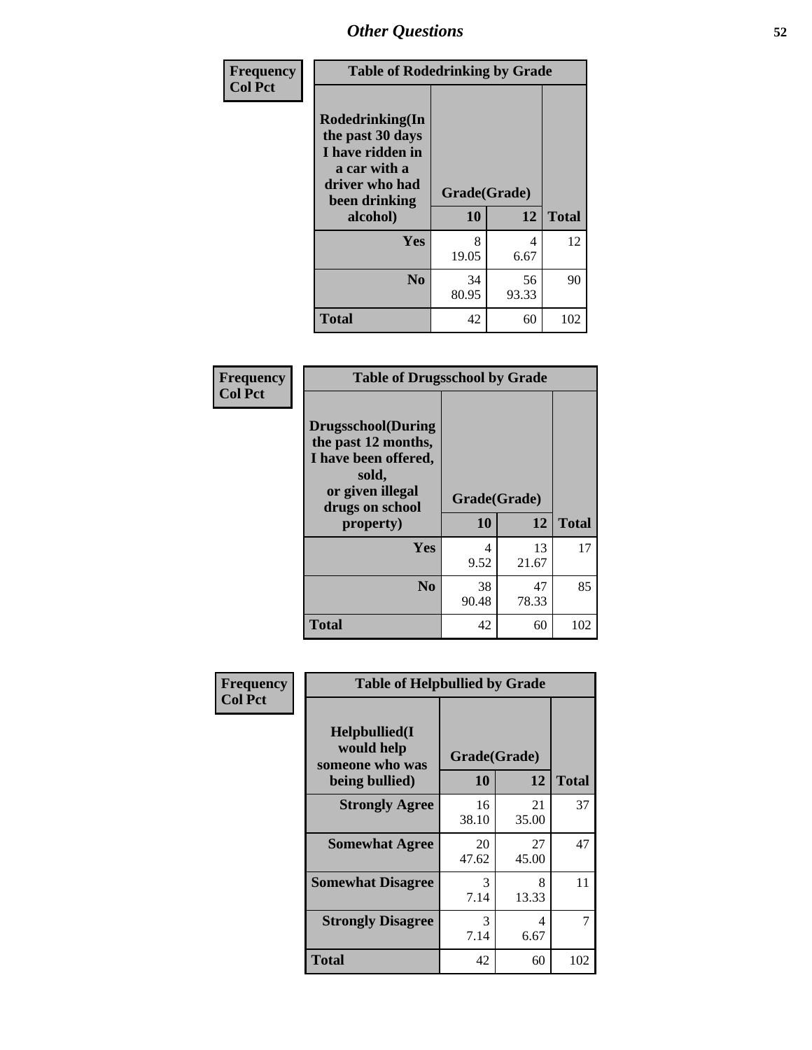# Other Questions

**Frequency Col Pct**

| Table of Rodedrinking by Grade | | | |
|---|---|---|---|
| Rodedrinking(In the past 30 days I have ridden in a car with a driver who had been drinking alcohol) | Grade(Grade) | | |
| | 10 | 12 | Total |
| Yes | 8<br>19.05 | 4<br>6.67 | 12 |
| No | 34<br>80.95 | 56<br>93.33 | 90 |
| Total | 42 | 60 | 102 |

**Frequency Col Pct**

| Table of Drugsschool by Grade | | | |
|---|---|---|---|
| Drugsschool(During the past 12 months, I have been offered, sold, or given illegal drugs on school property) | Grade(Grade) | | |
| | 10 | 12 | Total |
| Yes | 4<br>9.52 | 13<br>21.67 | 17 |
| No | 38<br>90.48 | 47<br>78.33 | 85 |
| Total | 42 | 60 | 102 |

**Frequency Col Pct**

| Table of Helpbullied by Grade | | | |
|---|---|---|---|
| Helpbullied(I would help someone who was being bullied) | Grade(Grade) | | |
| | 10 | 12 | Total |
| Strongly Agree | 16<br>38.10 | 21<br>35.00 | 37 |
| Somewhat Agree | 20<br>47.62 | 27<br>45.00 | 47 |
| Somewhat Disagree | 3<br>7.14 | 8<br>13.33 | 11 |
| Strongly Disagree | 3<br>7.14 | 4<br>6.67 | 7 |
| Total | 42 | 60 | 102 |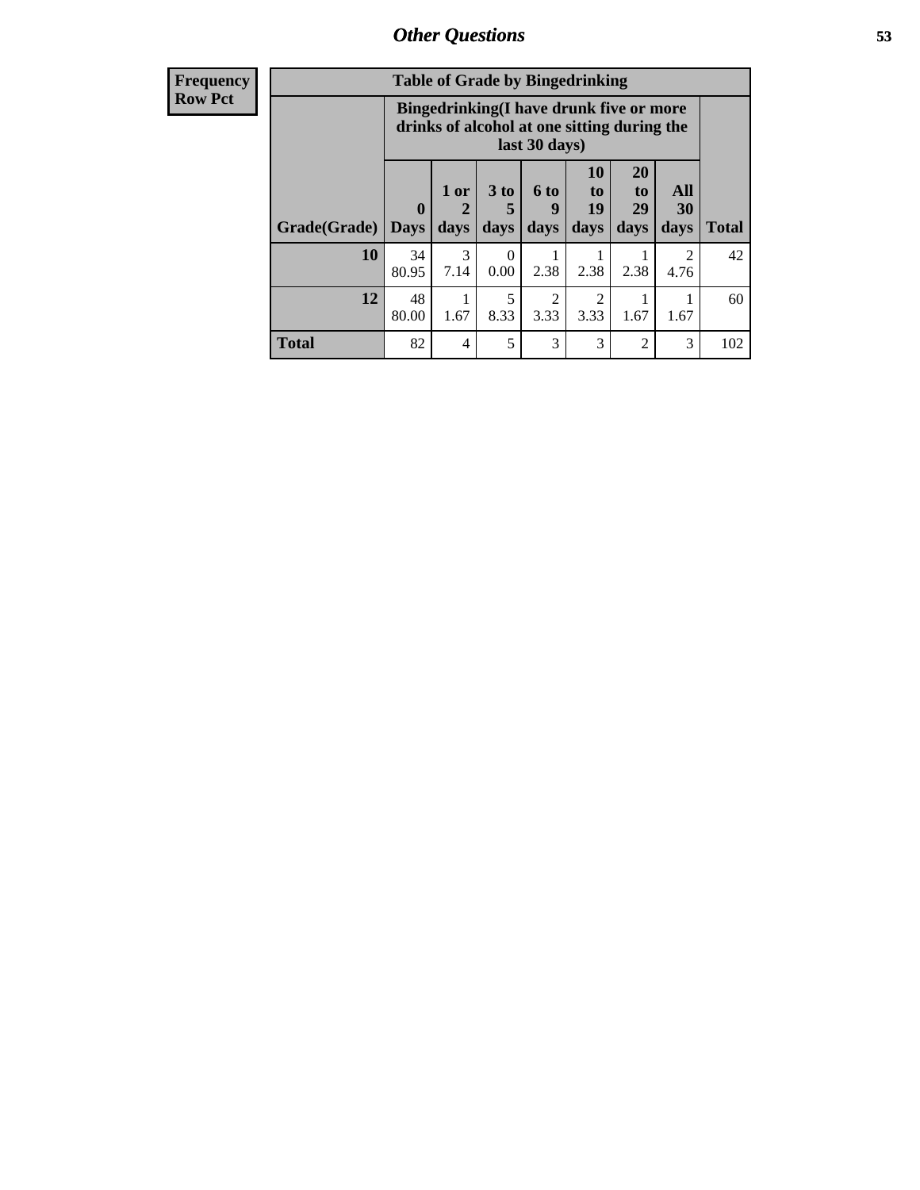| Frequency<br>Row Pct |
|---|

| Table of Grade by Bingedrinking | | | | | | | | |
|---|---|---|---|---|---|---|---|---|
| | Bingedrinking(I have drunk five or more drinks of alcohol at one sitting during the last 30 days) | | | | | | | |
| Grade(Grade) | 0 Days | 1 or 2 days | 3 to 5 days | 6 to 9 days | 10 to 19 days | 20 to 29 days | All 30 days | Total |
| 10 | 34<br>80.95 | 3<br>7.14 | 0<br>0.00 | 1<br>2.38 | 1<br>2.38 | 1<br>2.38 | 2<br>4.76 | 42 |
| 12 | 48<br>80.00 | 1<br>1.67 | 5<br>8.33 | 2<br>3.33 | 2<br>3.33 | 1<br>1.67 | 1<br>1.67 | 60 |
| Total | 82 | 4 | 5 | 3 | 3 | 2 | 3 | 102 |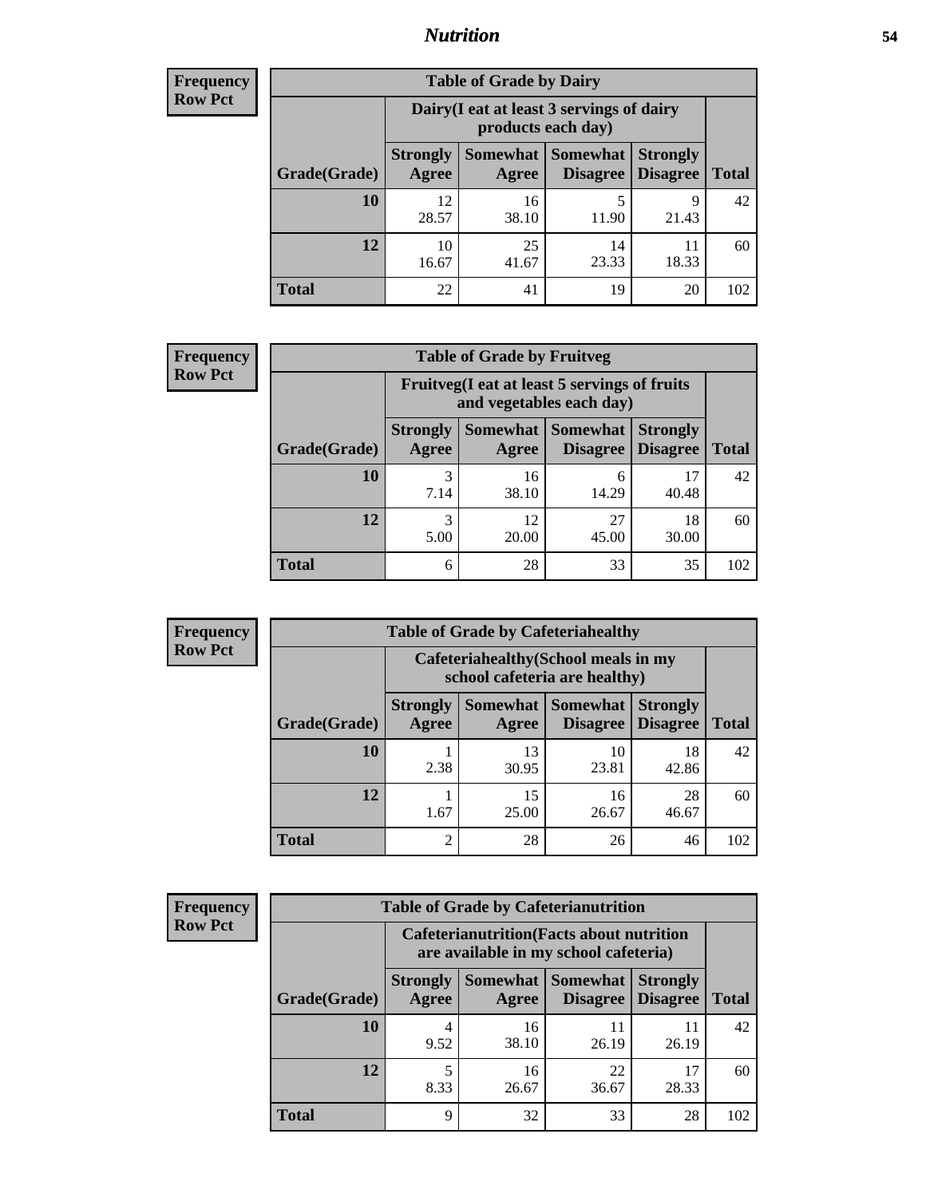## Nutrition

**Frequency**
**Row Pct**

| Table of Grade by Dairy | | | | | |
|---|---|---|---|---|---|
| | Dairy(I eat at least 3 servings of dairy products each day) | | | | |
| Grade(Grade) | Strongly Agree | Somewhat Agree | Somewhat Disagree | Strongly Disagree | Total |
| **10** | 12<br>28.57 | 16<br>38.10 | 5<br>11.90 | 9<br>21.43 | 42 |
| **12** | 10<br>16.67 | 25<br>41.67 | 14<br>23.33 | 11<br>18.33 | 60 |
| **Total** | 22 | 41 | 19 | 20 | 102 |

**Frequency**
**Row Pct**

| Table of Grade by Fruitveg | | | | | |
|---|---|---|---|---|---|
| | Fruitveg(I eat at least 5 servings of fruits and vegetables each day) | | | | |
| Grade(Grade) | Strongly Agree | Somewhat Agree | Somewhat Disagree | Strongly Disagree | Total |
| **10** | 3<br>7.14 | 16<br>38.10 | 6<br>14.29 | 17<br>40.48 | 42 |
| **12** | 3<br>5.00 | 12<br>20.00 | 27<br>45.00 | 18<br>30.00 | 60 |
| **Total** | 6 | 28 | 33 | 35 | 102 |

**Frequency**
**Row Pct**

| Table of Grade by Cafeteriahealthy | | | | | |
|---|---|---|---|---|---|
| | Cafeteriahealthy(School meals in my school cafeteria are healthy) | | | | |
| Grade(Grade) | Strongly Agree | Somewhat Agree | Somewhat Disagree | Strongly Disagree | Total |
| **10** | 1<br>2.38 | 13<br>30.95 | 10<br>23.81 | 18<br>42.86 | 42 |
| **12** | 1<br>1.67 | 15<br>25.00 | 16<br>26.67 | 28<br>46.67 | 60 |
| **Total** | 2 | 28 | 26 | 46 | 102 |

**Frequency**
**Row Pct**

| Table of Grade by Cafeterianutrition | | | | | |
|---|---|---|---|---|---|
| | Cafeterianutrition(Facts about nutrition are available in my school cafeteria) | | | | |
| Grade(Grade) | Strongly Agree | Somewhat Agree | Somewhat Disagree | Strongly Disagree | Total |
| **10** | 4<br>9.52 | 16<br>38.10 | 11<br>26.19 | 11<br>26.19 | 42 |
| **12** | 5<br>8.33 | 16<br>26.67 | 22<br>36.67 | 17<br>28.33 | 60 |
| **Total** | 9 | 32 | 33 | 28 | 102 |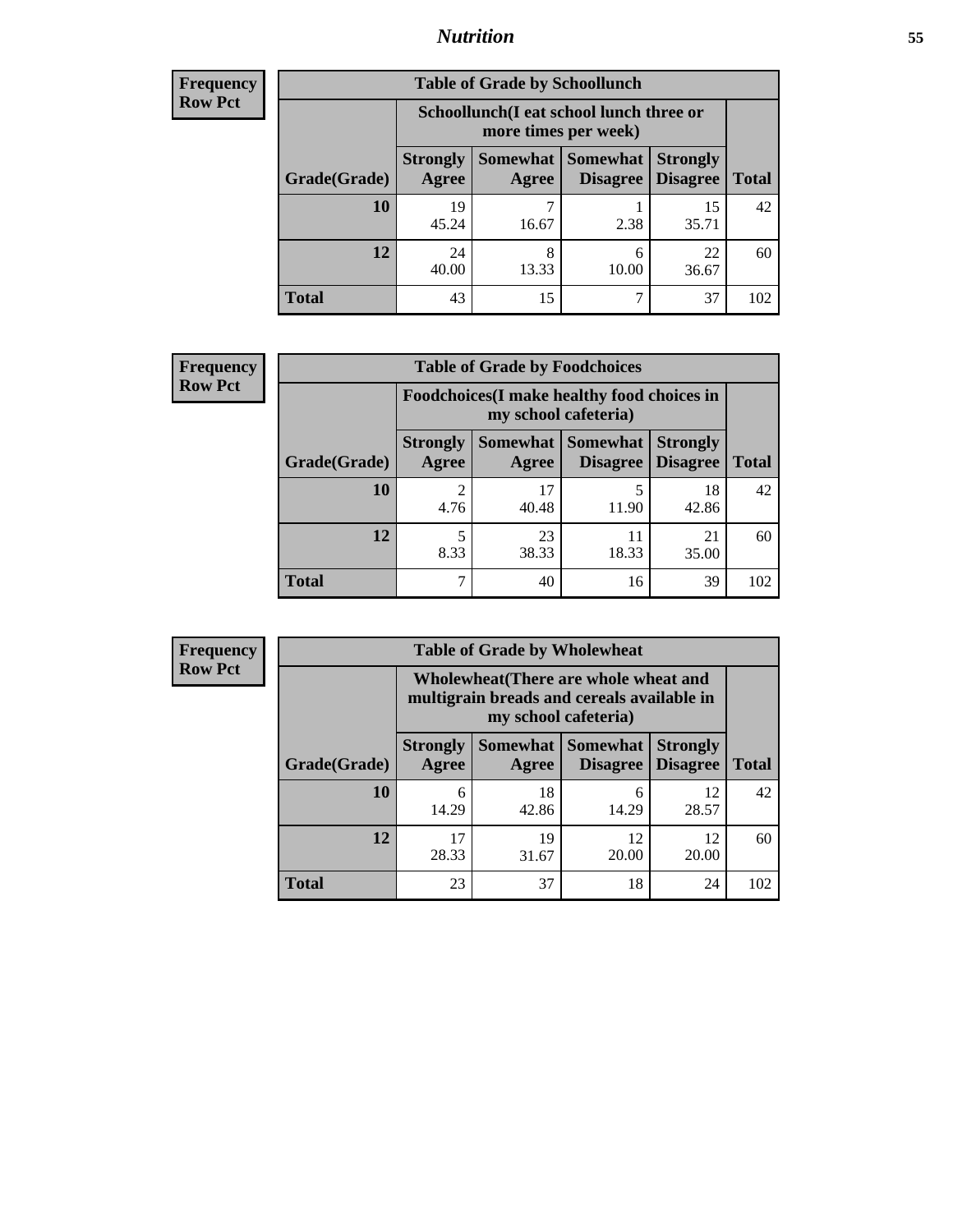| Frequency |
|---|
| Row Pct |

**Table of Grade by Schoollunch**

| Grade(Grade) | Schoollunch(I eat school lunch three or more times per week) | | | | Total |
|---|---|---|---|---|---|
| | Strongly Agree | Somewhat Agree | Somewhat Disagree | Strongly Disagree | |
| 10 | 19<br>45.24 | 7<br>16.67 | 1<br>2.38 | 15<br>35.71 | 42 |
| 12 | 24<br>40.00 | 8<br>13.33 | 6<br>10.00 | 22<br>36.67 | 60 |
| Total | 43 | 15 | 7 | 37 | 102 |

| Frequency |
|---|
| Row Pct |

**Table of Grade by Foodchoices**

| Grade(Grade) | Foodchoices(I make healthy food choices in my school cafeteria) | | | | Total |
|---|---|---|---|---|---|
| | Strongly Agree | Somewhat Agree | Somewhat Disagree | Strongly Disagree | |
| 10 | 2<br>4.76 | 17<br>40.48 | 5<br>11.90 | 18<br>42.86 | 42 |
| 12 | 5<br>8.33 | 23<br>38.33 | 11<br>18.33 | 21<br>35.00 | 60 |
| Total | 7 | 40 | 16 | 39 | 102 |

| Frequency |
|---|
| Row Pct |

**Table of Grade by Wholewheat**

| Grade(Grade) | Wholewheat(There are whole wheat and multigrain breads and cereals available in my school cafeteria) | | | | Total |
|---|---|---|---|---|---|
| | Strongly Agree | Somewhat Agree | Somewhat Disagree | Strongly Disagree | |
| 10 | 6<br>14.29 | 18<br>42.86 | 6<br>14.29 | 12<br>28.57 | 42 |
| 12 | 17<br>28.33 | 19<br>31.67 | 12<br>20.00 | 12<br>20.00 | 60 |
| Total | 23 | 37 | 18 | 24 | 102 |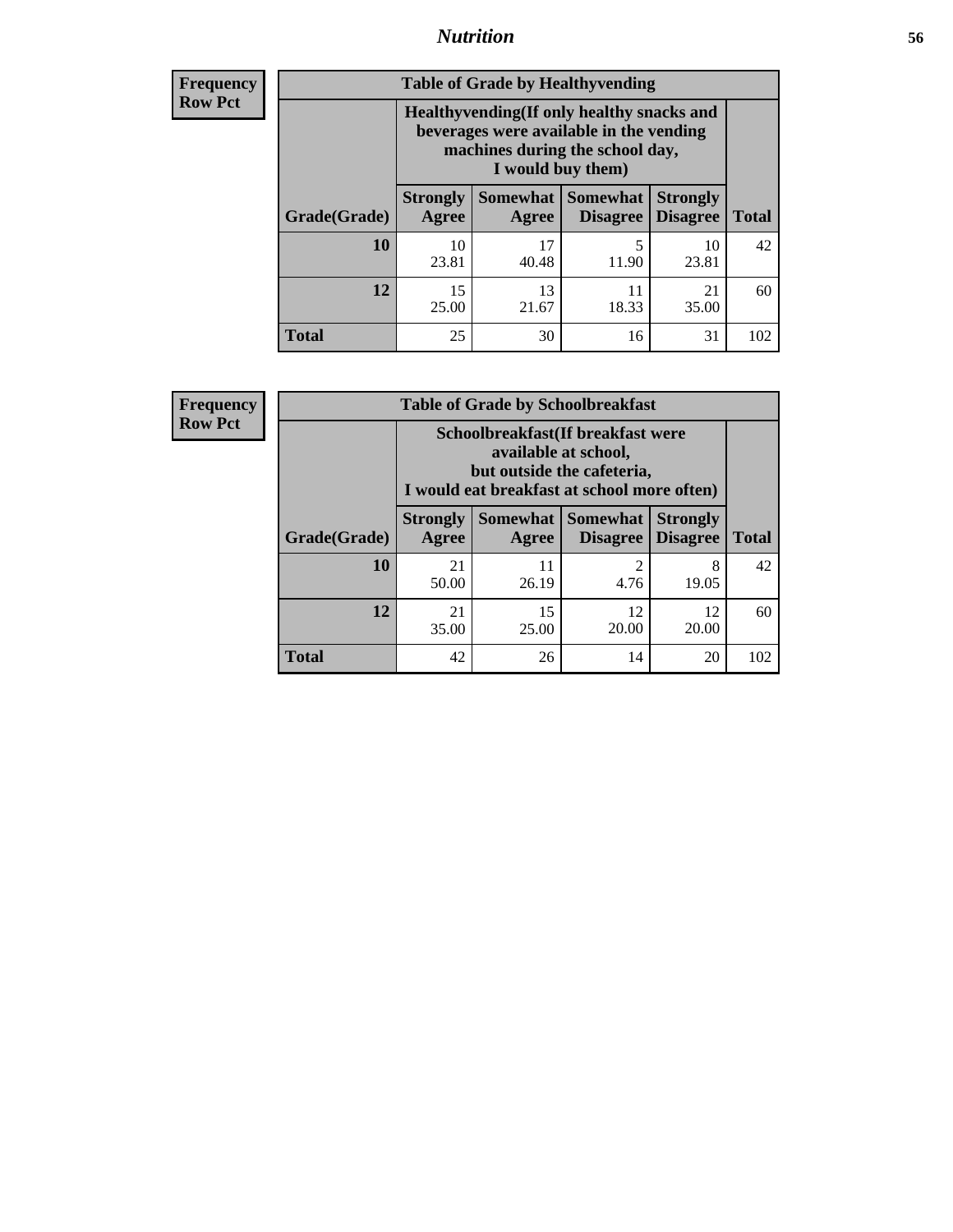| Frequency<br>Row Pct |
|---|

**Table of Grade by Healthyvending**

| Grade(Grade) | Healthyvending(If only healthy snacks and beverages were available in the vending machines during the school day, I would buy them) | | | | Total |
|---|---|---|---|---|---|
| | Strongly Agree | Somewhat Agree | Somewhat Disagree | Strongly Disagree | |
| 10 | 10<br>23.81 | 17<br>40.48 | 5<br>11.90 | 10<br>23.81 | 42 |
| 12 | 15<br>25.00 | 13<br>21.67 | 11<br>18.33 | 21<br>35.00 | 60 |
| Total | 25 | 30 | 16 | 31 | 102 |

| Frequency<br>Row Pct |
|---|

**Table of Grade by Schoolbreakfast**

| Grade(Grade) | Schoolbreakfast(If breakfast were available at school, but outside the cafeteria, I would eat breakfast at school more often) | | | | Total |
|---|---|---|---|---|---|
| | Strongly Agree | Somewhat Agree | Somewhat Disagree | Strongly Disagree | |
| 10 | 21<br>50.00 | 11<br>26.19 | 2<br>4.76 | 8<br>19.05 | 42 |
| 12 | 21<br>35.00 | 15<br>25.00 | 12<br>20.00 | 12<br>20.00 | 60 |
| Total | 42 | 26 | 14 | 20 | 102 |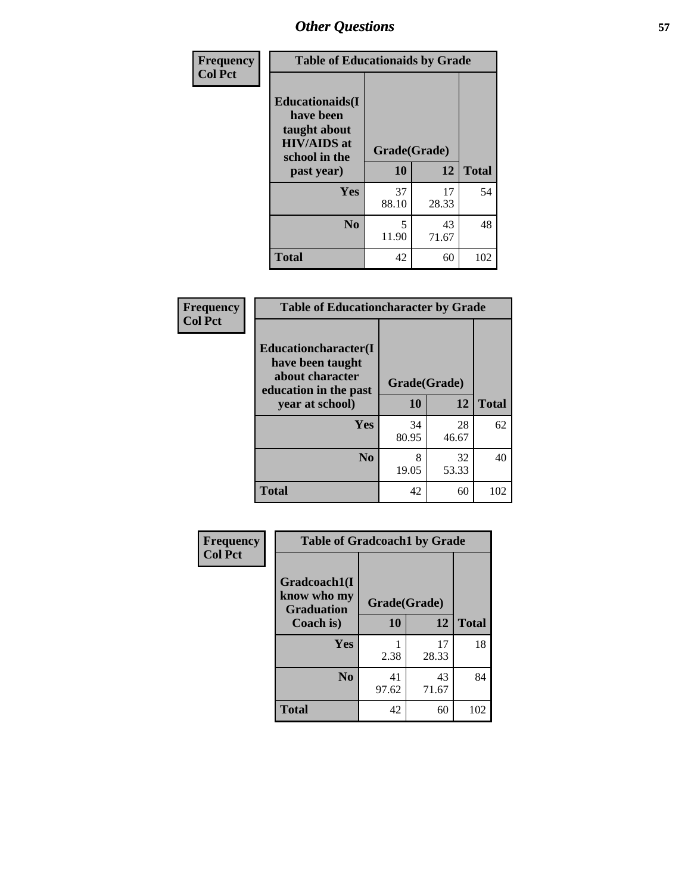## Other Questions

**Frequency**
**Col Pct**

| Table of Educationaids by Grade | | | |
|---|---|---|---|
| **Educationaids(I have been taught about HIV/AIDS at school in the past year)** | **Grade(Grade)** | | |
| | **10** | **12** | **Total** |
| **Yes** | 37<br>88.10 | 17<br>28.33 | 54 |
| **No** | 5<br>11.90 | 43<br>71.67 | 48 |
| **Total** | 42 | 60 | 102 |

**Frequency**
**Col Pct**

| Table of Educationcharacter by Grade | | | |
|---|---|---|---|
| **Educationcharacter(I have been taught about character education in the past year at school)** | **Grade(Grade)** | | |
| | **10** | **12** | **Total** |
| **Yes** | 34<br>80.95 | 28<br>46.67 | 62 |
| **No** | 8<br>19.05 | 32<br>53.33 | 40 |
| **Total** | 42 | 60 | 102 |

**Frequency**
**Col Pct**

| Table of Gradcoach1 by Grade | | | |
|---|---|---|---|
| **Gradcoach1(I know who my Graduation Coach is)** | **Grade(Grade)** | | |
| | **10** | **12** | **Total** |
| **Yes** | 1<br>2.38 | 17<br>28.33 | 18 |
| **No** | 41<br>97.62 | 43<br>71.67 | 84 |
| **Total** | 42 | 60 | 102 |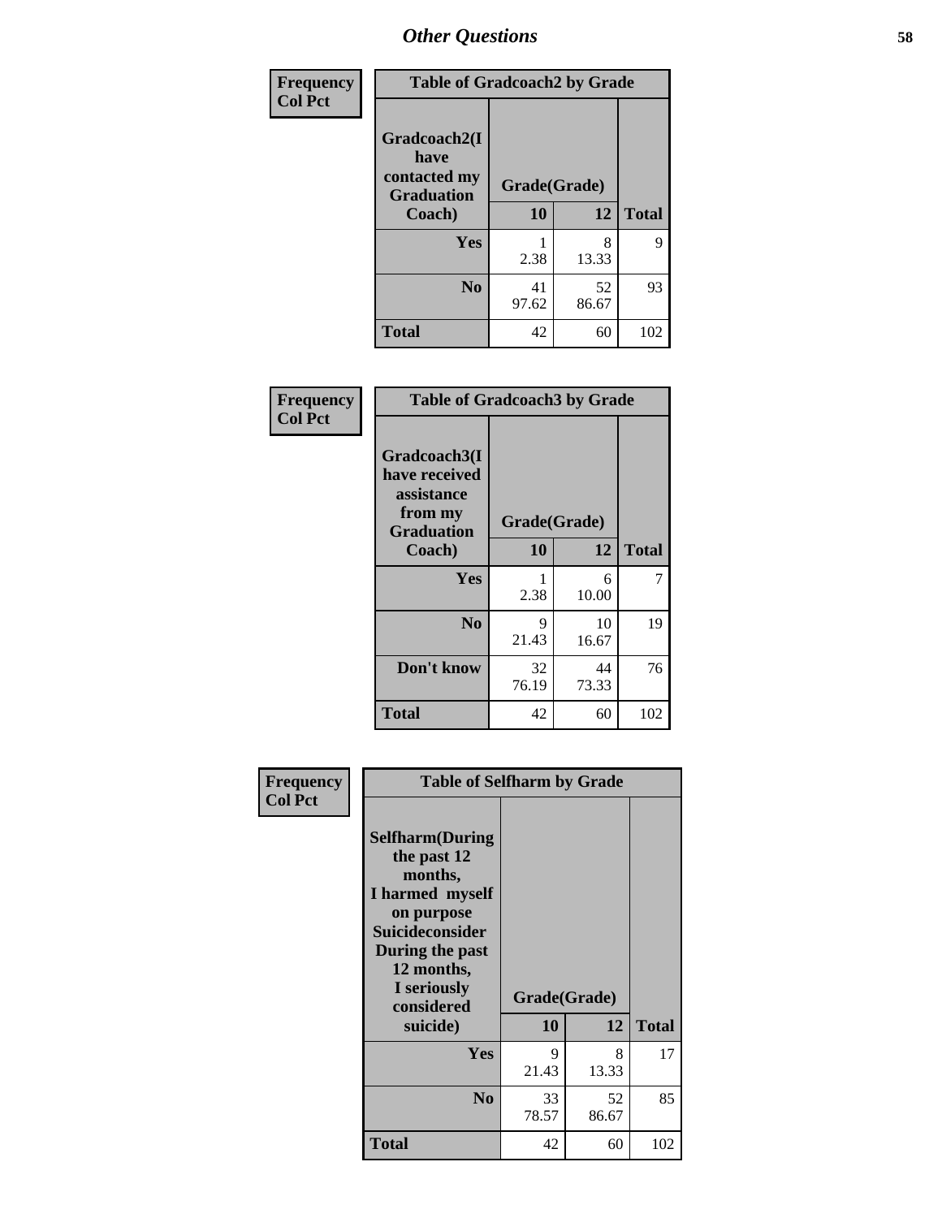## Other Questions

**Frequency / Col Pct**

**Table of Gradcoach2 by Grade**

| Gradcoach2(I have contacted my Graduation Coach) | Grade(Grade) 10 | 12 | Total |
|---|---|---|---|
| **Yes** | 1<br>2.38 | 8<br>13.33 | 9 |
| **No** | 41<br>97.62 | 52<br>86.67 | 93 |
| **Total** | 42 | 60 | 102 |

**Frequency / Col Pct**

**Table of Gradcoach3 by Grade**

| Gradcoach3(I have received assistance from my Graduation Coach) | Grade(Grade) 10 | 12 | Total |
|---|---|---|---|
| **Yes** | 1<br>2.38 | 6<br>10.00 | 7 |
| **No** | 9<br>21.43 | 10<br>16.67 | 19 |
| **Don't know** | 32<br>76.19 | 44<br>73.33 | 76 |
| **Total** | 42 | 60 | 102 |

**Frequency / Col Pct**

**Table of Selfharm by Grade**

| Selfharm(During the past 12 months, I harmed myself on purpose Suicideconsider During the past 12 months, I seriously considered suicide) | Grade(Grade) 10 | 12 | Total |
|---|---|---|---|
| **Yes** | 9<br>21.43 | 8<br>13.33 | 17 |
| **No** | 33<br>78.57 | 52<br>86.67 | 85 |
| **Total** | 42 | 60 | 102 |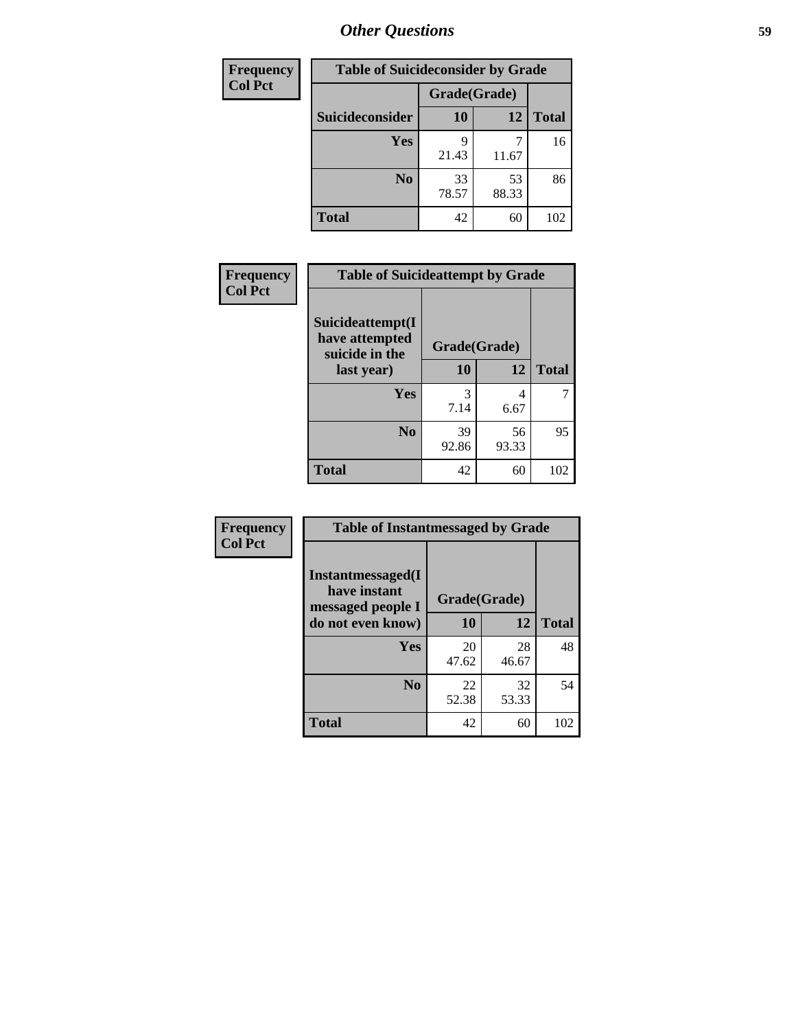## Other Questions

**Frequency**
**Col Pct**

| Table of Suicideconsider by Grade | | | |
|---|---|---|---|
| | Grade(Grade) | | |
| **Suicideconsider** | **10** | **12** | **Total** |
| **Yes** | 9<br>21.43 | 7<br>11.67 | 16 |
| **No** | 33<br>78.57 | 53<br>88.33 | 86 |
| **Total** | 42 | 60 | 102 |

**Frequency**
**Col Pct**

| Table of Suicideattempt by Grade | | | |
|---|---|---|---|
| **Suicideattempt(I have attempted suicide in the last year)** | Grade(Grade) | | |
| | **10** | **12** | **Total** |
| **Yes** | 3<br>7.14 | 4<br>6.67 | 7 |
| **No** | 39<br>92.86 | 56<br>93.33 | 95 |
| **Total** | 42 | 60 | 102 |

**Frequency**
**Col Pct**

| Table of Instantmessaged by Grade | | | |
|---|---|---|---|
| **Instantmessaged(I have instant messaged people I do not even know)** | Grade(Grade) | | |
| | **10** | **12** | **Total** |
| **Yes** | 20<br>47.62 | 28<br>46.67 | 48 |
| **No** | 22<br>52.38 | 32<br>53.33 | 54 |
| **Total** | 42 | 60 | 102 |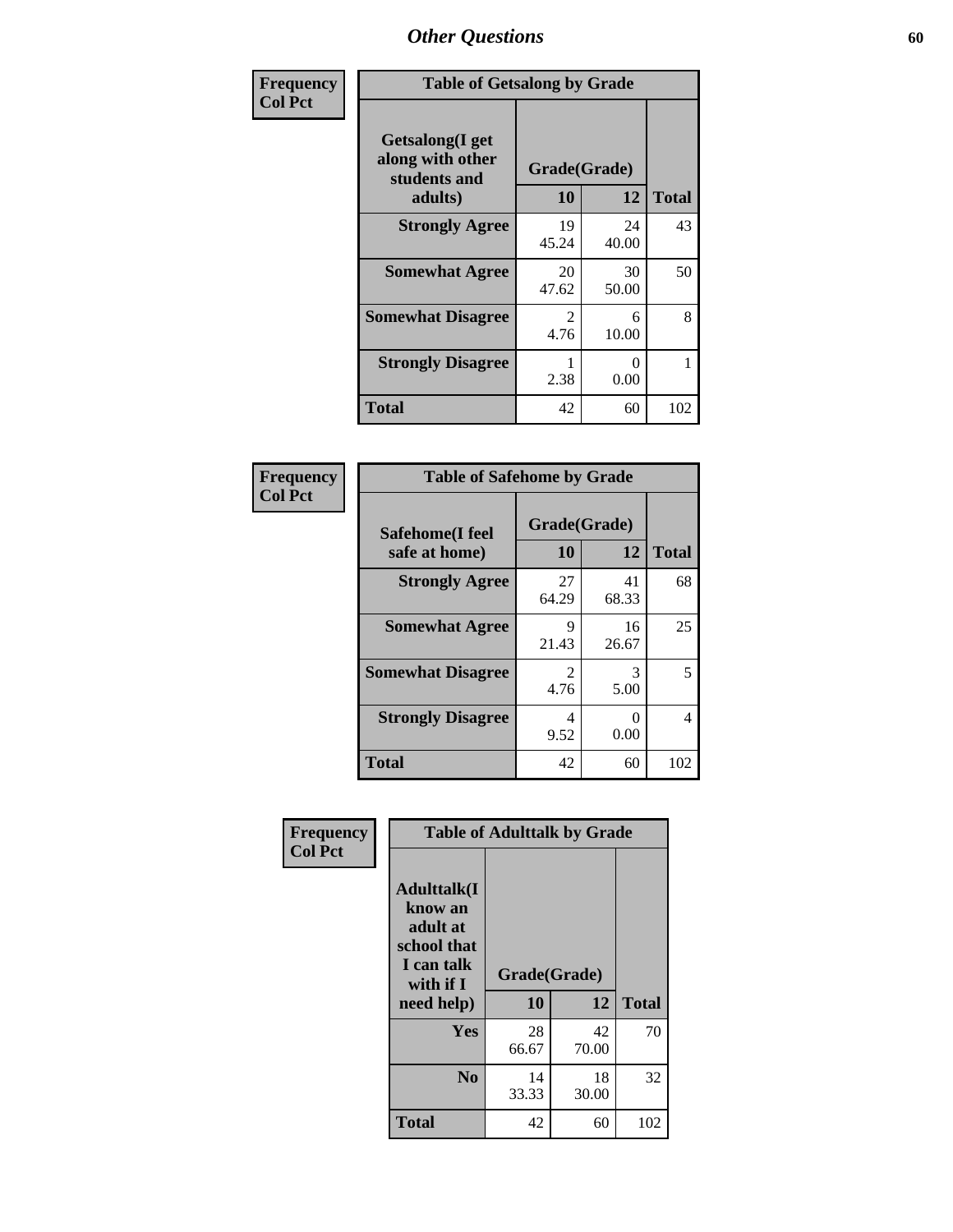## Other Questions

Frequency
Col Pct

| Table of Getsalong by Grade | | | |
|---|---|---|---|
| Getsalong(I get along with other students and adults) | Grade(Grade) | | |
| | 10 | 12 | Total |
| Strongly Agree | 19<br>45.24 | 24<br>40.00 | 43 |
| Somewhat Agree | 20<br>47.62 | 30<br>50.00 | 50 |
| Somewhat Disagree | 2<br>4.76 | 6<br>10.00 | 8 |
| Strongly Disagree | 1<br>2.38 | 0<br>0.00 | 1 |
| Total | 42 | 60 | 102 |

Frequency
Col Pct

| Table of Safehome by Grade | | | |
|---|---|---|---|
| Safehome(I feel safe at home) | Grade(Grade) | | |
| | 10 | 12 | Total |
| Strongly Agree | 27<br>64.29 | 41<br>68.33 | 68 |
| Somewhat Agree | 9<br>21.43 | 16<br>26.67 | 25 |
| Somewhat Disagree | 2<br>4.76 | 3<br>5.00 | 5 |
| Strongly Disagree | 4<br>9.52 | 0<br>0.00 | 4 |
| Total | 42 | 60 | 102 |

Frequency
Col Pct

| Table of Adulttalk by Grade | | | |
|---|---|---|---|
| Adulttalk(I know an adult at school that I can talk with if I need help) | Grade(Grade) | | |
| | 10 | 12 | Total |
| Yes | 28<br>66.67 | 42<br>70.00 | 70 |
| No | 14<br>33.33 | 18<br>30.00 | 32 |
| Total | 42 | 60 | 102 |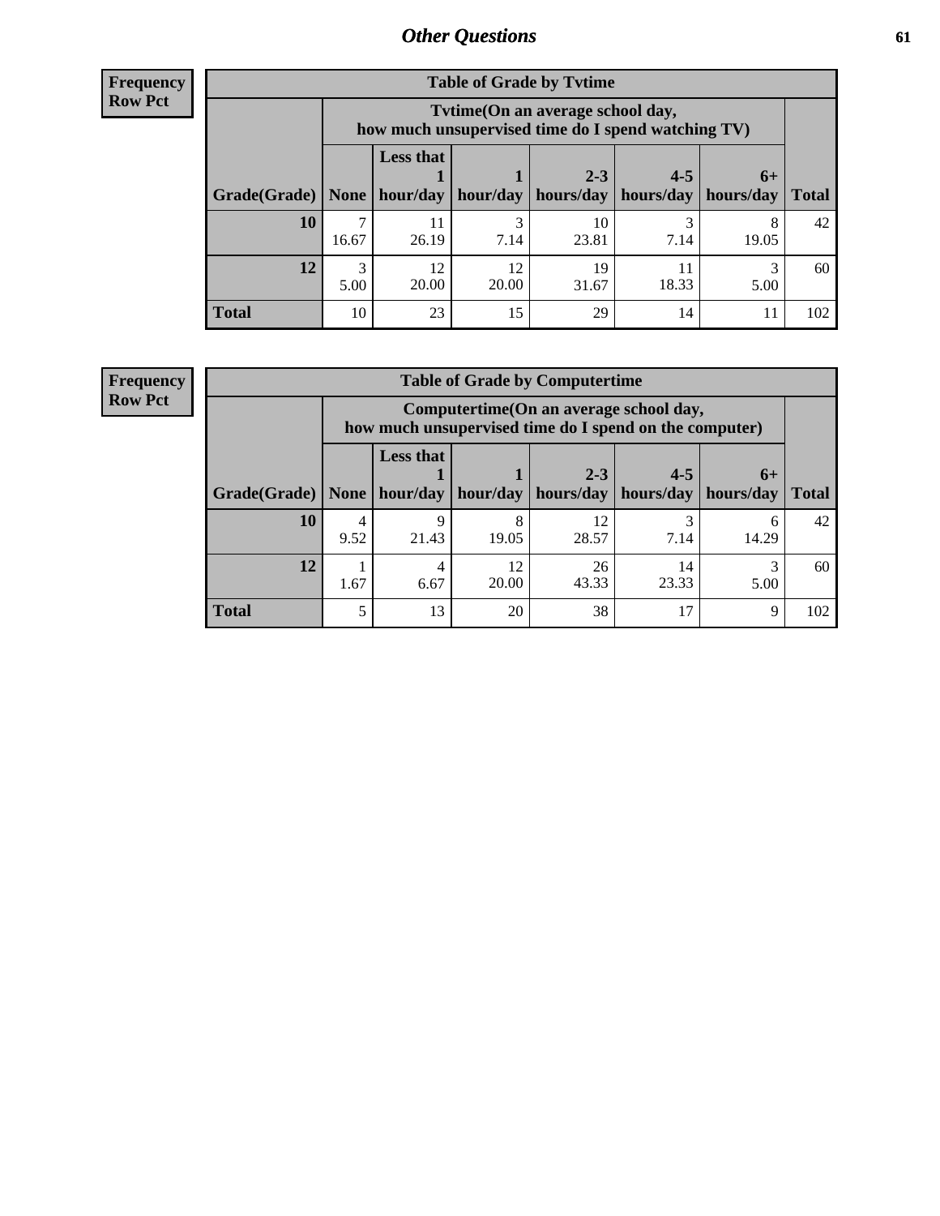## Other Questions

**Frequency**
**Row Pct**

| Table of Grade by Tvtime | | | | | | | |
|---|---|---|---|---|---|---|---|
| | Tvtime(On an average school day, how much unsupervised time do I spend watching TV) | | | | | | |
| Grade(Grade) | None | Less that 1 hour/day | 1 hour/day | 2-3 hours/day | 4-5 hours/day | 6+ hours/day | Total |
| **10** | 7<br>16.67 | 11<br>26.19 | 3<br>7.14 | 10<br>23.81 | 3<br>7.14 | 8<br>19.05 | 42 |
| **12** | 3<br>5.00 | 12<br>20.00 | 12<br>20.00 | 19<br>31.67 | 11<br>18.33 | 3<br>5.00 | 60 |
| **Total** | 10 | 23 | 15 | 29 | 14 | 11 | 102 |

**Frequency**
**Row Pct**

| Table of Grade by Computertime | | | | | | | |
|---|---|---|---|---|---|---|---|
| | Computertime(On an average school day, how much unsupervised time do I spend on the computer) | | | | | | |
| Grade(Grade) | None | Less that 1 hour/day | 1 hour/day | 2-3 hours/day | 4-5 hours/day | 6+ hours/day | Total |
| **10** | 4<br>9.52 | 9<br>21.43 | 8<br>19.05 | 12<br>28.57 | 3<br>7.14 | 6<br>14.29 | 42 |
| **12** | 1<br>1.67 | 4<br>6.67 | 12<br>20.00 | 26<br>43.33 | 14<br>23.33 | 3<br>5.00 | 60 |
| **Total** | 5 | 13 | 20 | 38 | 17 | 9 | 102 |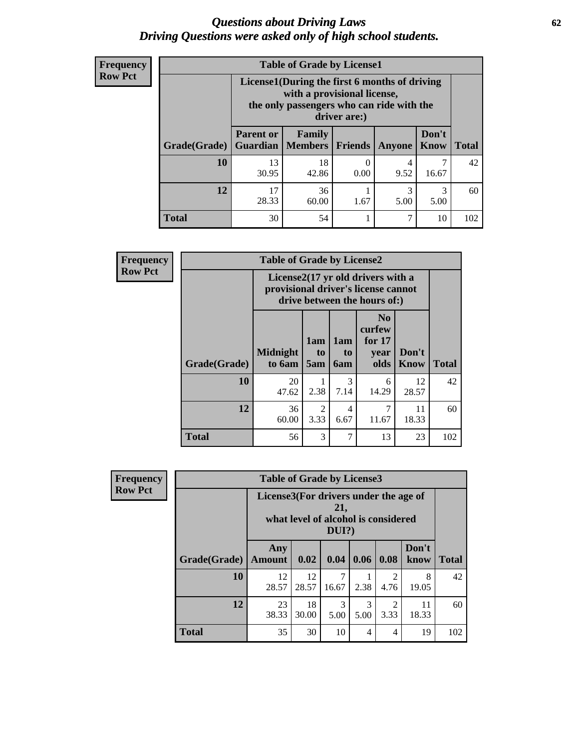# *Questions about Driving Laws*
# *Driving Questions were asked only of high school students.*

**Frequency**
**Row Pct**

**Table of Grade by License1**

| Grade(Grade) | License1(During the first 6 months of driving with a provisional license, the only passengers who can ride with the driver are:) | | | | | Total |
|---|---|---|---|---|---|---|
| | Parent or Guardian | Family Members | Friends | Anyone | Don't Know | |
| **10** | 13<br>30.95 | 18<br>42.86 | 0<br>0.00 | 4<br>9.52 | 7<br>16.67 | 42 |
| **12** | 17<br>28.33 | 36<br>60.00 | 1<br>1.67 | 3<br>5.00 | 3<br>5.00 | 60 |
| **Total** | 30 | 54 | 1 | 7 | 10 | 102 |

**Frequency**
**Row Pct**

**Table of Grade by License2**

| Grade(Grade) | License2(17 yr old drivers with a provisional driver's license cannot drive between the hours of:) | | | | | Total |
|---|---|---|---|---|---|---|
| | Midnight to 6am | 1am to 5am | 1am to 6am | No curfew for 17 year olds | Don't Know | |
| **10** | 20<br>47.62 | 1<br>2.38 | 3<br>7.14 | 6<br>14.29 | 12<br>28.57 | 42 |
| **12** | 36<br>60.00 | 2<br>3.33 | 4<br>6.67 | 7<br>11.67 | 11<br>18.33 | 60 |
| **Total** | 56 | 3 | 7 | 13 | 23 | 102 |

**Frequency**
**Row Pct**

**Table of Grade by License3**

| Grade(Grade) | License3(For drivers under the age of 21, what level of alcohol is considered DUI?) | | | | | | Total |
|---|---|---|---|---|---|---|---|
| | Any Amount | 0.02 | 0.04 | 0.06 | 0.08 | Don't know | |
| **10** | 12<br>28.57 | 12<br>28.57 | 7<br>16.67 | 1<br>2.38 | 2<br>4.76 | 8<br>19.05 | 42 |
| **12** | 23<br>38.33 | 18<br>30.00 | 3<br>5.00 | 3<br>5.00 | 2<br>3.33 | 11<br>18.33 | 60 |
| **Total** | 35 | 30 | 10 | 4 | 4 | 19 | 102 |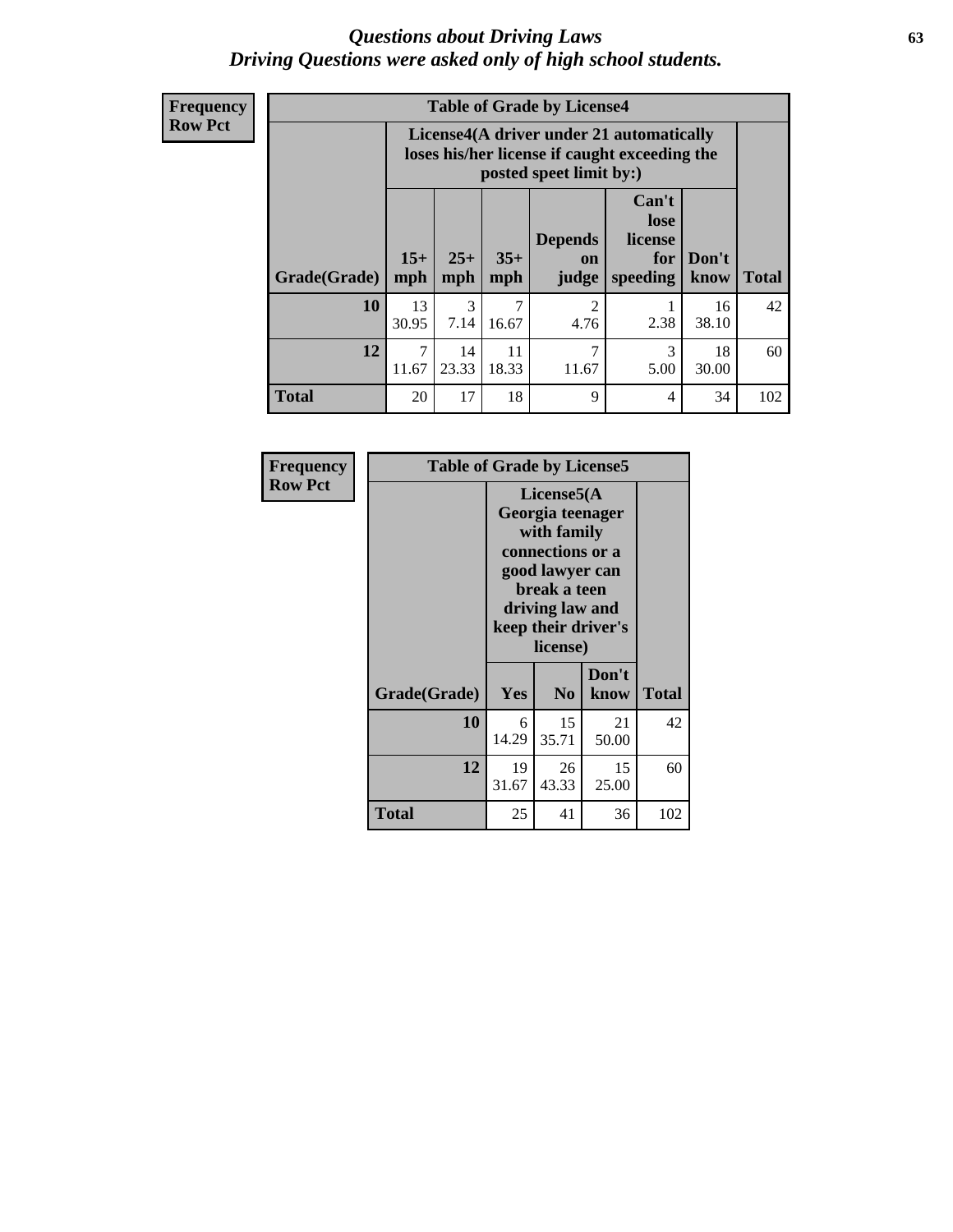# Questions about Driving Laws
*Driving Questions were asked only of high school students.*

**Frequency**
**Row Pct**

**Table of Grade by License4**

| Grade(Grade) | License4(A driver under 21 automatically loses his/her license if caught exceeding the posted speet limit by:) | | | | | | Total |
|---|---|---|---|---|---|---|---|
| | 15+ mph | 25+ mph | 35+ mph | Depends on judge | Can't lose license for speeding | Don't know | |
| **10** | 13<br>30.95 | 3<br>7.14 | 7<br>16.67 | 2<br>4.76 | 1<br>2.38 | 16<br>38.10 | 42 |
| **12** | 7<br>11.67 | 14<br>23.33 | 11<br>18.33 | 7<br>11.67 | 3<br>5.00 | 18<br>30.00 | 60 |
| **Total** | 20 | 17 | 18 | 9 | 4 | 34 | 102 |

**Frequency**
**Row Pct**

**Table of Grade by License5**

| Grade(Grade) | License5(A Georgia teenager with family connections or a good lawyer can break a teen driving law and keep their driver's license) | | | Total |
|---|---|---|---|---|
| | Yes | No | Don't know | |
| **10** | 6<br>14.29 | 15<br>35.71 | 21<br>50.00 | 42 |
| **12** | 19<br>31.67 | 26<br>43.33 | 15<br>25.00 | 60 |
| **Total** | 25 | 41 | 36 | 102 |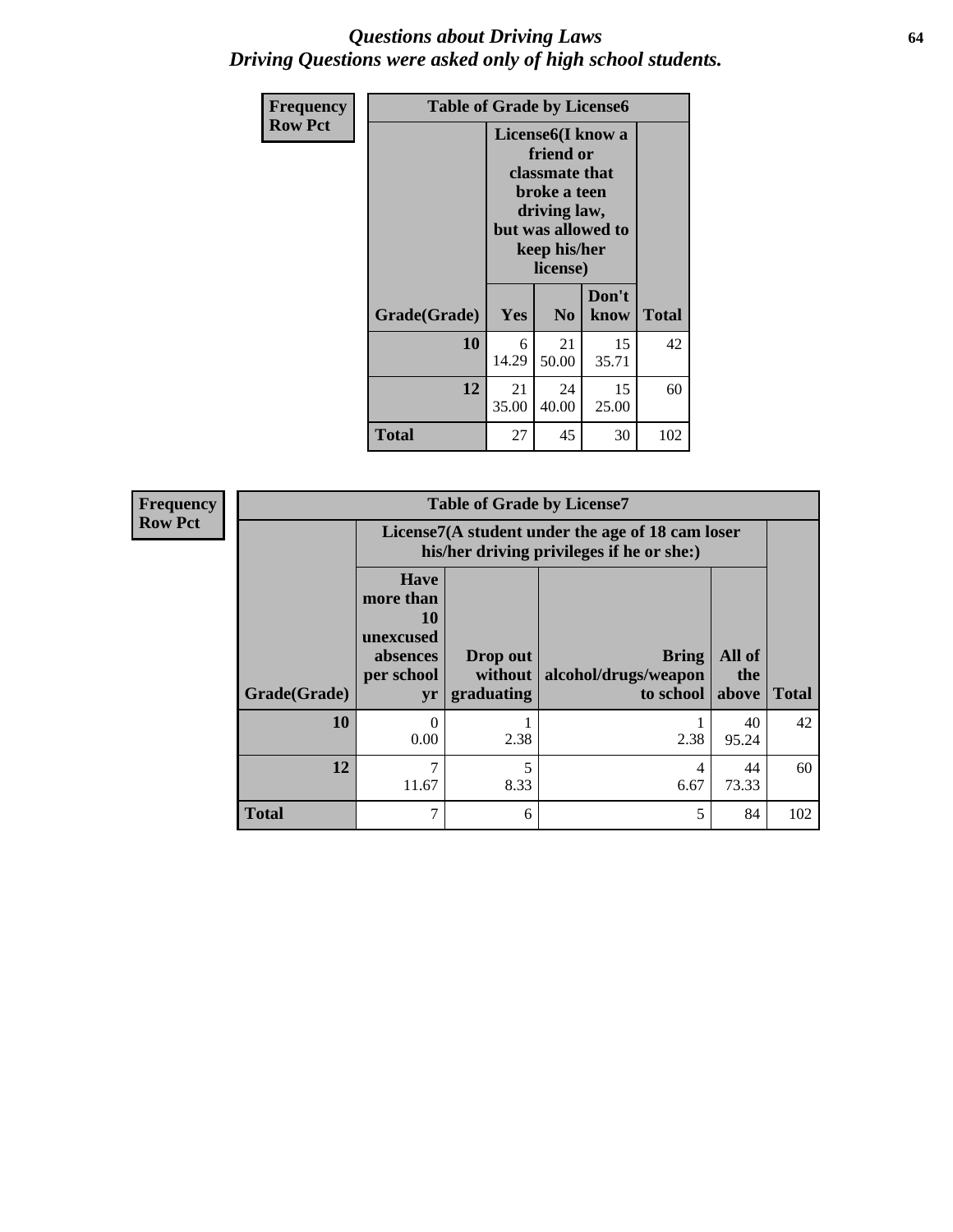# *Questions about Driving Laws*
# *Driving Questions were asked only of high school students.*

| Frequency<br>Row Pct | | | | |
|---|---|---|---|---|
| **Table of Grade by License6** | | | | |
| | **License6(I know a friend or classmate that broke a teen driving law, but was allowed to keep his/her license)** | | | |
| **Grade(Grade)** | **Yes** | **No** | **Don't know** | **Total** |
| **10** | 6<br>14.29 | 21<br>50.00 | 15<br>35.71 | 42 |
| **12** | 21<br>35.00 | 24<br>40.00 | 15<br>25.00 | 60 |
| **Total** | 27 | 45 | 30 | 102 |

| Frequency<br>Row Pct | | | | | |
|---|---|---|---|---|---|
| **Table of Grade by License7** | | | | | |
| | **License7(A student under the age of 18 cam loser his/her driving privileges if he or she:)** | | | | |
| **Grade(Grade)** | **Have more than 10 unexcused absences per school yr** | **Drop out without graduating** | **Bring alcohol/drugs/weapon to school** | **All of the above** | **Total** |
| **10** | 0<br>0.00 | 1<br>2.38 | 1<br>2.38 | 40<br>95.24 | 42 |
| **12** | 7<br>11.67 | 5<br>8.33 | 4<br>6.67 | 44<br>73.33 | 60 |
| **Total** | 7 | 6 | 5 | 84 | 102 |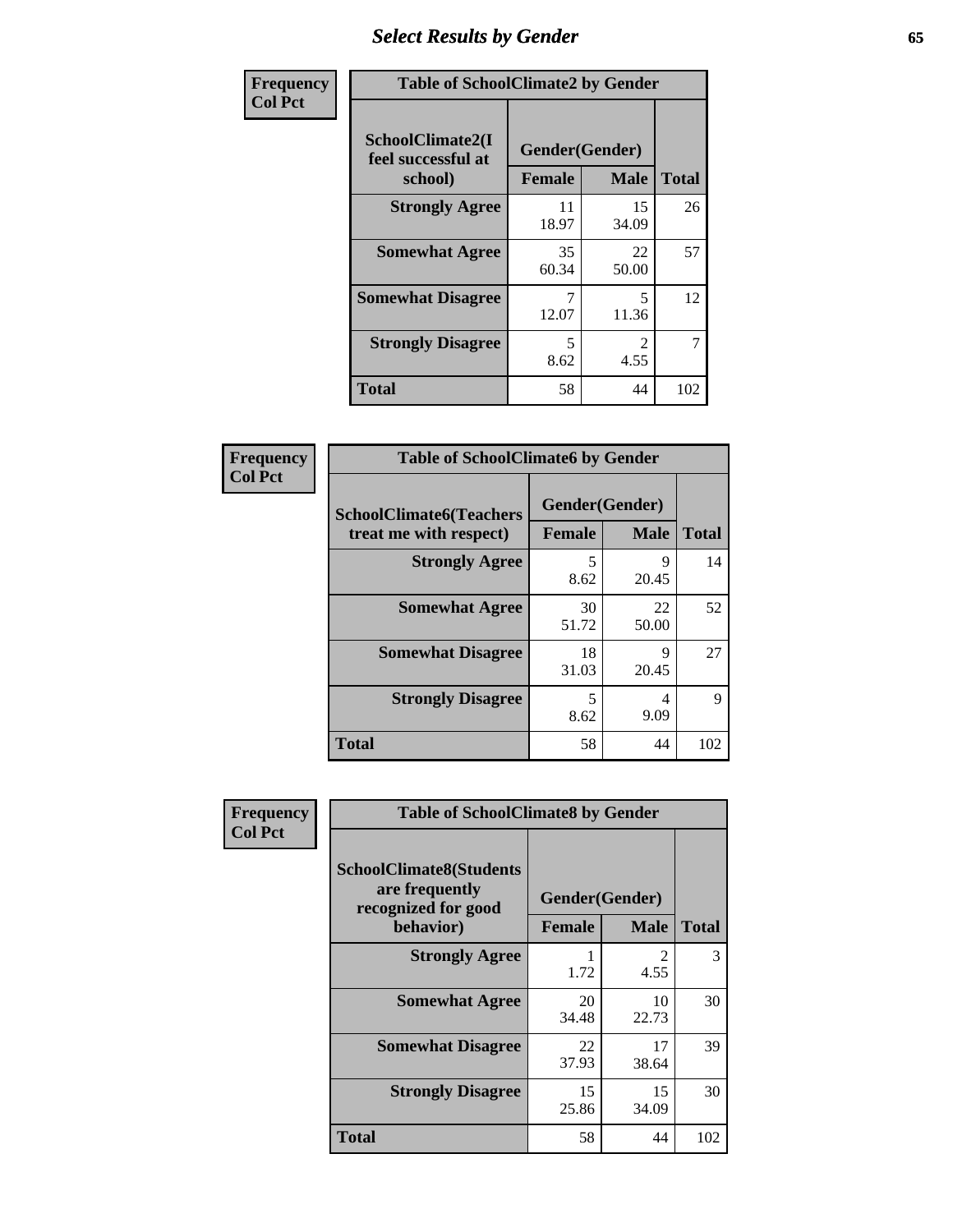# Select Results by Gender

**Frequency**
**Col Pct**

| Table of SchoolClimate2 by Gender | | | |
|---|---|---|---|
| SchoolClimate2(I feel successful at school) | Gender(Gender) | | |
| | Female | Male | Total |
| Strongly Agree | 11<br>18.97 | 15<br>34.09 | 26 |
| Somewhat Agree | 35<br>60.34 | 22<br>50.00 | 57 |
| Somewhat Disagree | 7<br>12.07 | 5<br>11.36 | 12 |
| Strongly Disagree | 5<br>8.62 | 2<br>4.55 | 7 |
| Total | 58 | 44 | 102 |

**Frequency**
**Col Pct**

| Table of SchoolClimate6 by Gender | | | |
|---|---|---|---|
| SchoolClimate6(Teachers treat me with respect) | Gender(Gender) | | |
| | Female | Male | Total |
| Strongly Agree | 5<br>8.62 | 9<br>20.45 | 14 |
| Somewhat Agree | 30<br>51.72 | 22<br>50.00 | 52 |
| Somewhat Disagree | 18<br>31.03 | 9<br>20.45 | 27 |
| Strongly Disagree | 5<br>8.62 | 4<br>9.09 | 9 |
| Total | 58 | 44 | 102 |

**Frequency**
**Col Pct**

| Table of SchoolClimate8 by Gender | | | |
|---|---|---|---|
| SchoolClimate8(Students are frequently recognized for good behavior) | Gender(Gender) | | |
| | Female | Male | Total |
| Strongly Agree | 1<br>1.72 | 2<br>4.55 | 3 |
| Somewhat Agree | 20<br>34.48 | 10<br>22.73 | 30 |
| Somewhat Disagree | 22<br>37.93 | 17<br>38.64 | 39 |
| Strongly Disagree | 15<br>25.86 | 15<br>34.09 | 30 |
| Total | 58 | 44 | 102 |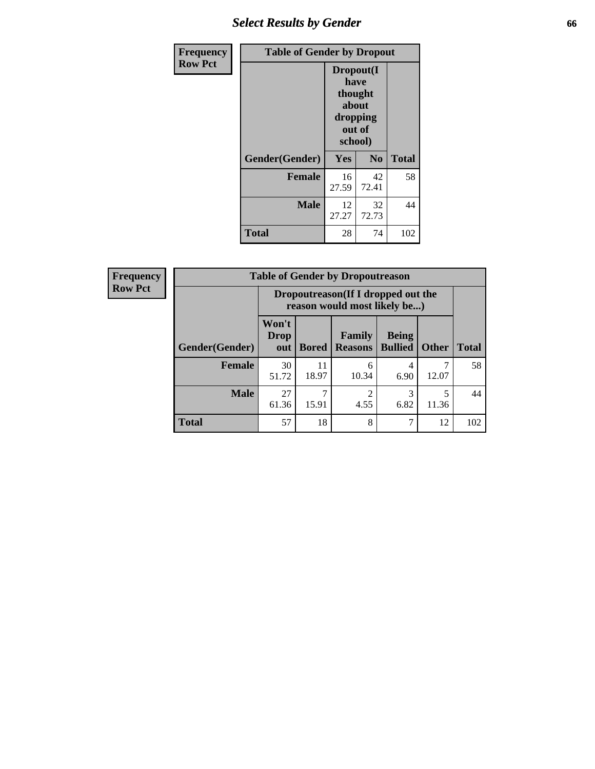| Frequency Row Pct | Table of Gender by Dropout | | |
|---|---|---|---|
| | Dropout(I have thought about dropping out of school) | | |
| Gender(Gender) | Yes | No | Total |
| **Female** | 16<br>27.59 | 42<br>72.41 | 58 |
| **Male** | 12<br>27.27 | 32<br>72.73 | 44 |
| **Total** | 28 | 74 | 102 |

| Frequency Row Pct | Table of Gender by Dropoutreason | | | | | |
|---|---|---|---|---|---|---|
| | Dropoutreason(If I dropped out the reason would most likely be...) | | | | | |
| Gender(Gender) | Won't Drop out | Bored | Family Reasons | Being Bullied | Other | Total |
| **Female** | 30<br>51.72 | 11<br>18.97 | 6<br>10.34 | 4<br>6.90 | 7<br>12.07 | 58 |
| **Male** | 27<br>61.36 | 7<br>15.91 | 2<br>4.55 | 3<br>6.82 | 5<br>11.36 | 44 |
| **Total** | 57 | 18 | 8 | 7 | 12 | 102 |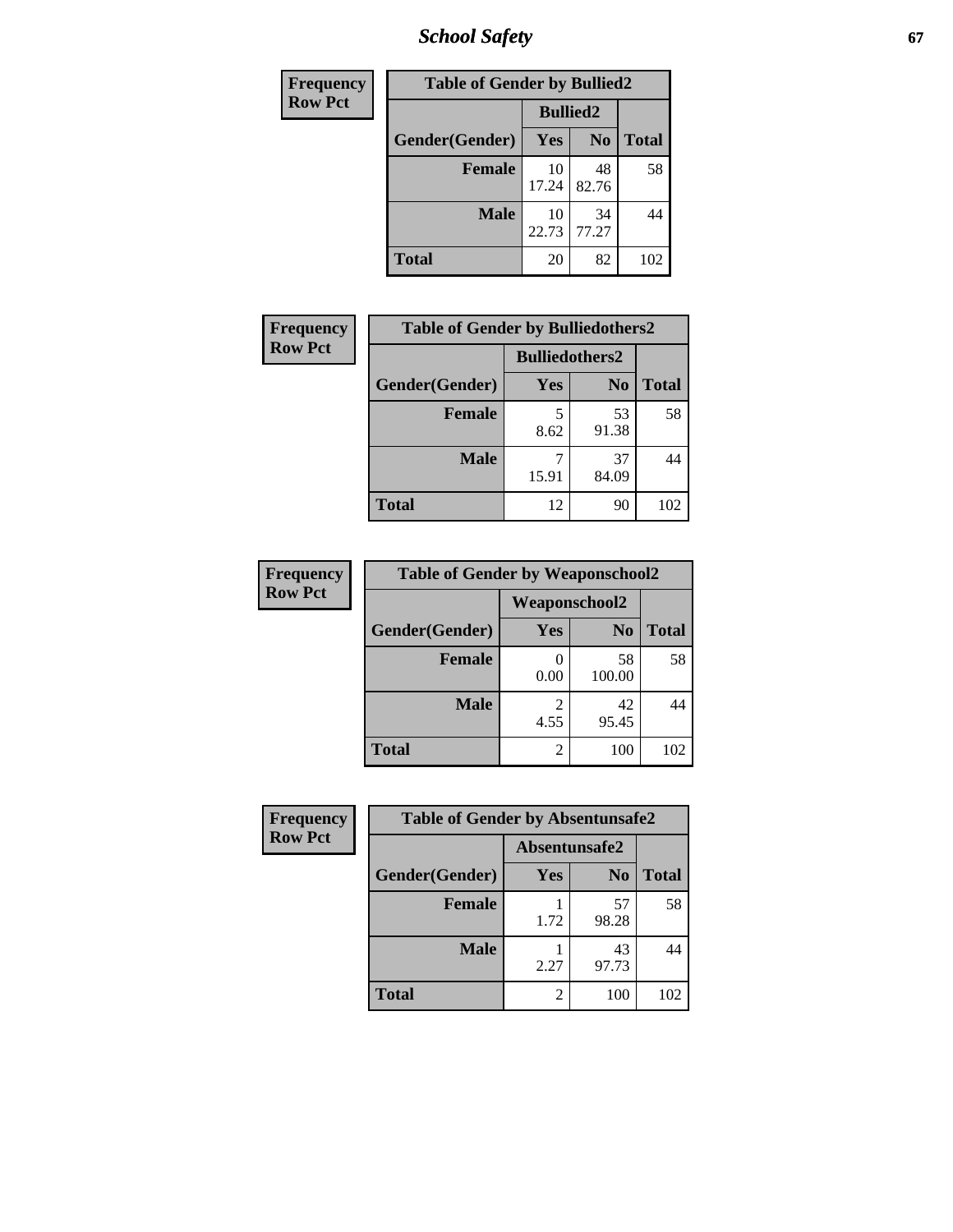# School Safety

| Frequency<br>Row Pct | | | |
|---|---|---|---|
| **Table of Gender by Bullied2** | | | |
| | **Bullied2** | | |
| **Gender(Gender)** | **Yes** | **No** | **Total** |
| **Female** | 10<br>17.24 | 48<br>82.76 | 58 |
| **Male** | 10<br>22.73 | 34<br>77.27 | 44 |
| **Total** | 20 | 82 | 102 |

| Frequency<br>Row Pct | | | |
|---|---|---|---|
| **Table of Gender by Bulliedothers2** | | | |
| | **Bulliedothers2** | | |
| **Gender(Gender)** | **Yes** | **No** | **Total** |
| **Female** | 5<br>8.62 | 53<br>91.38 | 58 |
| **Male** | 7<br>15.91 | 37<br>84.09 | 44 |
| **Total** | 12 | 90 | 102 |

| Frequency<br>Row Pct | | | |
|---|---|---|---|
| **Table of Gender by Weaponschool2** | | | |
| | **Weaponschool2** | | |
| **Gender(Gender)** | **Yes** | **No** | **Total** |
| **Female** | 0<br>0.00 | 58<br>100.00 | 58 |
| **Male** | 2<br>4.55 | 42<br>95.45 | 44 |
| **Total** | 2 | 100 | 102 |

| Frequency<br>Row Pct | | | |
|---|---|---|---|
| **Table of Gender by Absentunsafe2** | | | |
| | **Absentunsafe2** | | |
| **Gender(Gender)** | **Yes** | **No** | **Total** |
| **Female** | 1<br>1.72 | 57<br>98.28 | 58 |
| **Male** | 1<br>2.27 | 43<br>97.73 | 44 |
| **Total** | 2 | 100 | 102 |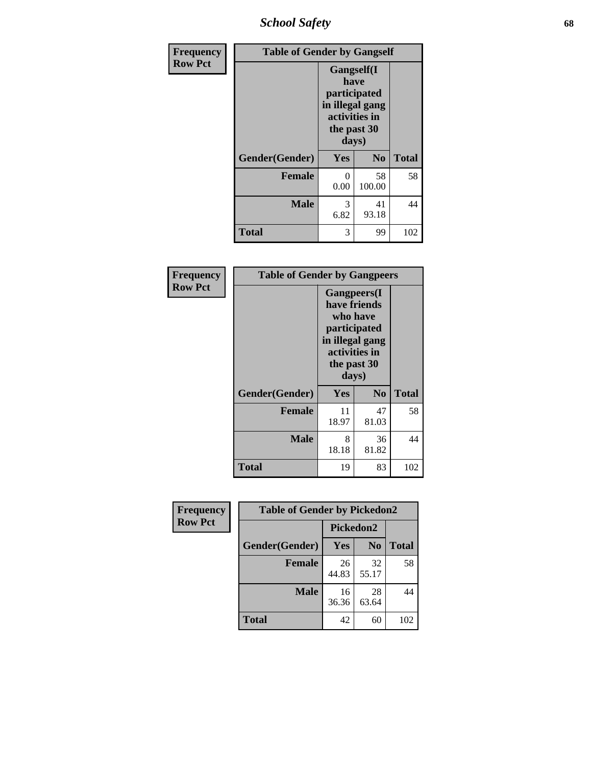| Frequency Row Pct | Table of Gender by Gangself | | |
|---|---|---|---|
| | Gangself(I have participated in illegal gang activities in the past 30 days) | | |
| Gender(Gender) | Yes | No | Total |
| Female | 0<br>0.00 | 58<br>100.00 | 58 |
| Male | 3<br>6.82 | 41<br>93.18 | 44 |
| Total | 3 | 99 | 102 |

| Frequency Row Pct | Table of Gender by Gangpeers | | |
|---|---|---|---|
| | Gangpeers(I have friends who have participated in illegal gang activities in the past 30 days) | | |
| Gender(Gender) | Yes | No | Total |
| Female | 11<br>18.97 | 47<br>81.03 | 58 |
| Male | 8<br>18.18 | 36<br>81.82 | 44 |
| Total | 19 | 83 | 102 |

| Frequency Row Pct | Table of Gender by Pickedon2 | | |
|---|---|---|---|
| | Pickedon2 | | |
| Gender(Gender) | Yes | No | Total |
| Female | 26<br>44.83 | 32<br>55.17 | 58 |
| Male | 16<br>36.36 | 28<br>63.64 | 44 |
| Total | 42 | 60 | 102 |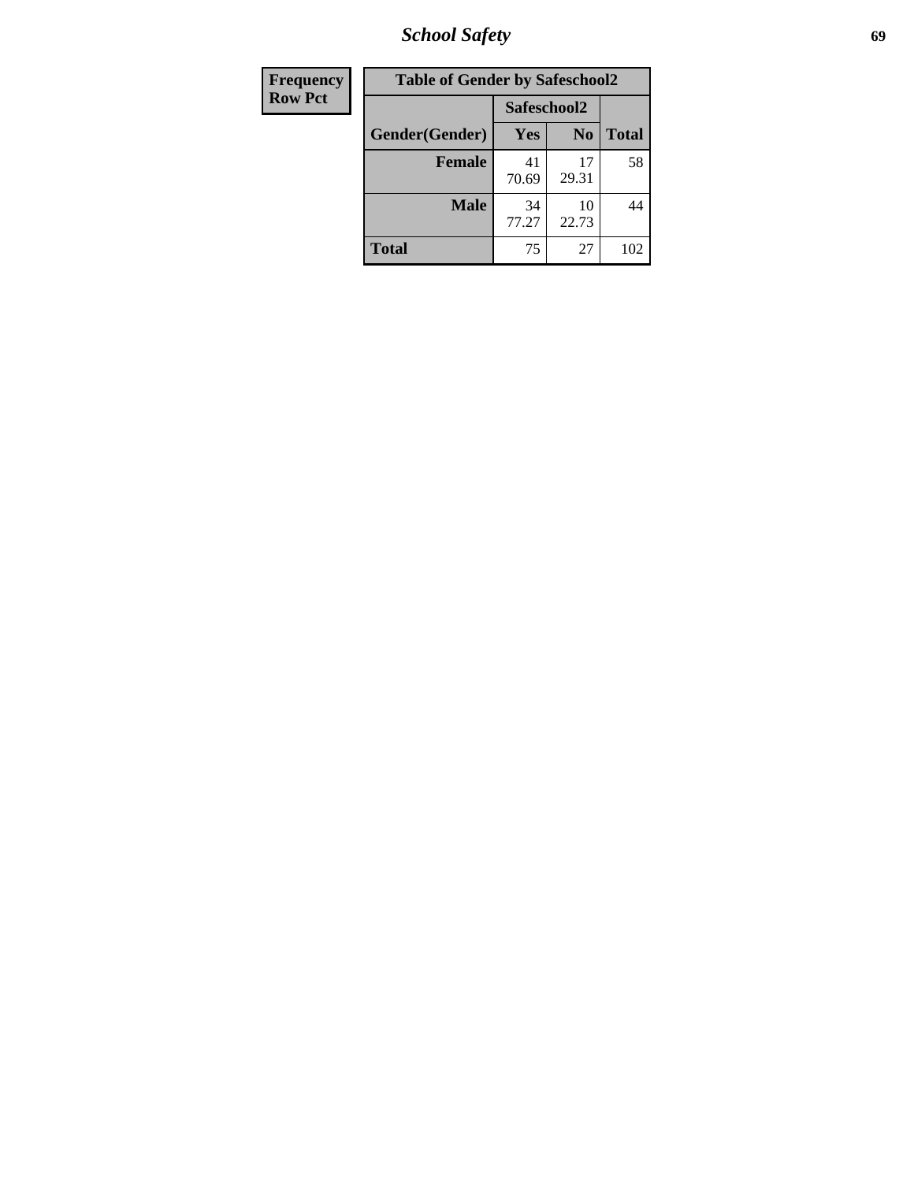| Frequency Row Pct | Table of Gender by Safeschool2 | | |
|---|---|---|---|
| | Safeschool2 | | |
| Gender(Gender) | Yes | No | Total |
| Female | 41<br>70.69 | 17<br>29.31 | 58 |
| Male | 34<br>77.27 | 10<br>22.73 | 44 |
| Total | 75 | 27 | 102 |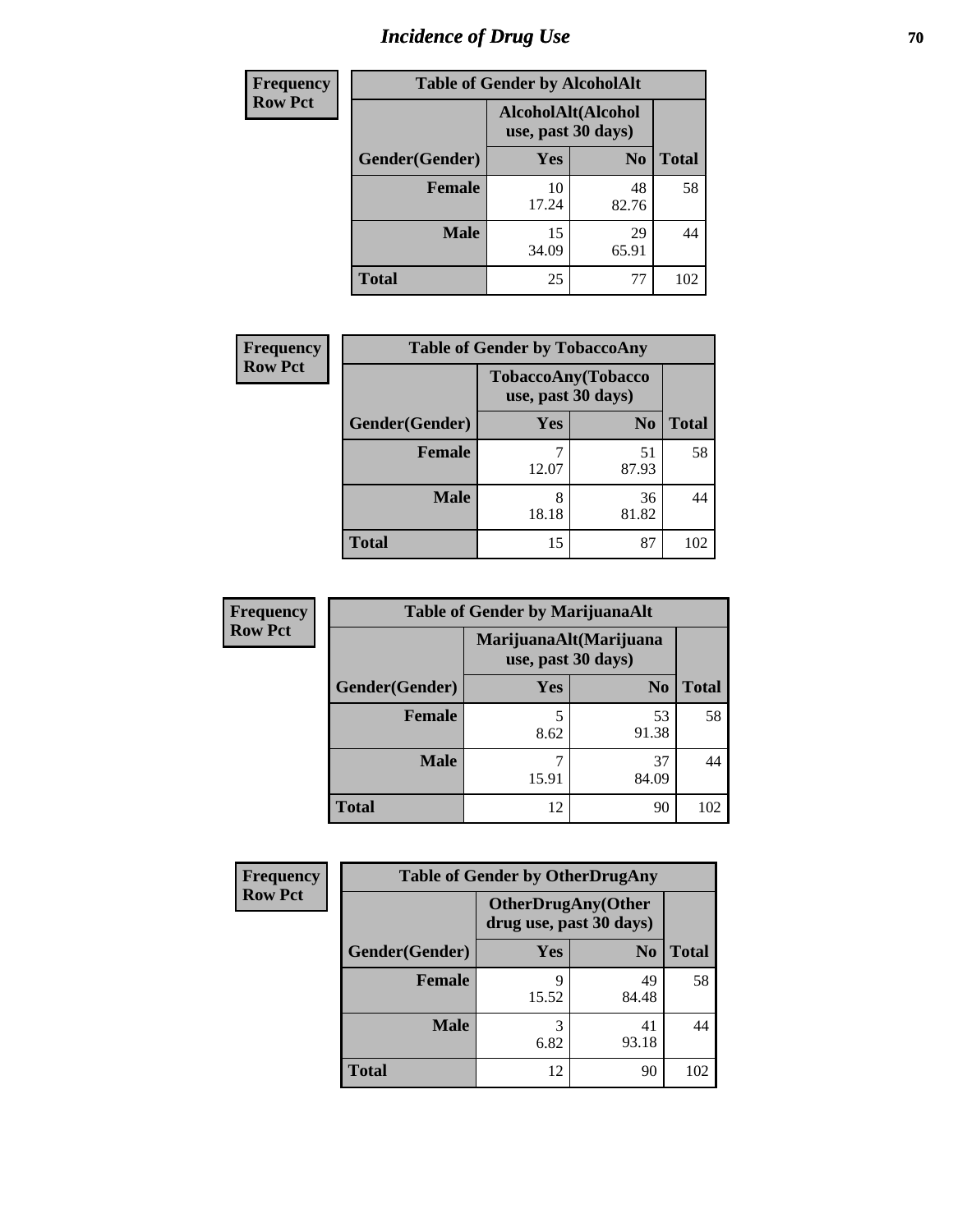## Incidence of Drug Use

**Frequency**
**Row Pct**

**Table of Gender by AlcoholAlt**

| Gender(Gender) | AlcoholAlt(Alcohol use, past 30 days) | | Total |
|---|---|---|---|
| | Yes | No | |
| Female | 10<br>17.24 | 48<br>82.76 | 58 |
| Male | 15<br>34.09 | 29<br>65.91 | 44 |
| Total | 25 | 77 | 102 |

**Frequency**
**Row Pct**

**Table of Gender by TobaccoAny**

| Gender(Gender) | TobaccoAny(Tobacco use, past 30 days) | | Total |
|---|---|---|---|
| | Yes | No | |
| Female | 7<br>12.07 | 51<br>87.93 | 58 |
| Male | 8<br>18.18 | 36<br>81.82 | 44 |
| Total | 15 | 87 | 102 |

**Frequency**
**Row Pct**

**Table of Gender by MarijuanaAlt**

| Gender(Gender) | MarijuanaAlt(Marijuana use, past 30 days) | | Total |
|---|---|---|---|
| | Yes | No | |
| Female | 5<br>8.62 | 53<br>91.38 | 58 |
| Male | 7<br>15.91 | 37<br>84.09 | 44 |
| Total | 12 | 90 | 102 |

**Frequency**
**Row Pct**

**Table of Gender by OtherDrugAny**

| Gender(Gender) | OtherDrugAny(Other drug use, past 30 days) | | Total |
|---|---|---|---|
| | Yes | No | |
| Female | 9<br>15.52 | 49<br>84.48 | 58 |
| Male | 3<br>6.82 | 41<br>93.18 | 44 |
| Total | 12 | 90 | 102 |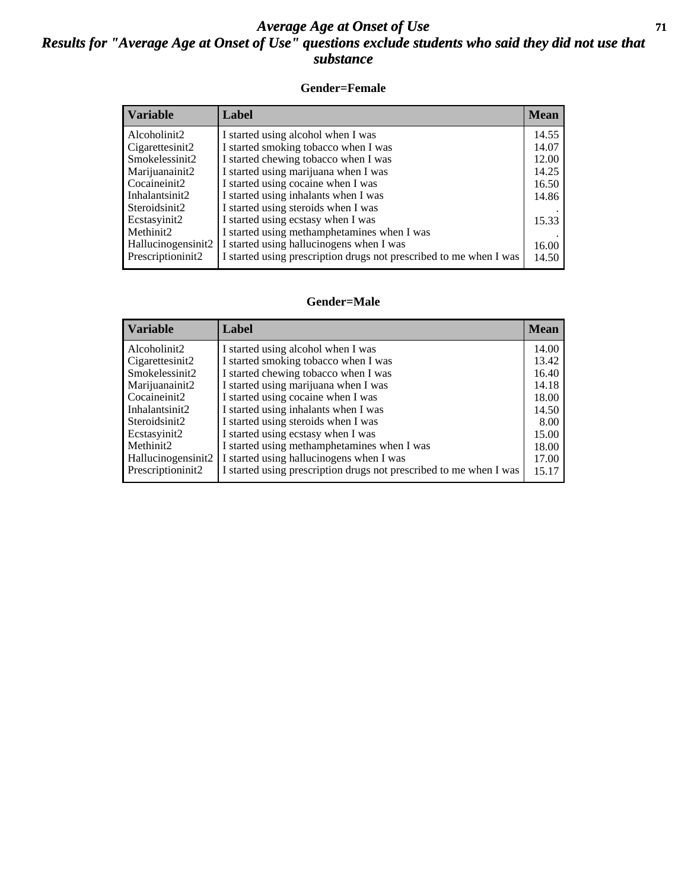# *Average Age at Onset of Use*
## *Results for "Average Age at Onset of Use" questions exclude students who said they did not use that substance*

### Gender=Female

| Variable | Label | Mean |
|---|---|---|
| Alcoholinit2 | I started using alcohol when I was | 14.55 |
| Cigarettesinit2 | I started smoking tobacco when I was | 14.07 |
| Smokelessinit2 | I started chewing tobacco when I was | 12.00 |
| Marijuanainit2 | I started using marijuana when I was | 14.25 |
| Cocaineinit2 | I started using cocaine when I was | 16.50 |
| Inhalantsinit2 | I started using inhalants when I was | 14.86 |
| Steroidsinit2 | I started using steroids when I was | . |
| Ecstasyinit2 | I started using ecstasy when I was | 15.33 |
| Methinit2 | I started using methamphetamines when I was | . |
| Hallucinogensinit2 | I started using hallucinogens when I was | 16.00 |
| Prescriptioninit2 | I started using prescription drugs not prescribed to me when I was | 14.50 |

### Gender=Male

| Variable | Label | Mean |
|---|---|---|
| Alcoholinit2 | I started using alcohol when I was | 14.00 |
| Cigarettesinit2 | I started smoking tobacco when I was | 13.42 |
| Smokelessinit2 | I started chewing tobacco when I was | 16.40 |
| Marijuanainit2 | I started using marijuana when I was | 14.18 |
| Cocaineinit2 | I started using cocaine when I was | 18.00 |
| Inhalantsinit2 | I started using inhalants when I was | 14.50 |
| Steroidsinit2 | I started using steroids when I was | 8.00 |
| Ecstasyinit2 | I started using ecstasy when I was | 15.00 |
| Methinit2 | I started using methamphetamines when I was | 18.00 |
| Hallucinogensinit2 | I started using hallucinogens when I was | 17.00 |
| Prescriptioninit2 | I started using prescription drugs not prescribed to me when I was | 15.17 |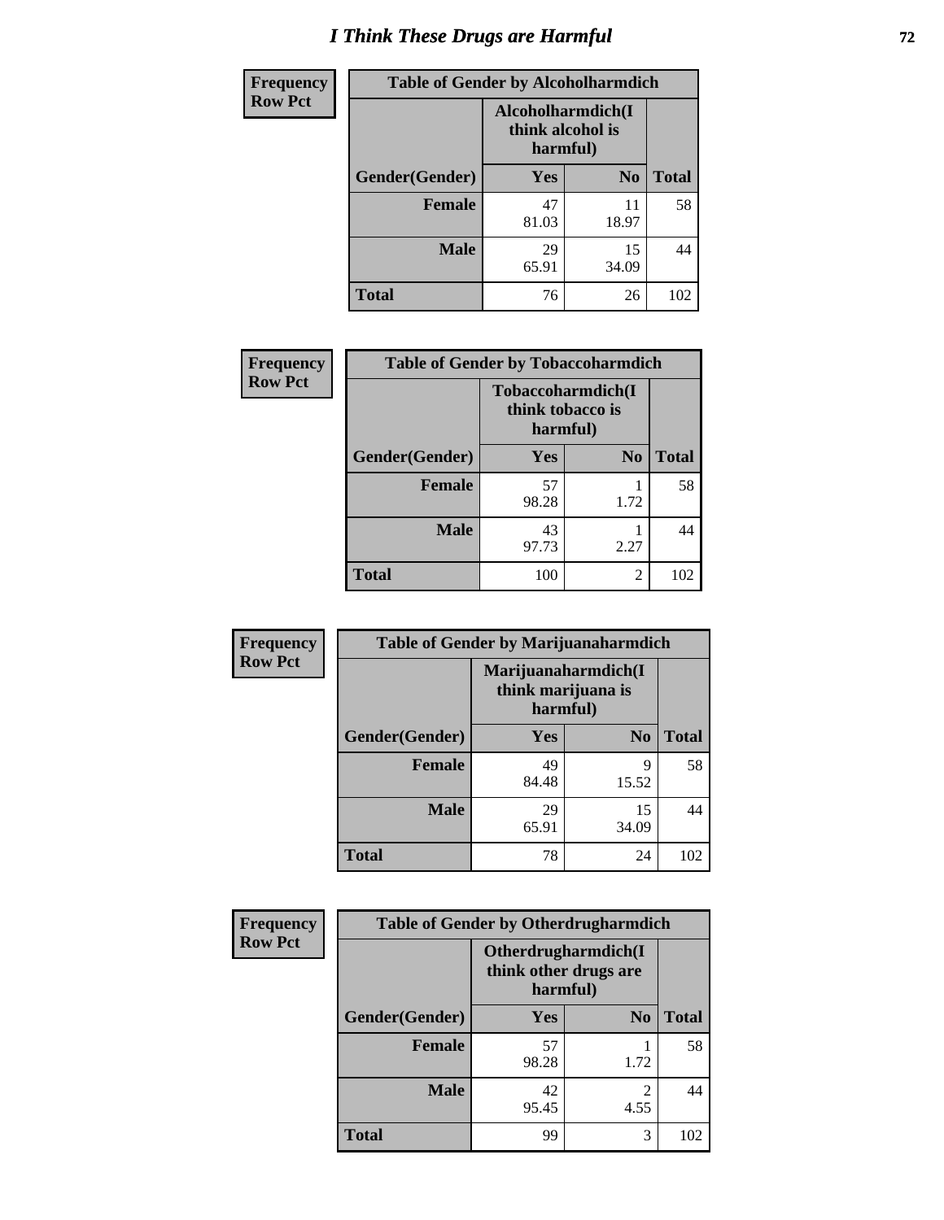# I Think These Drugs are Harmful

| Frequency Row Pct | Table of Gender by Alcoholharmdich | | |
|---|---|---|---|
| | Alcoholharmdich(I think alcohol is harmful) | | |
| Gender(Gender) | Yes | No | Total |
| Female | 47<br>81.03 | 11<br>18.97 | 58 |
| Male | 29<br>65.91 | 15<br>34.09 | 44 |
| Total | 76 | 26 | 102 |

| Frequency Row Pct | Table of Gender by Tobaccoharmdich | | |
|---|---|---|---|
| | Tobaccoharmdich(I think tobacco is harmful) | | |
| Gender(Gender) | Yes | No | Total |
| Female | 57<br>98.28 | 1<br>1.72 | 58 |
| Male | 43<br>97.73 | 1<br>2.27 | 44 |
| Total | 100 | 2 | 102 |

| Frequency Row Pct | Table of Gender by Marijuanaharmdich | | |
|---|---|---|---|
| | Marijuanaharmdich(I think marijuana is harmful) | | |
| Gender(Gender) | Yes | No | Total |
| Female | 49<br>84.48 | 9<br>15.52 | 58 |
| Male | 29<br>65.91 | 15<br>34.09 | 44 |
| Total | 78 | 24 | 102 |

| Frequency Row Pct | Table of Gender by Otherdrugharmdich | | |
|---|---|---|---|
| | Otherdrugharmdich(I think other drugs are harmful) | | |
| Gender(Gender) | Yes | No | Total |
| Female | 57<br>98.28 | 1<br>1.72 | 58 |
| Male | 42<br>95.45 | 2<br>4.55 | 44 |
| Total | 99 | 3 | 102 |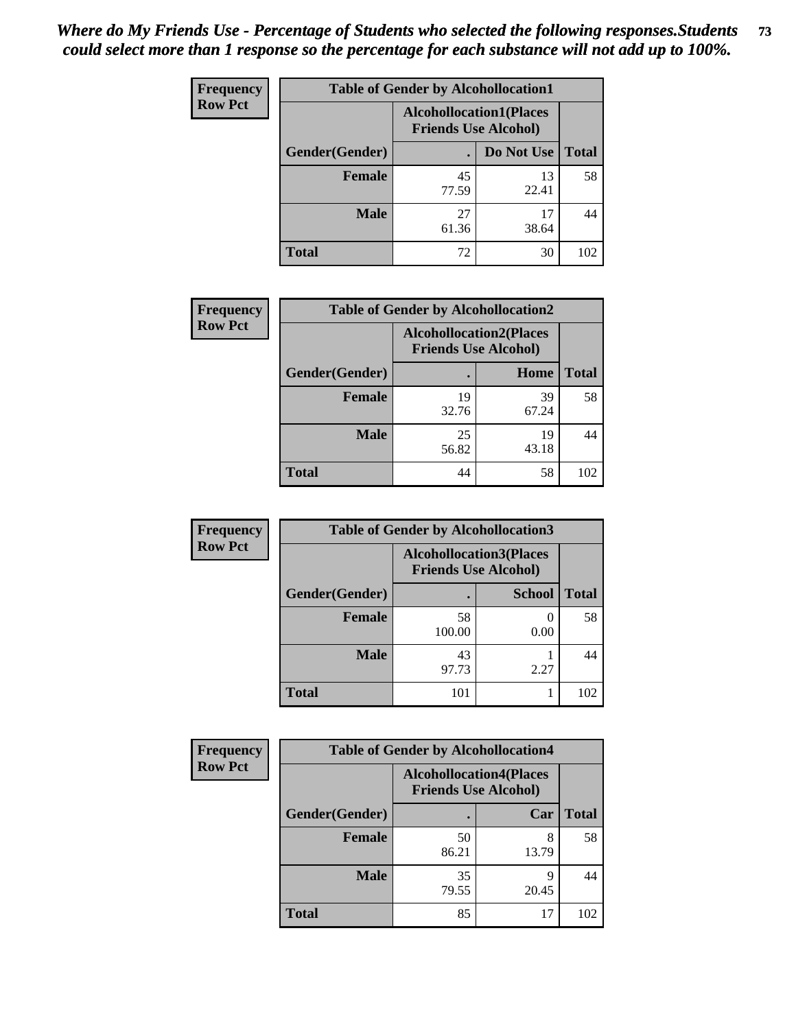*Where do My Friends Use - Percentage of Students who selected the following responses.Students could select more than 1 response so the percentage for each substance will not add up to 100%.*

**Frequency**
**Row Pct**

| Table of Gender by Alcohollocation1 | | | |
|---|---|---|---|
| | Alcohollocation1(Places Friends Use Alcohol) | | |
| Gender(Gender) | . | Do Not Use | Total |
| **Female** | 45<br>77.59 | 13<br>22.41 | 58 |
| **Male** | 27<br>61.36 | 17<br>38.64 | 44 |
| **Total** | 72 | 30 | 102 |

**Frequency**
**Row Pct**

| Table of Gender by Alcohollocation2 | | | |
|---|---|---|---|
| | Alcohollocation2(Places Friends Use Alcohol) | | |
| Gender(Gender) | . | Home | Total |
| **Female** | 19<br>32.76 | 39<br>67.24 | 58 |
| **Male** | 25<br>56.82 | 19<br>43.18 | 44 |
| **Total** | 44 | 58 | 102 |

**Frequency**
**Row Pct**

| Table of Gender by Alcohollocation3 | | | |
|---|---|---|---|
| | Alcohollocation3(Places Friends Use Alcohol) | | |
| Gender(Gender) | . | School | Total |
| **Female** | 58<br>100.00 | 0<br>0.00 | 58 |
| **Male** | 43<br>97.73 | 1<br>2.27 | 44 |
| **Total** | 101 | 1 | 102 |

**Frequency**
**Row Pct**

| Table of Gender by Alcohollocation4 | | | |
|---|---|---|---|
| | Alcohollocation4(Places Friends Use Alcohol) | | |
| Gender(Gender) | . | Car | Total |
| **Female** | 50<br>86.21 | 8<br>13.79 | 58 |
| **Male** | 35<br>79.55 | 9<br>20.45 | 44 |
| **Total** | 85 | 17 | 102 |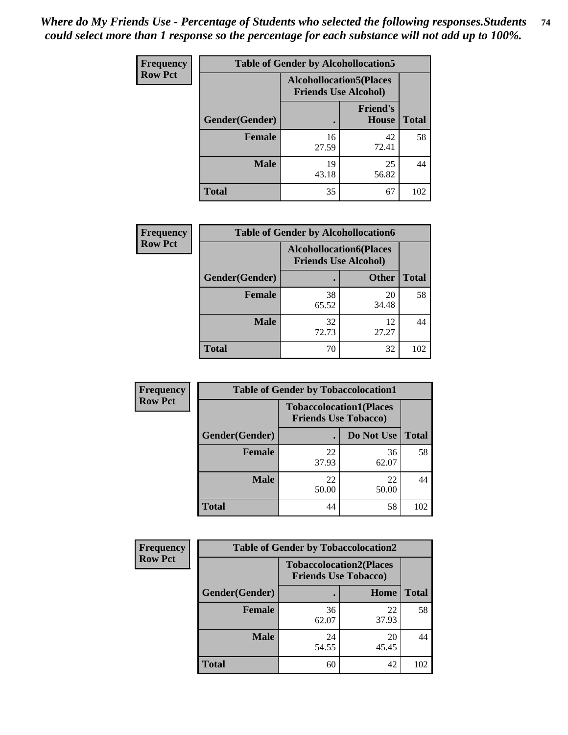*Where do My Friends Use - Percentage of Students who selected the following responses.Students could select more than 1 response so the percentage for each substance will not add up to 100%.*

**Frequency / Row Pct**

| Table of Gender by Alcohollocation5 | | | |
|---|---|---|---|
| | Alcohollocation5(Places Friends Use Alcohol) | | |
| Gender(Gender) | . | Friend's House | Total |
| **Female** | 16<br>27.59 | 42<br>72.41 | 58 |
| **Male** | 19<br>43.18 | 25<br>56.82 | 44 |
| **Total** | 35 | 67 | 102 |

**Frequency / Row Pct**

| Table of Gender by Alcohollocation6 | | | |
|---|---|---|---|
| | Alcohollocation6(Places Friends Use Alcohol) | | |
| Gender(Gender) | . | Other | Total |
| **Female** | 38<br>65.52 | 20<br>34.48 | 58 |
| **Male** | 32<br>72.73 | 12<br>27.27 | 44 |
| **Total** | 70 | 32 | 102 |

**Frequency / Row Pct**

| Table of Gender by Tobaccolocation1 | | | |
|---|---|---|---|
| | Tobaccolocation1(Places Friends Use Tobacco) | | |
| Gender(Gender) | . | Do Not Use | Total |
| **Female** | 22<br>37.93 | 36<br>62.07 | 58 |
| **Male** | 22<br>50.00 | 22<br>50.00 | 44 |
| **Total** | 44 | 58 | 102 |

**Frequency / Row Pct**

| Table of Gender by Tobaccolocation2 | | | |
|---|---|---|---|
| | Tobaccolocation2(Places Friends Use Tobacco) | | |
| Gender(Gender) | . | Home | Total |
| **Female** | 36<br>62.07 | 22<br>37.93 | 58 |
| **Male** | 24<br>54.55 | 20<br>45.45 | 44 |
| **Total** | 60 | 42 | 102 |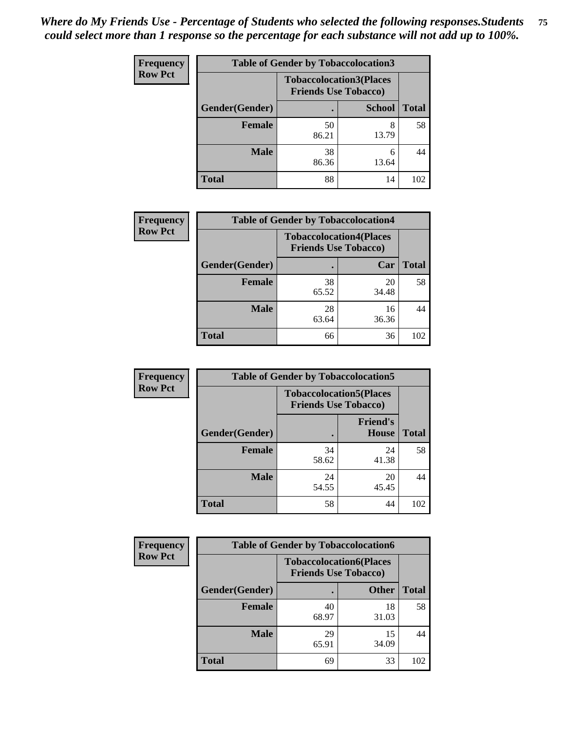*Where do My Friends Use - Percentage of Students who selected the following responses.Students could select more than 1 response so the percentage for each substance will not add up to 100%.*

**Frequency / Row Pct**

**Table of Gender by Tobaccolocation3**

| Gender(Gender) | Tobaccolocation3(Places Friends Use Tobacco) . | School | Total |
|---|---|---|---|
| Female | 50<br>86.21 | 8<br>13.79 | 58 |
| Male | 38<br>86.36 | 6<br>13.64 | 44 |
| Total | 88 | 14 | 102 |

**Frequency / Row Pct**

**Table of Gender by Tobaccolocation4**

| Gender(Gender) | Tobaccolocation4(Places Friends Use Tobacco) . | Car | Total |
|---|---|---|---|
| Female | 38<br>65.52 | 20<br>34.48 | 58 |
| Male | 28<br>63.64 | 16<br>36.36 | 44 |
| Total | 66 | 36 | 102 |

**Frequency / Row Pct**

**Table of Gender by Tobaccolocation5**

| Gender(Gender) | Tobaccolocation5(Places Friends Use Tobacco) . | Friend's House | Total |
|---|---|---|---|
| Female | 34<br>58.62 | 24<br>41.38 | 58 |
| Male | 24<br>54.55 | 20<br>45.45 | 44 |
| Total | 58 | 44 | 102 |

**Frequency / Row Pct**

**Table of Gender by Tobaccolocation6**

| Gender(Gender) | Tobaccolocation6(Places Friends Use Tobacco) . | Other | Total |
|---|---|---|---|
| Female | 40<br>68.97 | 18<br>31.03 | 58 |
| Male | 29<br>65.91 | 15<br>34.09 | 44 |
| Total | 69 | 33 | 102 |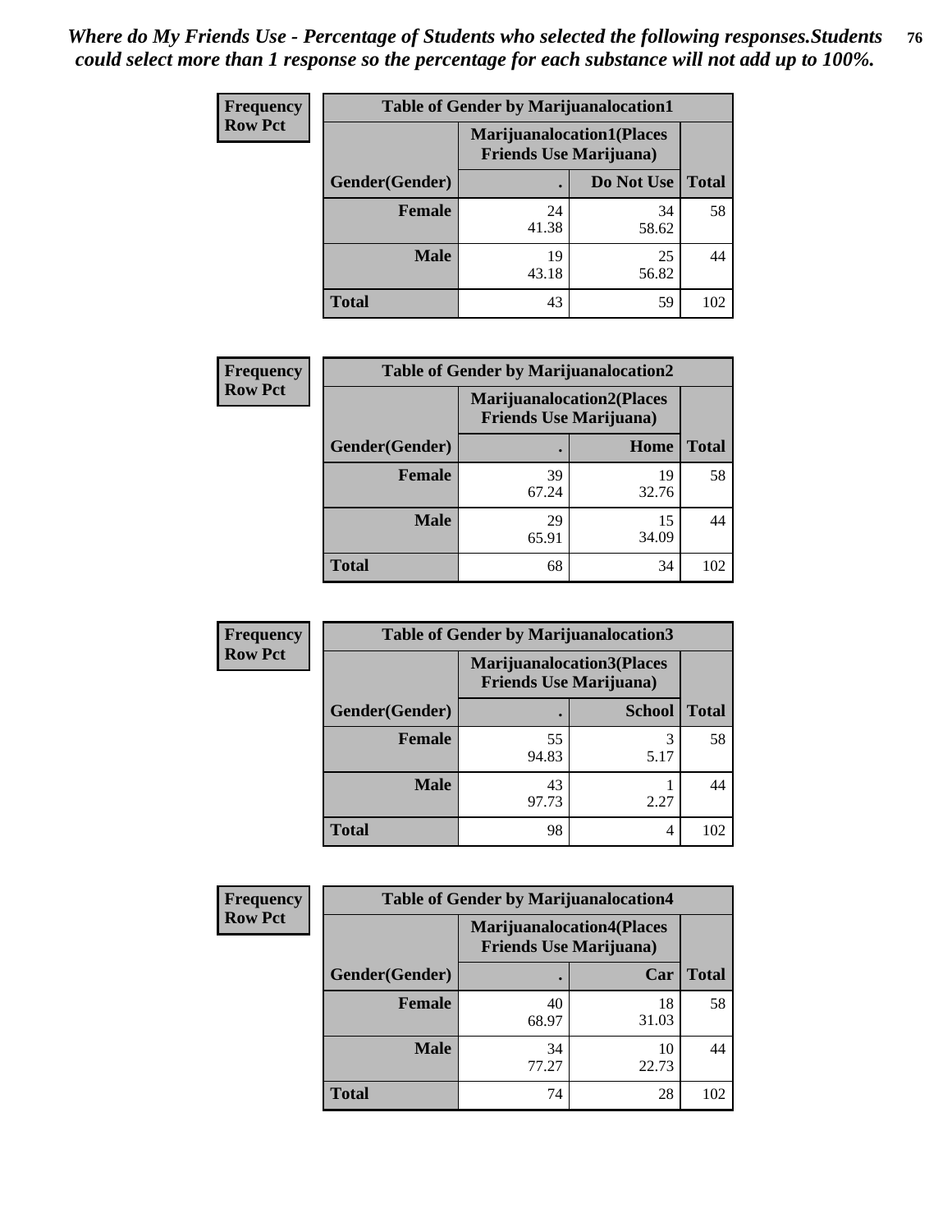*Where do My Friends Use - Percentage of Students who selected the following responses.Students could select more than 1 response so the percentage for each substance will not add up to 100%.*

**Frequency**
**Row Pct**

| Table of Gender by Marijuanalocation1 | | | |
|---|---|---|---|
| | Marijuanalocation1(Places Friends Use Marijuana) | | |
| Gender(Gender) | . | Do Not Use | Total |
| Female | 24<br>41.38 | 34<br>58.62 | 58 |
| Male | 19<br>43.18 | 25<br>56.82 | 44 |
| Total | 43 | 59 | 102 |

**Frequency**
**Row Pct**

| Table of Gender by Marijuanalocation2 | | | |
|---|---|---|---|
| | Marijuanalocation2(Places Friends Use Marijuana) | | |
| Gender(Gender) | . | Home | Total |
| Female | 39<br>67.24 | 19<br>32.76 | 58 |
| Male | 29<br>65.91 | 15<br>34.09 | 44 |
| Total | 68 | 34 | 102 |

**Frequency**
**Row Pct**

| Table of Gender by Marijuanalocation3 | | | |
|---|---|---|---|
| | Marijuanalocation3(Places Friends Use Marijuana) | | |
| Gender(Gender) | . | School | Total |
| Female | 55<br>94.83 | 3<br>5.17 | 58 |
| Male | 43<br>97.73 | 1<br>2.27 | 44 |
| Total | 98 | 4 | 102 |

**Frequency**
**Row Pct**

| Table of Gender by Marijuanalocation4 | | | |
|---|---|---|---|
| | Marijuanalocation4(Places Friends Use Marijuana) | | |
| Gender(Gender) | . | Car | Total |
| Female | 40<br>68.97 | 18<br>31.03 | 58 |
| Male | 34<br>77.27 | 10<br>22.73 | 44 |
| Total | 74 | 28 | 102 |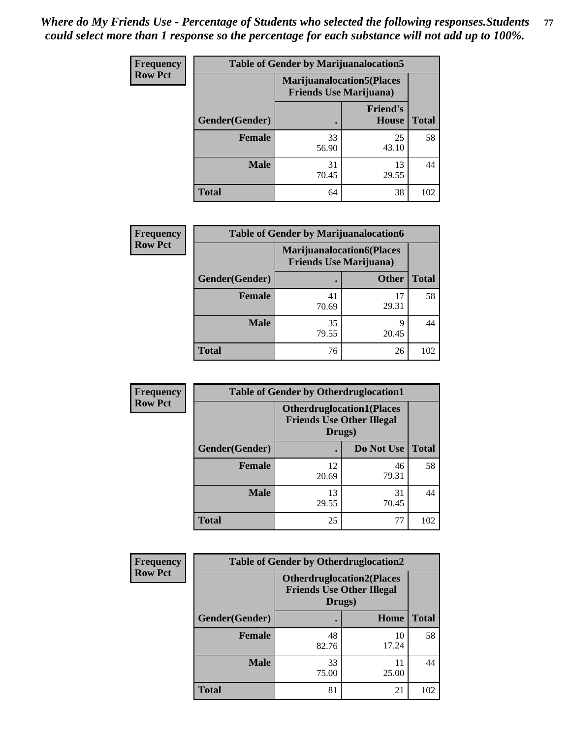*Where do My Friends Use - Percentage of Students who selected the following responses.Students could select more than 1 response so the percentage for each substance will not add up to 100%.*

**Frequency**
**Row Pct**

| Table of Gender by Marijuanalocation5 | | | |
|---|---|---|---|
| | Marijuanalocation5(Places Friends Use Marijuana) | | |
| Gender(Gender) | . | Friend's House | Total |
| **Female** | 33<br>56.90 | 25<br>43.10 | 58 |
| **Male** | 31<br>70.45 | 13<br>29.55 | 44 |
| **Total** | 64 | 38 | 102 |

**Frequency**
**Row Pct**

| Table of Gender by Marijuanalocation6 | | | |
|---|---|---|---|
| | Marijuanalocation6(Places Friends Use Marijuana) | | |
| Gender(Gender) | . | Other | Total |
| **Female** | 41<br>70.69 | 17<br>29.31 | 58 |
| **Male** | 35<br>79.55 | 9<br>20.45 | 44 |
| **Total** | 76 | 26 | 102 |

**Frequency**
**Row Pct**

| Table of Gender by Otherdruglocation1 | | | |
|---|---|---|---|
| | Otherdruglocation1(Places Friends Use Other Illegal Drugs) | | |
| Gender(Gender) | . | Do Not Use | Total |
| **Female** | 12<br>20.69 | 46<br>79.31 | 58 |
| **Male** | 13<br>29.55 | 31<br>70.45 | 44 |
| **Total** | 25 | 77 | 102 |

**Frequency**
**Row Pct**

| Table of Gender by Otherdruglocation2 | | | |
|---|---|---|---|
| | Otherdruglocation2(Places Friends Use Other Illegal Drugs) | | |
| Gender(Gender) | . | Home | Total |
| **Female** | 48<br>82.76 | 10<br>17.24 | 58 |
| **Male** | 33<br>75.00 | 11<br>25.00 | 44 |
| **Total** | 81 | 21 | 102 |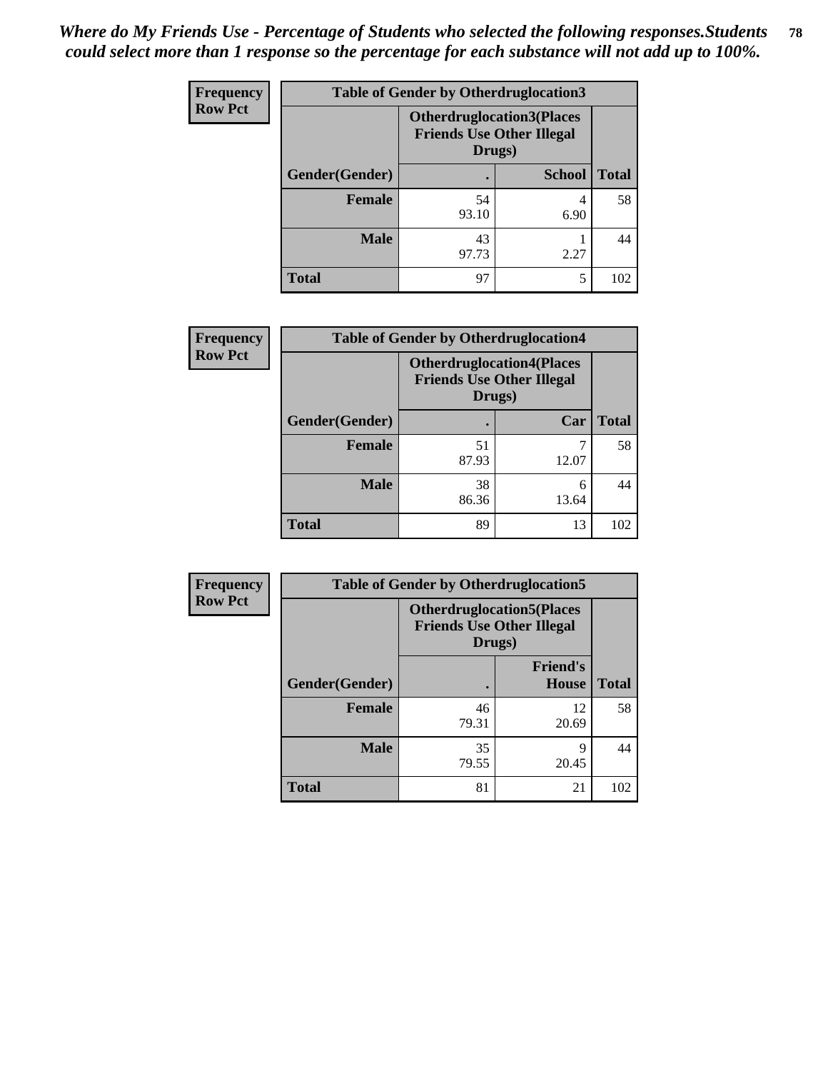*Where do My Friends Use - Percentage of Students who selected the following responses.Students could select more than 1 response so the percentage for each substance will not add up to 100%.*

**Frequency**
**Row Pct**

| Table of Gender by Otherdruglocation3 | | | |
|---|---|---|---|
| | Otherdruglocation3(Places Friends Use Other Illegal Drugs) | | |
| Gender(Gender) | . | School | Total |
| **Female** | 54<br>93.10 | 4<br>6.90 | 58 |
| **Male** | 43<br>97.73 | 1<br>2.27 | 44 |
| **Total** | 97 | 5 | 102 |

**Frequency**
**Row Pct**

| Table of Gender by Otherdruglocation4 | | | |
|---|---|---|---|
| | Otherdruglocation4(Places Friends Use Other Illegal Drugs) | | |
| Gender(Gender) | . | Car | Total |
| **Female** | 51<br>87.93 | 7<br>12.07 | 58 |
| **Male** | 38<br>86.36 | 6<br>13.64 | 44 |
| **Total** | 89 | 13 | 102 |

**Frequency**
**Row Pct**

| Table of Gender by Otherdruglocation5 | | | |
|---|---|---|---|
| | Otherdruglocation5(Places Friends Use Other Illegal Drugs) | | |
| Gender(Gender) | . | Friend's House | Total |
| **Female** | 46<br>79.31 | 12<br>20.69 | 58 |
| **Male** | 35<br>79.55 | 9<br>20.45 | 44 |
| **Total** | 81 | 21 | 102 |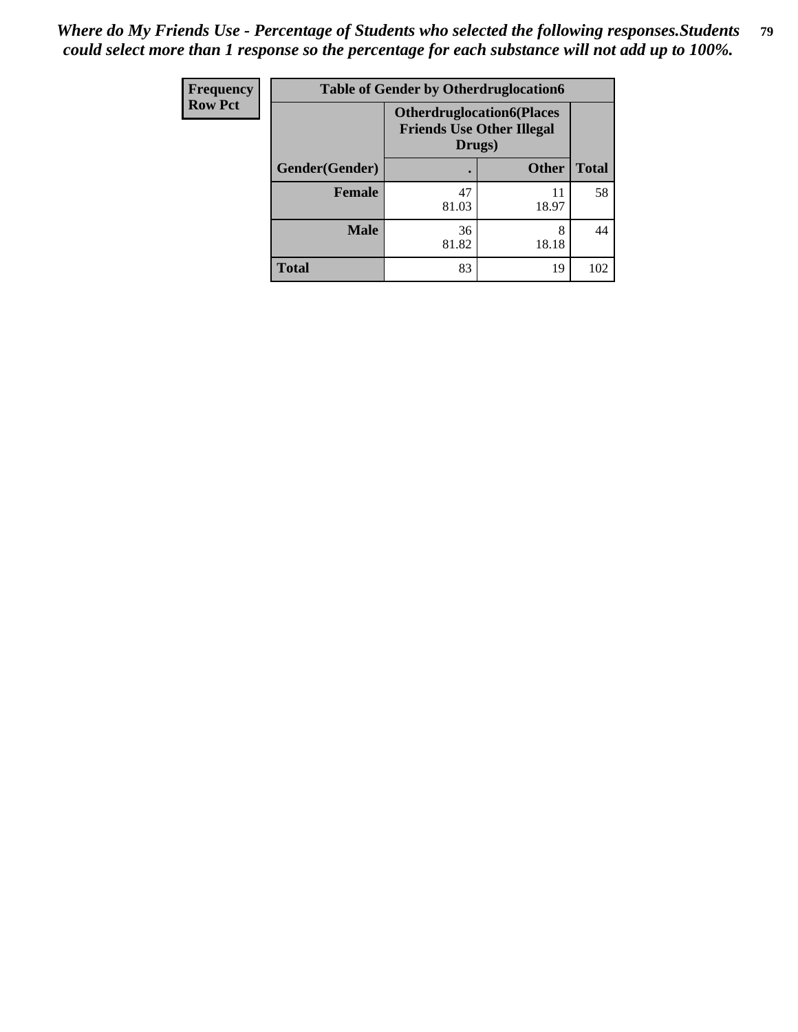*Where do My Friends Use - Percentage of Students who selected the following responses.Students could select more than 1 response so the percentage for each substance will not add up to 100%.*

| Frequency<br>Row Pct | Table of Gender by Otherdruglocation6 | | |
|---|---|---|---|
| | Otherdruglocation6(Places Friends Use Other Illegal Drugs) | | |
| Gender(Gender) | . | Other | Total |
| Female | 47<br>81.03 | 11<br>18.97 | 58 |
| Male | 36<br>81.82 | 8<br>18.18 | 44 |
| Total | 83 | 19 | 102 |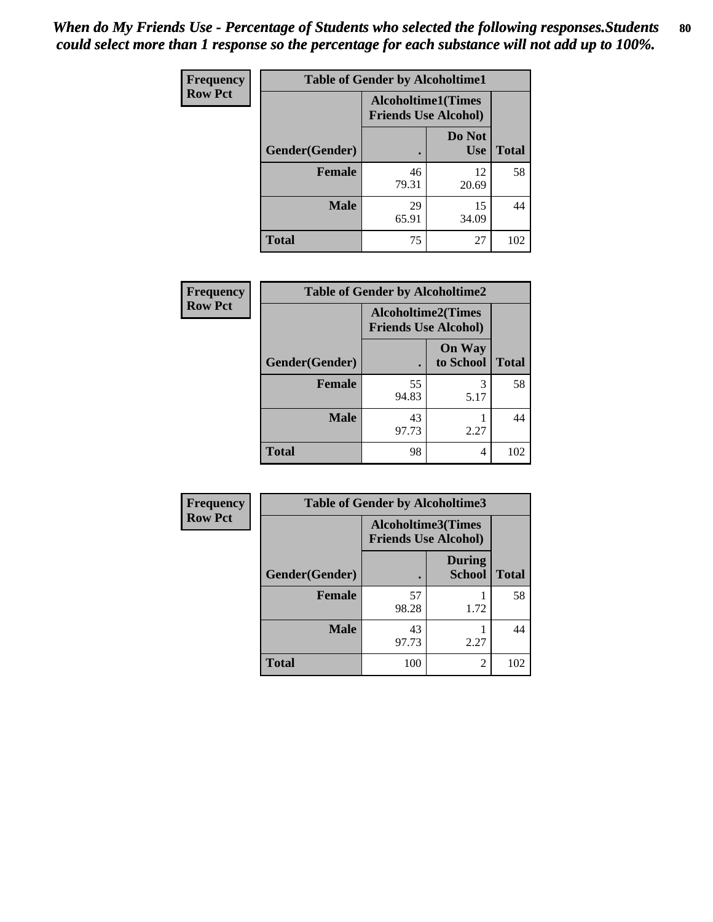*When do My Friends Use - Percentage of Students who selected the following responses.Students could select more than 1 response so the percentage for each substance will not add up to 100%.*

| Frequency Row Pct | Table of Gender by Alcoholtime1 | | |
|---|---|---|---|
| | Alcoholtime1(Times Friends Use Alcohol) | | |
| Gender(Gender) | . | Do Not Use | Total |
| Female | 46<br>79.31 | 12<br>20.69 | 58 |
| Male | 29<br>65.91 | 15<br>34.09 | 44 |
| Total | 75 | 27 | 102 |

| Frequency Row Pct | Table of Gender by Alcoholtime2 | | |
|---|---|---|---|
| | Alcoholtime2(Times Friends Use Alcohol) | | |
| Gender(Gender) | . | On Way to School | Total |
| Female | 55<br>94.83 | 3<br>5.17 | 58 |
| Male | 43<br>97.73 | 1<br>2.27 | 44 |
| Total | 98 | 4 | 102 |

| Frequency Row Pct | Table of Gender by Alcoholtime3 | | |
|---|---|---|---|
| | Alcoholtime3(Times Friends Use Alcohol) | | |
| Gender(Gender) | . | During School | Total |
| Female | 57<br>98.28 | 1<br>1.72 | 58 |
| Male | 43<br>97.73 | 1<br>2.27 | 44 |
| Total | 100 | 2 | 102 |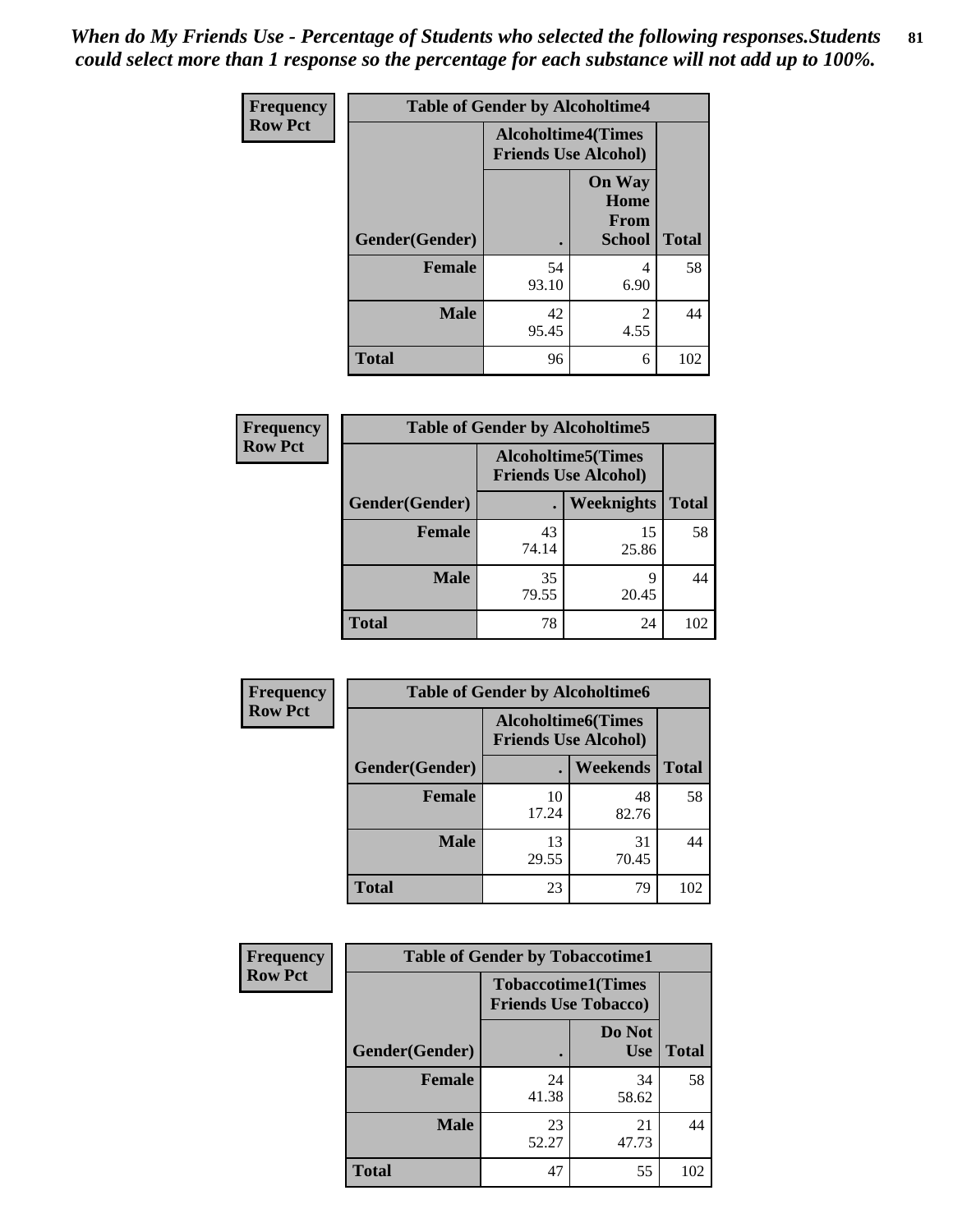*When do My Friends Use - Percentage of Students who selected the following responses.Students could select more than 1 response so the percentage for each substance will not add up to 100%.*

**Frequency Row Pct**

| Table of Gender by Alcoholtime4 | | | |
|---|---|---|---|
| | Alcoholtime4(Times Friends Use Alcohol) | | |
| Gender(Gender) | . | On Way Home From School | Total |
| Female | 54<br>93.10 | 4<br>6.90 | 58 |
| Male | 42<br>95.45 | 2<br>4.55 | 44 |
| Total | 96 | 6 | 102 |

**Frequency Row Pct**

| Table of Gender by Alcoholtime5 | | | |
|---|---|---|---|
| | Alcoholtime5(Times Friends Use Alcohol) | | |
| Gender(Gender) | . | Weeknights | Total |
| Female | 43<br>74.14 | 15<br>25.86 | 58 |
| Male | 35<br>79.55 | 9<br>20.45 | 44 |
| Total | 78 | 24 | 102 |

**Frequency Row Pct**

| Table of Gender by Alcoholtime6 | | | |
|---|---|---|---|
| | Alcoholtime6(Times Friends Use Alcohol) | | |
| Gender(Gender) | . | Weekends | Total |
| Female | 10<br>17.24 | 48<br>82.76 | 58 |
| Male | 13<br>29.55 | 31<br>70.45 | 44 |
| Total | 23 | 79 | 102 |

**Frequency Row Pct**

| Table of Gender by Tobaccotime1 | | | |
|---|---|---|---|
| | Tobaccotime1(Times Friends Use Tobacco) | | |
| Gender(Gender) | . | Do Not Use | Total |
| Female | 24<br>41.38 | 34<br>58.62 | 58 |
| Male | 23<br>52.27 | 21<br>47.73 | 44 |
| Total | 47 | 55 | 102 |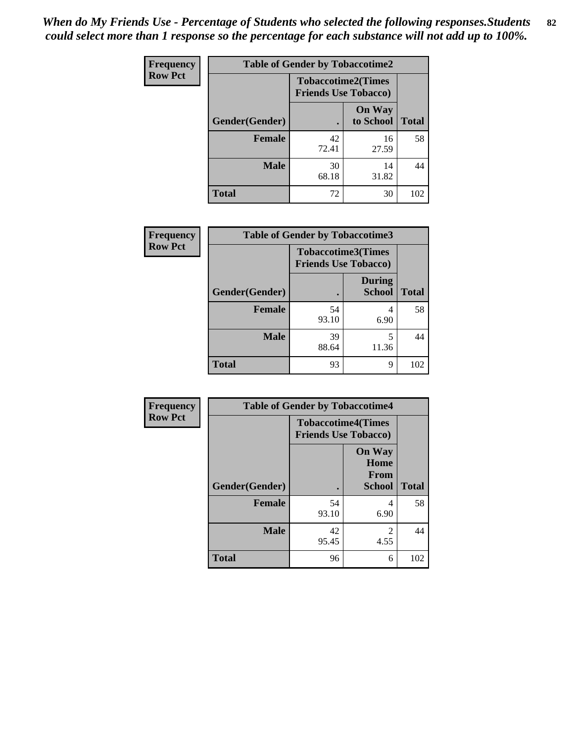*When do My Friends Use - Percentage of Students who selected the following responses.Students could select more than 1 response so the percentage for each substance will not add up to 100%.*

**Frequency**
**Row Pct**

| Table of Gender by Tobaccotime2 | | | |
|---|---|---|---|
| | Tobaccotime2(Times Friends Use Tobacco) | | |
| Gender(Gender) | . | On Way to School | Total |
| **Female** | 42<br>72.41 | 16<br>27.59 | 58 |
| **Male** | 30<br>68.18 | 14<br>31.82 | 44 |
| **Total** | 72 | 30 | 102 |

**Frequency**
**Row Pct**

| Table of Gender by Tobaccotime3 | | | |
|---|---|---|---|
| | Tobaccotime3(Times Friends Use Tobacco) | | |
| Gender(Gender) | . | During School | Total |
| **Female** | 54<br>93.10 | 4<br>6.90 | 58 |
| **Male** | 39<br>88.64 | 5<br>11.36 | 44 |
| **Total** | 93 | 9 | 102 |

**Frequency**
**Row Pct**

| Table of Gender by Tobaccotime4 | | | |
|---|---|---|---|
| | Tobaccotime4(Times Friends Use Tobacco) | | |
| Gender(Gender) | . | On Way Home From School | Total |
| **Female** | 54<br>93.10 | 4<br>6.90 | 58 |
| **Male** | 42<br>95.45 | 2<br>4.55 | 44 |
| **Total** | 96 | 6 | 102 |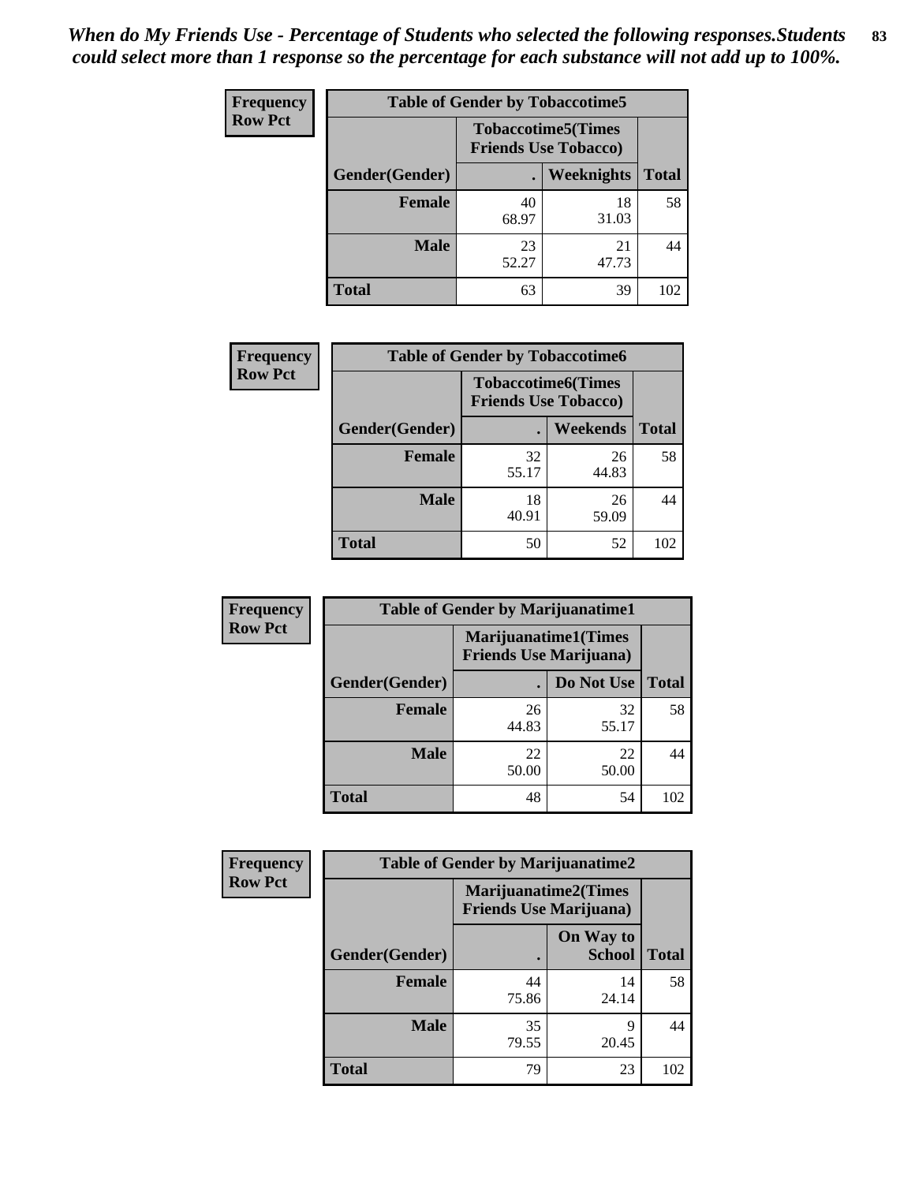*When do My Friends Use - Percentage of Students who selected the following responses.Students could select more than 1 response so the percentage for each substance will not add up to 100%.*

| Frequency Row Pct | Table of Gender by Tobaccotime5 | | |
|---|---|---|---|
| | Tobaccotime5(Times Friends Use Tobacco) | | |
| Gender(Gender) | . | Weeknights | Total |
| Female | 40<br>68.97 | 18<br>31.03 | 58 |
| Male | 23<br>52.27 | 21<br>47.73 | 44 |
| Total | 63 | 39 | 102 |

| Frequency Row Pct | Table of Gender by Tobaccotime6 | | |
|---|---|---|---|
| | Tobaccotime6(Times Friends Use Tobacco) | | |
| Gender(Gender) | . | Weekends | Total |
| Female | 32<br>55.17 | 26<br>44.83 | 58 |
| Male | 18<br>40.91 | 26<br>59.09 | 44 |
| Total | 50 | 52 | 102 |

| Frequency Row Pct | Table of Gender by Marijuanatime1 | | |
|---|---|---|---|
| | Marijuanatime1(Times Friends Use Marijuana) | | |
| Gender(Gender) | . | Do Not Use | Total |
| Female | 26<br>44.83 | 32<br>55.17 | 58 |
| Male | 22<br>50.00 | 22<br>50.00 | 44 |
| Total | 48 | 54 | 102 |

| Frequency Row Pct | Table of Gender by Marijuanatime2 | | |
|---|---|---|---|
| | Marijuanatime2(Times Friends Use Marijuana) | | |
| Gender(Gender) | . | On Way to School | Total |
| Female | 44<br>75.86 | 14<br>24.14 | 58 |
| Male | 35<br>79.55 | 9<br>20.45 | 44 |
| Total | 79 | 23 | 102 |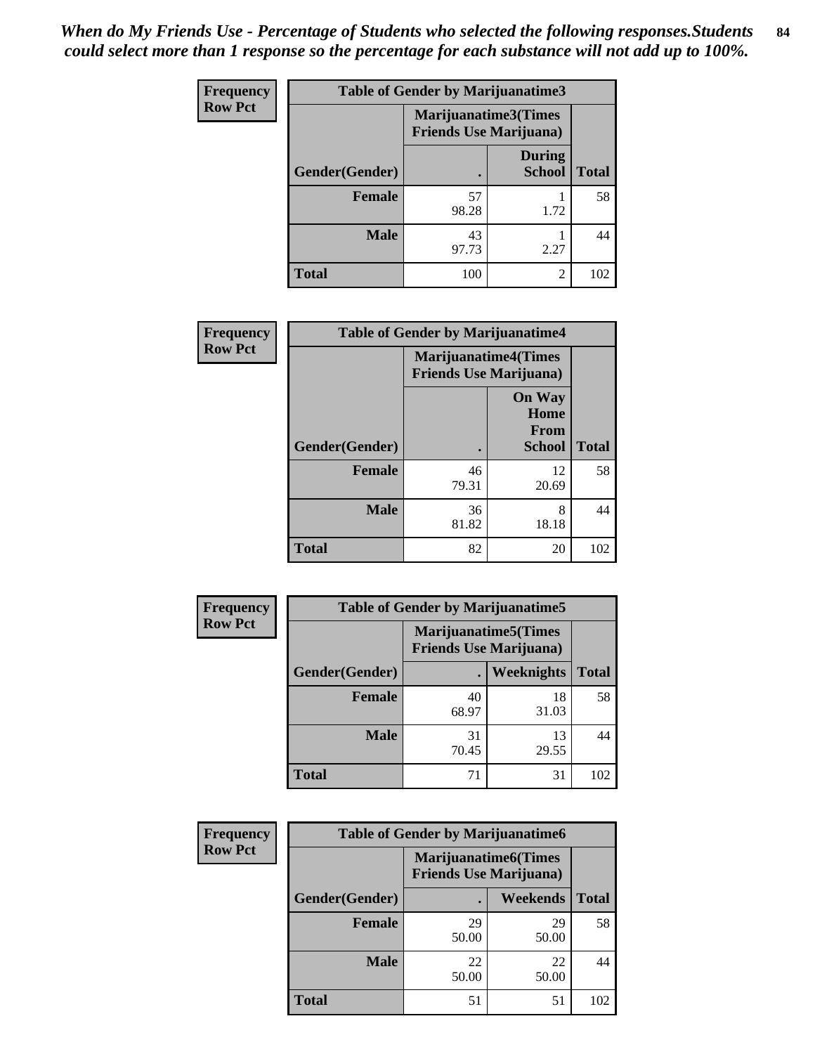*When do My Friends Use - Percentage of Students who selected the following responses.Students could select more than 1 response so the percentage for each substance will not add up to 100%.*

**Frequency Row Pct**

| Table of Gender by Marijuanatime3 | | | |
|---|---|---|---|
| | Marijuanatime3(Times Friends Use Marijuana) | | |
| Gender(Gender) | . | During School | Total |
| Female | 57<br>98.28 | 1<br>1.72 | 58 |
| Male | 43<br>97.73 | 1<br>2.27 | 44 |
| Total | 100 | 2 | 102 |

**Frequency Row Pct**

| Table of Gender by Marijuanatime4 | | | |
|---|---|---|---|
| | Marijuanatime4(Times Friends Use Marijuana) | | |
| Gender(Gender) | . | On Way Home From School | Total |
| Female | 46<br>79.31 | 12<br>20.69 | 58 |
| Male | 36<br>81.82 | 8<br>18.18 | 44 |
| Total | 82 | 20 | 102 |

**Frequency Row Pct**

| Table of Gender by Marijuanatime5 | | | |
|---|---|---|---|
| | Marijuanatime5(Times Friends Use Marijuana) | | |
| Gender(Gender) | . | Weeknights | Total |
| Female | 40<br>68.97 | 18<br>31.03 | 58 |
| Male | 31<br>70.45 | 13<br>29.55 | 44 |
| Total | 71 | 31 | 102 |

**Frequency Row Pct**

| Table of Gender by Marijuanatime6 | | | |
|---|---|---|---|
| | Marijuanatime6(Times Friends Use Marijuana) | | |
| Gender(Gender) | . | Weekends | Total |
| Female | 29<br>50.00 | 29<br>50.00 | 58 |
| Male | 22<br>50.00 | 22<br>50.00 | 44 |
| Total | 51 | 51 | 102 |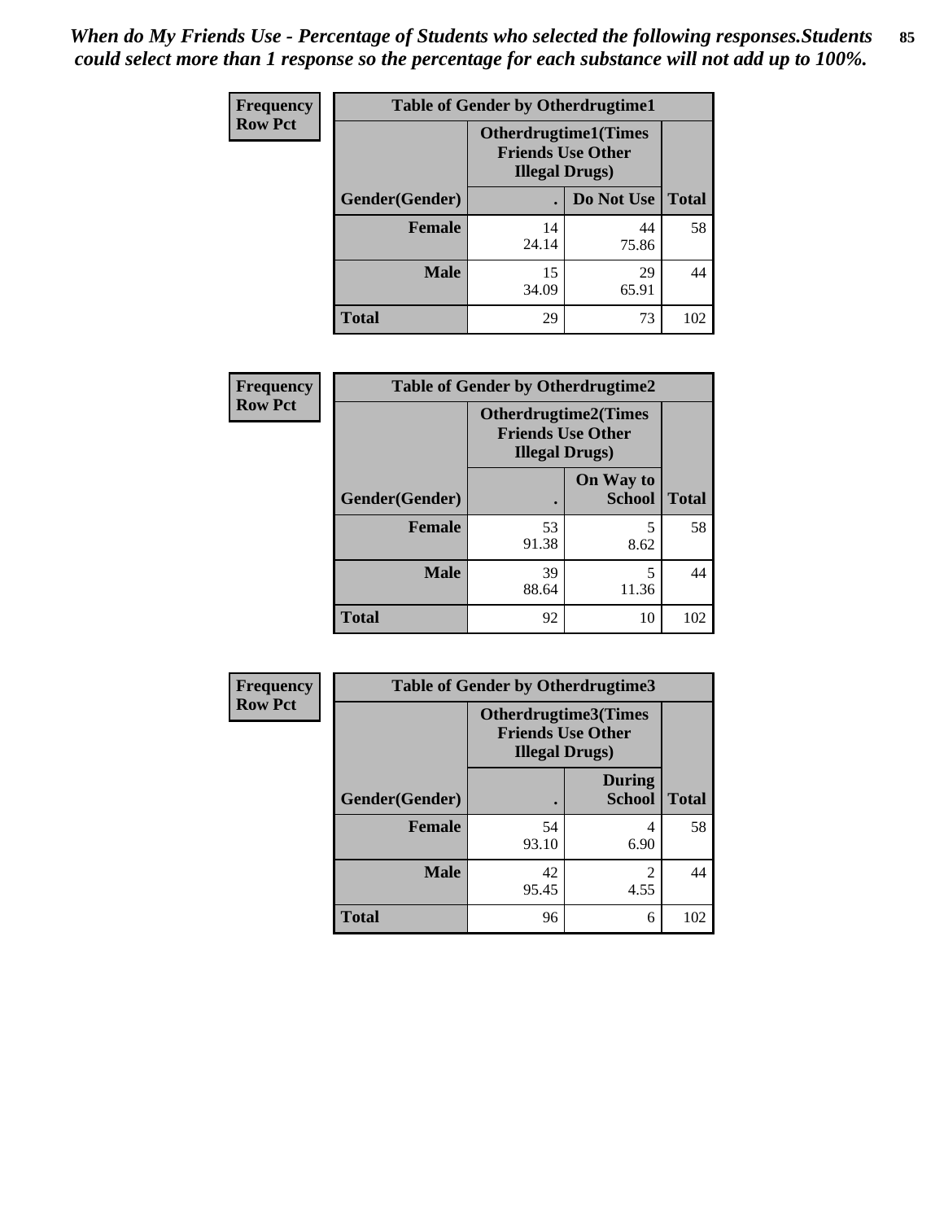*When do My Friends Use - Percentage of Students who selected the following responses.Students could select more than 1 response so the percentage for each substance will not add up to 100%.*

**Frequency**
**Row Pct**

| Table of Gender by Otherdrugtime1 | | | |
|---|---|---|---|
| | Otherdrugtime1(Times Friends Use Other Illegal Drugs) | | |
| Gender(Gender) | . | Do Not Use | Total |
| **Female** | 14<br>24.14 | 44<br>75.86 | 58 |
| **Male** | 15<br>34.09 | 29<br>65.91 | 44 |
| **Total** | 29 | 73 | 102 |

**Frequency**
**Row Pct**

| Table of Gender by Otherdrugtime2 | | | |
|---|---|---|---|
| | Otherdrugtime2(Times Friends Use Other Illegal Drugs) | | |
| Gender(Gender) | . | On Way to School | Total |
| **Female** | 53<br>91.38 | 5<br>8.62 | 58 |
| **Male** | 39<br>88.64 | 5<br>11.36 | 44 |
| **Total** | 92 | 10 | 102 |

**Frequency**
**Row Pct**

| Table of Gender by Otherdrugtime3 | | | |
|---|---|---|---|
| | Otherdrugtime3(Times Friends Use Other Illegal Drugs) | | |
| Gender(Gender) | . | During School | Total |
| **Female** | 54<br>93.10 | 4<br>6.90 | 58 |
| **Male** | 42<br>95.45 | 2<br>4.55 | 44 |
| **Total** | 96 | 6 | 102 |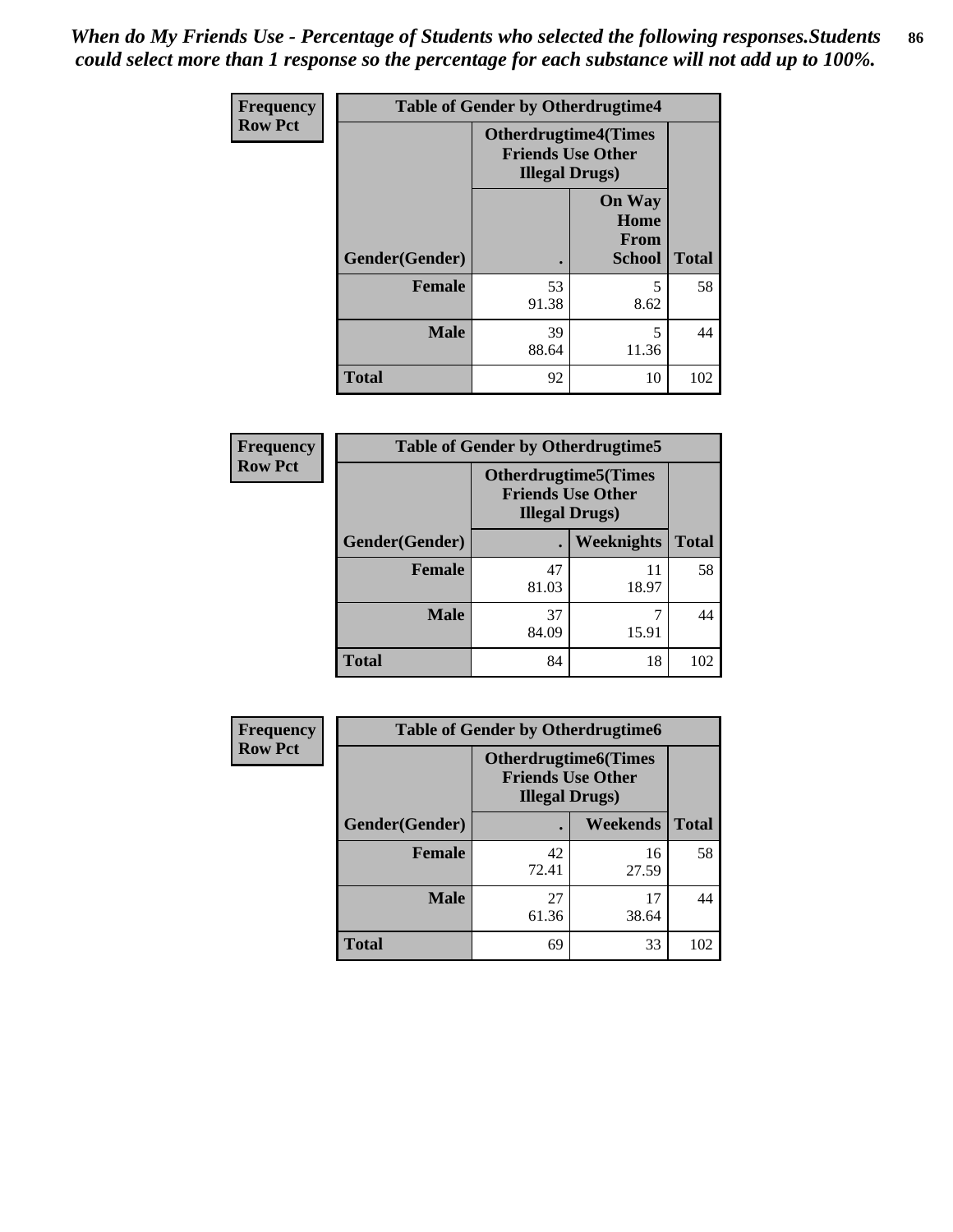*When do My Friends Use - Percentage of Students who selected the following responses.Students could select more than 1 response so the percentage for each substance will not add up to 100%.*

**Frequency**
**Row Pct**

| Table of Gender by Otherdrugtime4 | | | |
|---|---|---|---|
| | Otherdrugtime4(Times Friends Use Other Illegal Drugs) | | |
| Gender(Gender) | . | On Way Home From School | Total |
| Female | 53<br>91.38 | 5<br>8.62 | 58 |
| Male | 39<br>88.64 | 5<br>11.36 | 44 |
| Total | 92 | 10 | 102 |

**Frequency**
**Row Pct**

| Table of Gender by Otherdrugtime5 | | | |
|---|---|---|---|
| | Otherdrugtime5(Times Friends Use Other Illegal Drugs) | | |
| Gender(Gender) | . | Weeknights | Total |
| Female | 47<br>81.03 | 11<br>18.97 | 58 |
| Male | 37<br>84.09 | 7<br>15.91 | 44 |
| Total | 84 | 18 | 102 |

**Frequency**
**Row Pct**

| Table of Gender by Otherdrugtime6 | | | |
|---|---|---|---|
| | Otherdrugtime6(Times Friends Use Other Illegal Drugs) | | |
| Gender(Gender) | . | Weekends | Total |
| Female | 42<br>72.41 | 16<br>27.59 | 58 |
| Male | 27<br>61.36 | 17<br>38.64 | 44 |
| Total | 69 | 33 | 102 |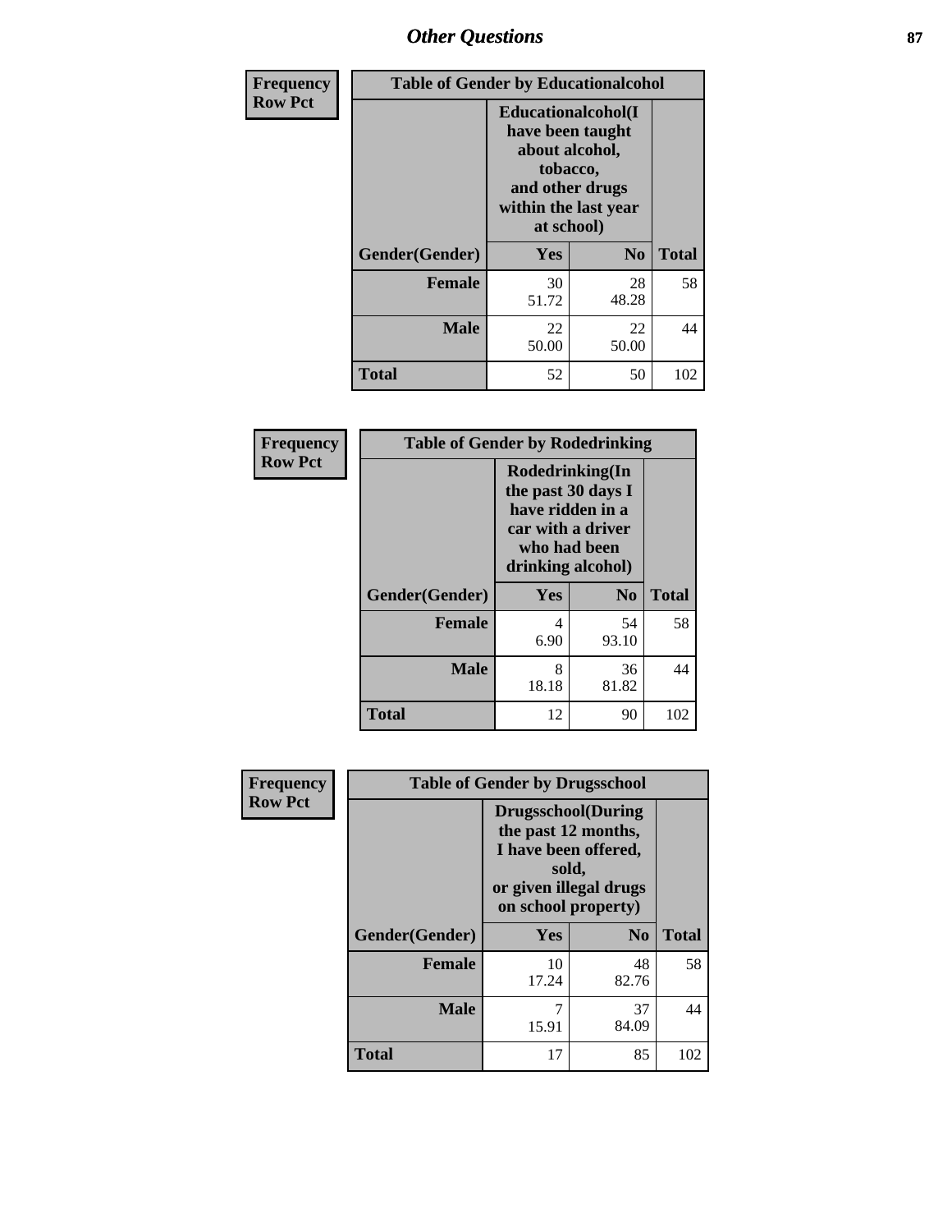## Other Questions

**Frequency Row Pct**

| Table of Gender by Educationalcohol | | | |
|---|---|---|---|
| | Educationalcohol(I have been taught about alcohol, tobacco, and other drugs within the last year at school) | | |
| Gender(Gender) | Yes | No | Total |
| Female | 30<br>51.72 | 28<br>48.28 | 58 |
| Male | 22<br>50.00 | 22<br>50.00 | 44 |
| Total | 52 | 50 | 102 |

**Frequency Row Pct**

| Table of Gender by Rodedrinking | | | |
|---|---|---|---|
| | Rodedrinking(In the past 30 days I have ridden in a car with a driver who had been drinking alcohol) | | |
| Gender(Gender) | Yes | No | Total |
| Female | 4<br>6.90 | 54<br>93.10 | 58 |
| Male | 8<br>18.18 | 36<br>81.82 | 44 |
| Total | 12 | 90 | 102 |

**Frequency Row Pct**

| Table of Gender by Drugsschool | | | |
|---|---|---|---|
| | Drugsschool(During the past 12 months, I have been offered, sold, or given illegal drugs on school property) | | |
| Gender(Gender) | Yes | No | Total |
| Female | 10<br>17.24 | 48<br>82.76 | 58 |
| Male | 7<br>15.91 | 37<br>84.09 | 44 |
| Total | 17 | 85 | 102 |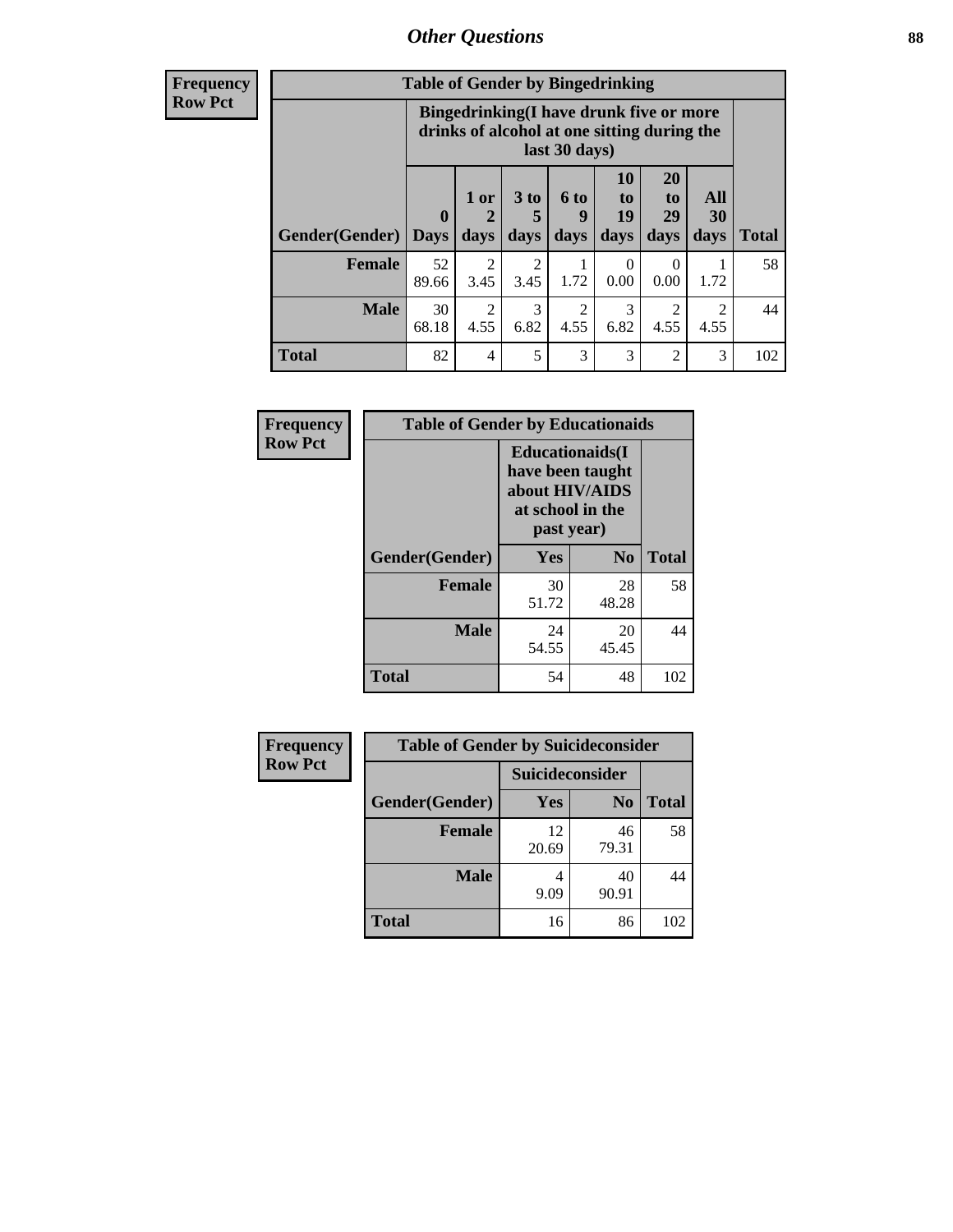## Other Questions

**Frequency**
**Row Pct**

| Table of Gender by Bingedrinking | | | | | | | | |
|---|---|---|---|---|---|---|---|---|
| | Bingedrinking(I have drunk five or more drinks of alcohol at one sitting during the last 30 days) | | | | | | | |
| Gender(Gender) | 0 Days | 1 or 2 days | 3 to 5 days | 6 to 9 days | 10 to 19 days | 20 to 29 days | All 30 days | Total |
| **Female** | 52<br>89.66 | 2<br>3.45 | 2<br>3.45 | 1<br>1.72 | 0<br>0.00 | 0<br>0.00 | 1<br>1.72 | 58 |
| **Male** | 30<br>68.18 | 2<br>4.55 | 3<br>6.82 | 2<br>4.55 | 3<br>6.82 | 2<br>4.55 | 2<br>4.55 | 44 |
| **Total** | 82 | 4 | 5 | 3 | 3 | 2 | 3 | 102 |

**Frequency**
**Row Pct**

| Table of Gender by Educationaids | | | |
|---|---|---|---|
| | Educationaids(I have been taught about HIV/AIDS at school in the past year) | | |
| Gender(Gender) | Yes | No | Total |
| **Female** | 30<br>51.72 | 28<br>48.28 | 58 |
| **Male** | 24<br>54.55 | 20<br>45.45 | 44 |
| **Total** | 54 | 48 | 102 |

**Frequency**
**Row Pct**

| Table of Gender by Suicideconsider | | | |
|---|---|---|---|
| | Suicideconsider | | |
| Gender(Gender) | Yes | No | Total |
| **Female** | 12<br>20.69 | 46<br>79.31 | 58 |
| **Male** | 4<br>9.09 | 40<br>90.91 | 44 |
| **Total** | 16 | 86 | 102 |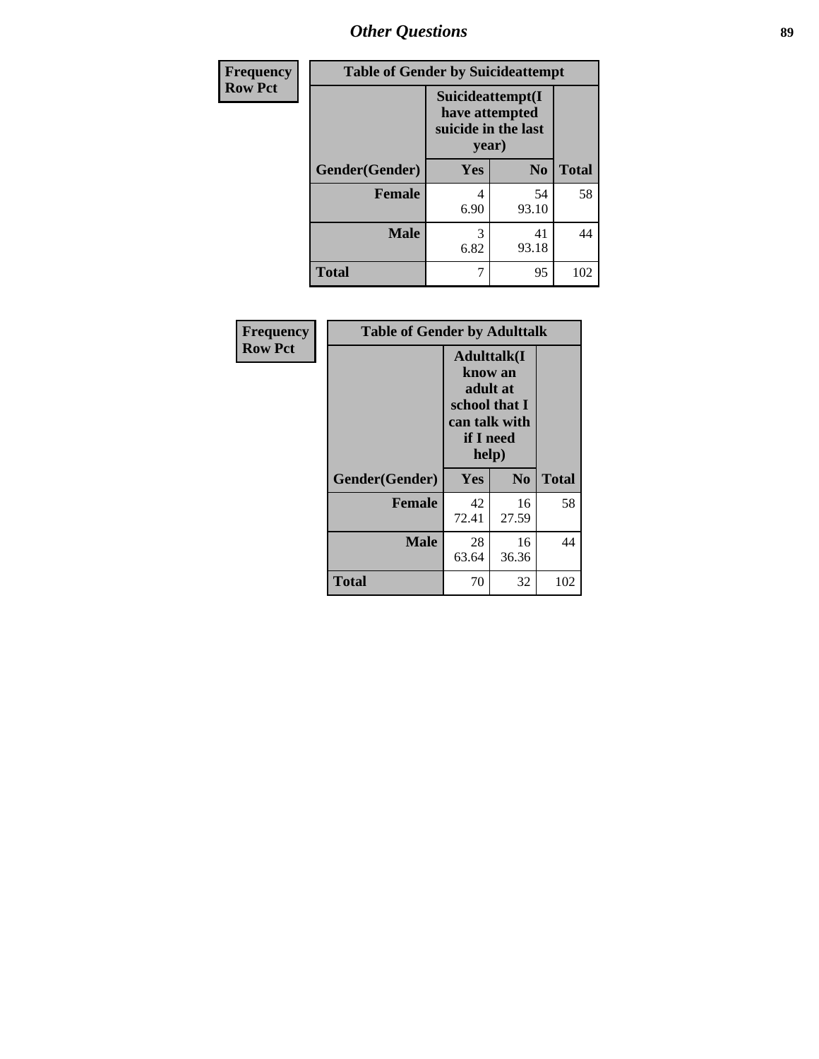## Other Questions

| Frequency<br>Row Pct | Table of Gender by Suicideattempt | | |
|---|---|---|---|
| | Suicideattempt(I have attempted suicide in the last year) | | |
| Gender(Gender) | Yes | No | Total |
| Female | 4<br>6.90 | 54<br>93.10 | 58 |
| Male | 3<br>6.82 | 41<br>93.18 | 44 |
| Total | 7 | 95 | 102 |

| Frequency<br>Row Pct | Table of Gender by Adulttalk | | |
|---|---|---|---|
| | Adulttalk(I know an adult at school that I can talk with if I need help) | | |
| Gender(Gender) | Yes | No | Total |
| Female | 42<br>72.41 | 16<br>27.59 | 58 |
| Male | 28<br>63.64 | 16<br>36.36 | 44 |
| Total | 70 | 32 | 102 |